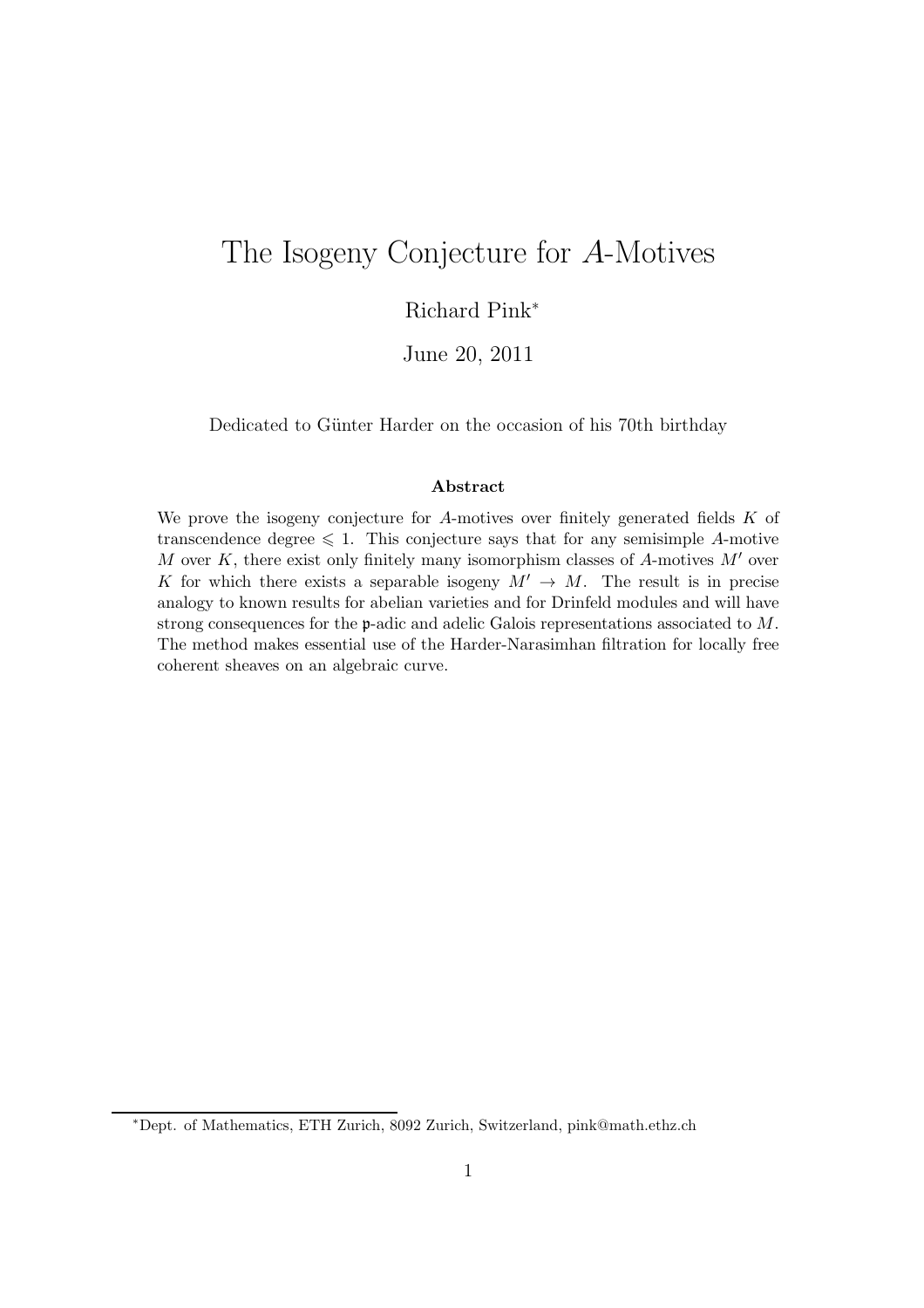# The Isogeny Conjecture for $A$-Motives

Richard Pink[*]

June 20, 2011

Dedicated to Günter Harder on the occasion of his 70th birthday

### Abstract

We prove the isogeny conjecture for $A$-motives over finitely generated fields $K$ of transcendence degree $\leqslant 1$. This conjecture says that for any semisimple $A$-motive $M$ over $K$, there exist only finitely many isomorphism classes of $A$-motives $M'$ over $K$ for which there exists a separable isogeny $M' \to M$. The result is in precise analogy to known results for abelian varieties and for Drinfeld modules and will have strong consequences for the $\mathfrak{p}$-adic and adelic Galois representations associated to $M$. The method makes essential use of the Harder-Narasimhan filtration for locally free coherent sheaves on an algebraic curve.

[*]Dept. of Mathematics, ETH Zurich, 8092 Zurich, Switzerland, pink@math.ethz.ch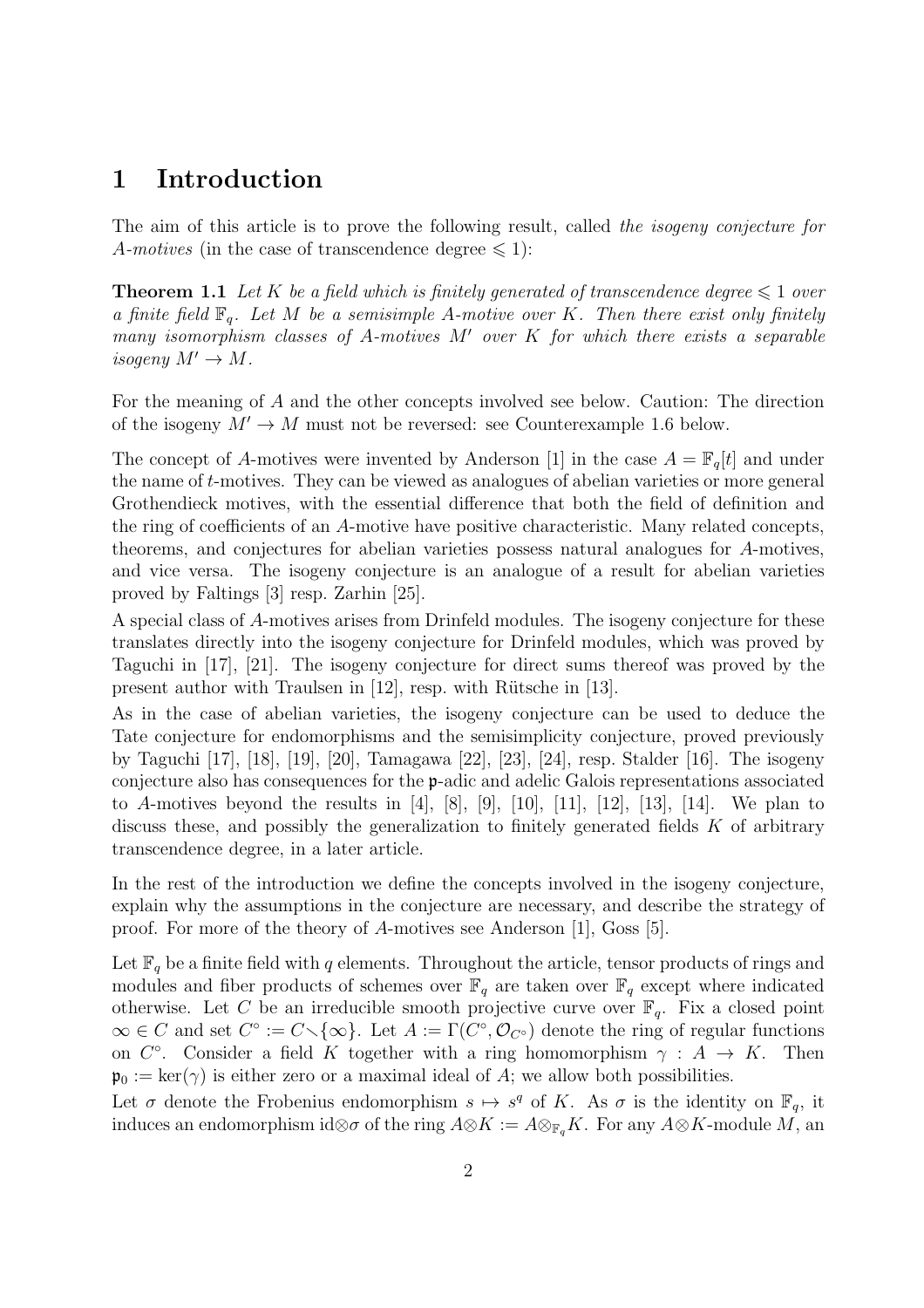# 1 Introduction

The aim of this article is to prove the following result, called *the isogeny conjecture for A-motives* (in the case of transcendence degree $\leqslant 1$):

**Theorem 1.1** *Let $K$ be a field which is finitely generated of transcendence degree $\leqslant 1$ over a finite field $\mathbb{F}_q$. Let $M$ be a semisimple A-motive over $K$. Then there exist only finitely many isomorphism classes of A-motives $M'$ over $K$ for which there exists a separable isogeny $M' \to M$.*

For the meaning of $A$ and the other concepts involved see below. Caution: The direction of the isogeny $M' \to M$ must not be reversed: see Counterexample 1.6 below.

The concept of $A$-motives were invented by Anderson [1] in the case $A = \mathbb{F}_q[t]$ and under the name of $t$-motives. They can be viewed as analogues of abelian varieties or more general Grothendieck motives, with the essential difference that both the field of definition and the ring of coefficients of an $A$-motive have positive characteristic. Many related concepts, theorems, and conjectures for abelian varieties possess natural analogues for $A$-motives, and vice versa. The isogeny conjecture is an analogue of a result for abelian varieties proved by Faltings [3] resp. Zarhin [25].

A special class of $A$-motives arises from Drinfeld modules. The isogeny conjecture for these translates directly into the isogeny conjecture for Drinfeld modules, which was proved by Taguchi in [17], [21]. The isogeny conjecture for direct sums thereof was proved by the present author with Traulsen in [12], resp. with Rütsche in [13].

As in the case of abelian varieties, the isogeny conjecture can be used to deduce the Tate conjecture for endomorphisms and the semisimplicity conjecture, proved previously by Taguchi [17], [18], [19], [20], Tamagawa [22], [23], [24], resp. Stalder [16]. The isogeny conjecture also has consequences for the $\mathfrak{p}$-adic and adelic Galois representations associated to $A$-motives beyond the results in [4], [8], [9], [10], [11], [12], [13], [14]. We plan to discuss these, and possibly the generalization to finitely generated fields $K$ of arbitrary transcendence degree, in a later article.

In the rest of the introduction we define the concepts involved in the isogeny conjecture, explain why the assumptions in the conjecture are necessary, and describe the strategy of proof. For more of the theory of $A$-motives see Anderson [1], Goss [5].

Let $\mathbb{F}_q$ be a finite field with $q$ elements. Throughout the article, tensor products of rings and modules and fiber products of schemes over $\mathbb{F}_q$ are taken over $\mathbb{F}_q$ except where indicated otherwise. Let $C$ be an irreducible smooth projective curve over $\mathbb{F}_q$. Fix a closed point $\infty \in C$ and set $C^\circ := C \smallsetminus \{\infty\}$. Let $A := \Gamma(C^\circ, \mathcal{O}_{C^\circ})$ denote the ring of regular functions on $C^\circ$. Consider a field $K$ together with a ring homomorphism $\gamma : A \to K$. Then $\mathfrak{p}_0 := \ker(\gamma)$ is either zero or a maximal ideal of $A$; we allow both possibilities.

Let $\sigma$ denote the Frobenius endomorphism $s \mapsto s^q$ of $K$. As $\sigma$ is the identity on $\mathbb{F}_q$, it induces an endomorphism $\mathrm{id}\otimes\sigma$ of the ring $A\otimes K := A\otimes_{\mathbb{F}_q} K$. For any $A\otimes K$-module $M$, an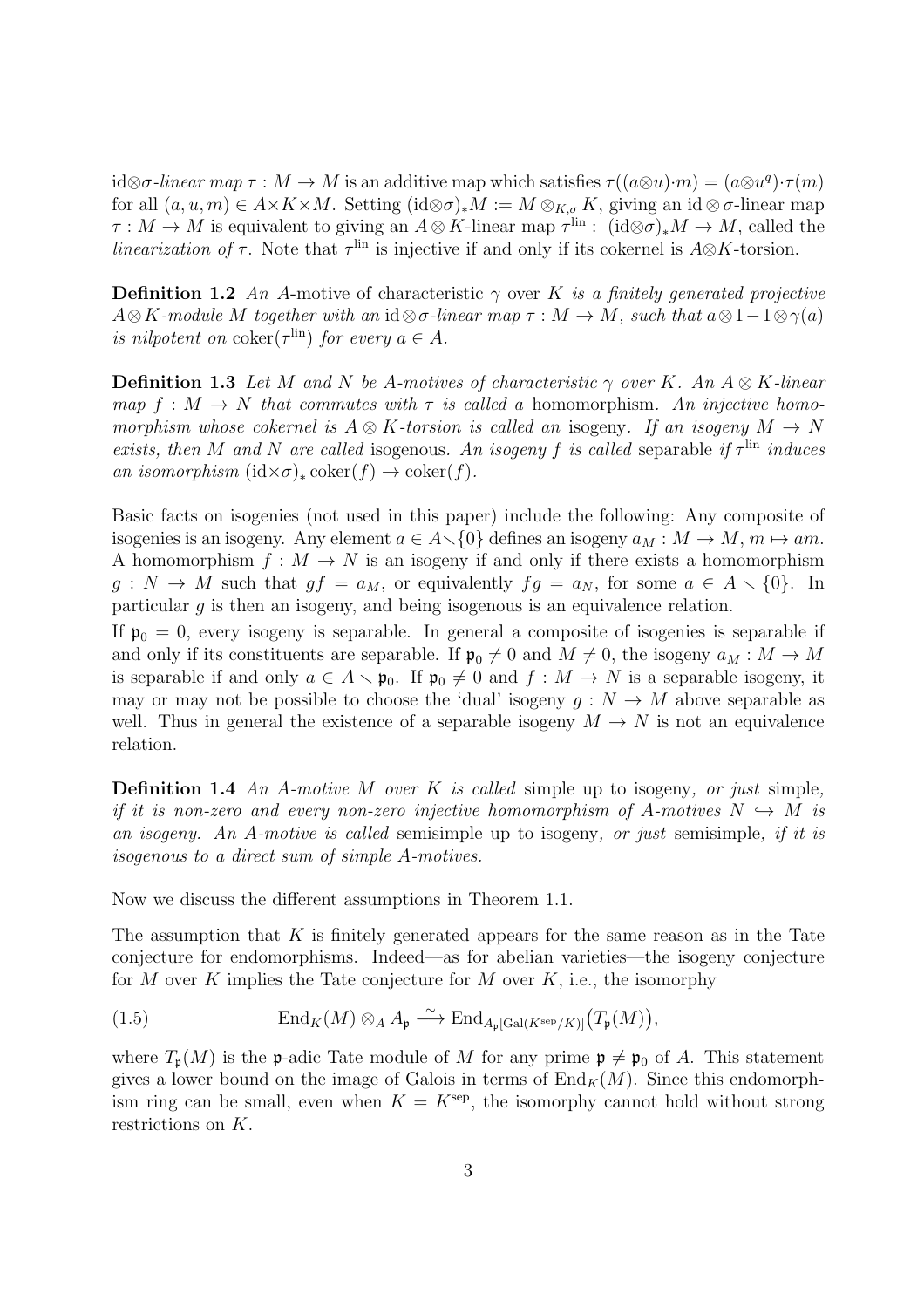$\mathrm{id}\otimes\sigma$*-linear map* $\tau : M \to M$ is an additive map which satisfies $\tau((a\otimes u)\cdot m) = (a\otimes u^q)\cdot\tau(m)$ for all $(a, u, m) \in A\times K\times M$. Setting $(\mathrm{id}\otimes\sigma)_*M := M \otimes_{K,\sigma} K$, giving an $\mathrm{id}\otimes\sigma$-linear map $\tau : M \to M$ is equivalent to giving an $A\otimes K$-linear map $\tau^{\mathrm{lin}} :\ (\mathrm{id}\otimes\sigma)_*M \to M$, called the *linearization of* $\tau$. Note that $\tau^{\mathrm{lin}}$ is injective if and only if its cokernel is $A\otimes K$-torsion.

**Definition 1.2** *An A*-motive *of characteristic* $\gamma$ *over* $K$ *is a finitely generated projective* $A\otimes K$*-module* $M$ *together with an* $\mathrm{id}\otimes\sigma$*-linear map* $\tau : M \to M$*, such that* $a\otimes 1 - 1\otimes\gamma(a)$ *is nilpotent on* $\mathrm{coker}(\tau^{\mathrm{lin}})$ *for every* $a \in A$*.*

**Definition 1.3** *Let* $M$ *and* $N$ *be A-motives of characteristic* $\gamma$ *over* $K$*. An* $A\otimes K$*-linear map* $f : M \to N$ *that commutes with* $\tau$ *is called a* homomorphism*. An injective homomorphism whose cokernel is* $A\otimes K$*-torsion is called an* isogeny*. If an isogeny* $M \to N$ *exists, then* $M$ *and* $N$ *are called* isogenous*. An isogeny* $f$ *is called* separable *if* $\tau^{\mathrm{lin}}$ *induces an isomorphism* $(\mathrm{id}\times\sigma)_*\,\mathrm{coker}(f) \to \mathrm{coker}(f)$*.*

Basic facts on isogenies (not used in this paper) include the following: Any composite of isogenies is an isogeny. Any element $a \in A\smallsetminus\{0\}$ defines an isogeny $a_M : M \to M$, $m \mapsto am$. A homomorphism $f : M \to N$ is an isogeny if and only if there exists a homomorphism $g : N \to M$ such that $gf = a_M$, or equivalently $fg = a_N$, for some $a \in A \smallsetminus \{0\}$. In particular $g$ is then an isogeny, and being isogenous is an equivalence relation.

If $\mathfrak{p}_0 = 0$, every isogeny is separable. In general a composite of isogenies is separable if and only if its constituents are separable. If $\mathfrak{p}_0 \neq 0$ and $M \neq 0$, the isogeny $a_M : M \to M$ is separable if and only $a \in A \smallsetminus \mathfrak{p}_0$. If $\mathfrak{p}_0 \neq 0$ and $f : M \to N$ is a separable isogeny, it may or may not be possible to choose the 'dual' isogeny $g : N \to M$ above separable as well. Thus in general the existence of a separable isogeny $M \to N$ is not an equivalence relation.

**Definition 1.4** *An A-motive* $M$ *over* $K$ *is called* simple up to isogeny*, or just* simple*, if it is non-zero and every non-zero injective homomorphism of A-motives* $N \hookrightarrow M$ *is an isogeny. An A-motive is called* semisimple up to isogeny*, or just* semisimple*, if it is isogenous to a direct sum of simple A-motives.*

Now we discuss the different assumptions in Theorem 1.1.

The assumption that $K$ is finitely generated appears for the same reason as in the Tate conjecture for endomorphisms. Indeed—as for abelian varieties—the isogeny conjecture for $M$ over $K$ implies the Tate conjecture for $M$ over $K$, i.e., the isomorphy

$$\mathrm{End}_K(M) \otimes_A A_{\mathfrak{p}} \xrightarrow{\ \sim\ } \mathrm{End}_{A_{\mathfrak{p}}[\mathrm{Gal}(K^{\mathrm{sep}}/K)]}\big(T_{\mathfrak{p}}(M)\big), \tag{1.5}$$

where $T_{\mathfrak{p}}(M)$ is the $\mathfrak{p}$-adic Tate module of $M$ for any prime $\mathfrak{p} \neq \mathfrak{p}_0$ of $A$. This statement gives a lower bound on the image of Galois in terms of $\mathrm{End}_K(M)$. Since this endomorphism ring can be small, even when $K = K^{\mathrm{sep}}$, the isomorphy cannot hold without strong restrictions on $K$.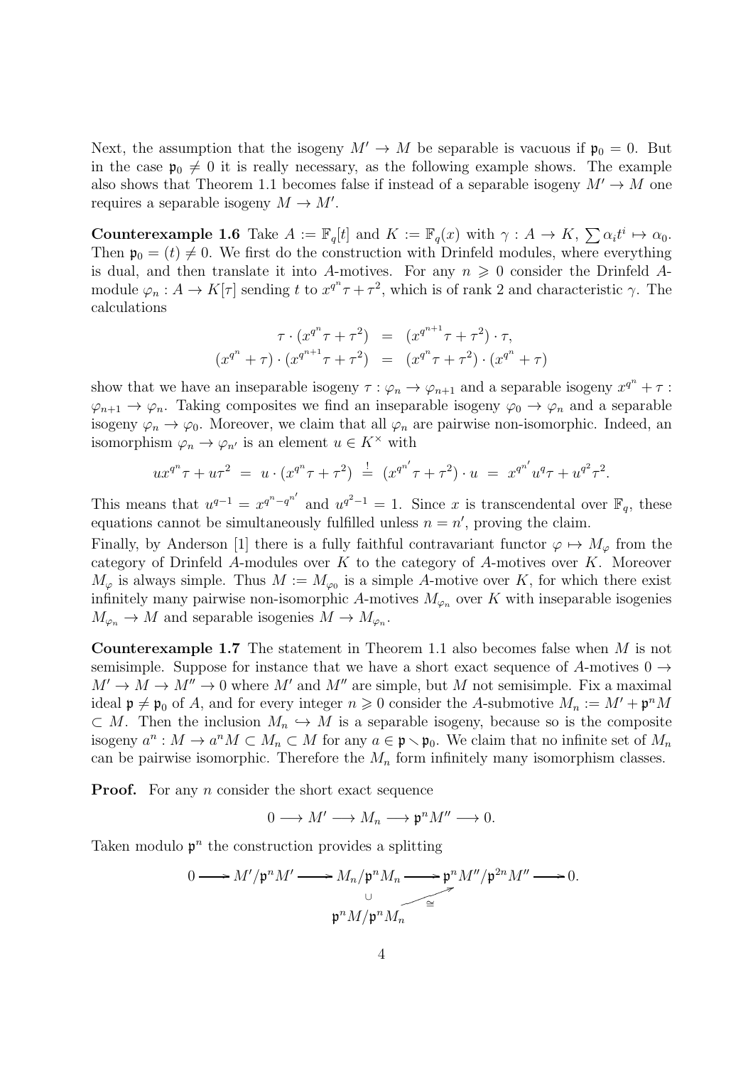Next, the assumption that the isogeny $M' \to M$ be separable is vacuous if $\mathfrak{p}_0 = 0$. But in the case $\mathfrak{p}_0 \neq 0$ it is really necessary, as the following example shows. The example also shows that Theorem 1.1 becomes false if instead of a separable isogeny $M' \to M$ one requires a separable isogeny $M \to M'$.

**Counterexample 1.6** Take $A := \mathbb{F}_q[t]$ and $K := \mathbb{F}_q(x)$ with $\gamma : A \to K$, $\sum \alpha_i t^i \mapsto \alpha_0$. Then $\mathfrak{p}_0 = (t) \neq 0$. We first do the construction with Drinfeld modules, where everything is dual, and then translate it into $A$-motives. For any $n \geqslant 0$ consider the Drinfeld $A$-module $\varphi_n : A \to K[\tau]$ sending $t$ to $x^{q^n}\tau + \tau^2$, which is of rank 2 and characteristic $\gamma$. The calculations

$$
\begin{aligned}
\tau \cdot (x^{q^n}\tau + \tau^2) &= (x^{q^{n+1}}\tau + \tau^2) \cdot \tau, \\
(x^{q^n} + \tau) \cdot (x^{q^{n+1}}\tau + \tau^2) &= (x^{q^n}\tau + \tau^2) \cdot (x^{q^n} + \tau)
\end{aligned}
$$

show that we have an inseparable isogeny $\tau : \varphi_n \to \varphi_{n+1}$ and a separable isogeny $x^{q^n} + \tau : \varphi_{n+1} \to \varphi_n$. Taking composites we find an inseparable isogeny $\varphi_0 \to \varphi_n$ and a separable isogeny $\varphi_n \to \varphi_0$. Moreover, we claim that all $\varphi_n$ are pairwise non-isomorphic. Indeed, an isomorphism $\varphi_n \to \varphi_{n'}$ is an element $u \in K^\times$ with

$$
ux^{q^n}\tau + u\tau^2 \;=\; u \cdot (x^{q^n}\tau + \tau^2) \;\stackrel{!}{=}\; (x^{q^{n'}}\tau + \tau^2) \cdot u \;=\; x^{q^{n'}}u^q\tau + u^{q^2}\tau^2.
$$

This means that $u^{q-1} = x^{q^n - q^{n'}}$ and $u^{q^2-1} = 1$. Since $x$ is transcendental over $\mathbb{F}_q$, these equations cannot be simultaneously fulfilled unless $n = n'$, proving the claim.

Finally, by Anderson [1] there is a fully faithful contravariant functor $\varphi \mapsto M_\varphi$ from the category of Drinfeld $A$-modules over $K$ to the category of $A$-motives over $K$. Moreover $M_\varphi$ is always simple. Thus $M := M_{\varphi_0}$ is a simple $A$-motive over $K$, for which there exist infinitely many pairwise non-isomorphic $A$-motives $M_{\varphi_n}$ over $K$ with inseparable isogenies $M_{\varphi_n} \to M$ and separable isogenies $M \to M_{\varphi_n}$.

**Counterexample 1.7** The statement in Theorem 1.1 also becomes false when $M$ is not semisimple. Suppose for instance that we have a short exact sequence of $A$-motives $0 \to M' \to M \to M'' \to 0$ where $M'$ and $M''$ are simple, but $M$ not semisimple. Fix a maximal ideal $\mathfrak{p} \neq \mathfrak{p}_0$ of $A$, and for every integer $n \geqslant 0$ consider the $A$-submotive $M_n := M' + \mathfrak{p}^n M \subset M$. Then the inclusion $M_n \hookrightarrow M$ is a separable isogeny, because so is the composite isogeny $a^n : M \to a^n M \subset M_n \subset M$ for any $a \in \mathfrak{p} \smallsetminus \mathfrak{p}_0$. We claim that no infinite set of $M_n$ can be pairwise isomorphic. Therefore the $M_n$ form infinitely many isomorphism classes.

**Proof.** For any $n$ consider the short exact sequence

$$
0 \longrightarrow M' \longrightarrow M_n \longrightarrow \mathfrak{p}^n M'' \longrightarrow 0.
$$

Taken modulo $\mathfrak{p}^n$ the construction provides a splitting

$$
\begin{array}{ccccccccc}
0 & \longrightarrow & M'/\mathfrak{p}^n M' & \longrightarrow & M_n/\mathfrak{p}^n M_n & \longrightarrow & \mathfrak{p}^n M''/\mathfrak{p}^{2n} M'' & \longrightarrow & 0. \\
 & & & & \cup & \nearrow_{\cong} & & & \\
 & & & & \mathfrak{p}^n M/\mathfrak{p}^n M_n & & & &
\end{array}
$$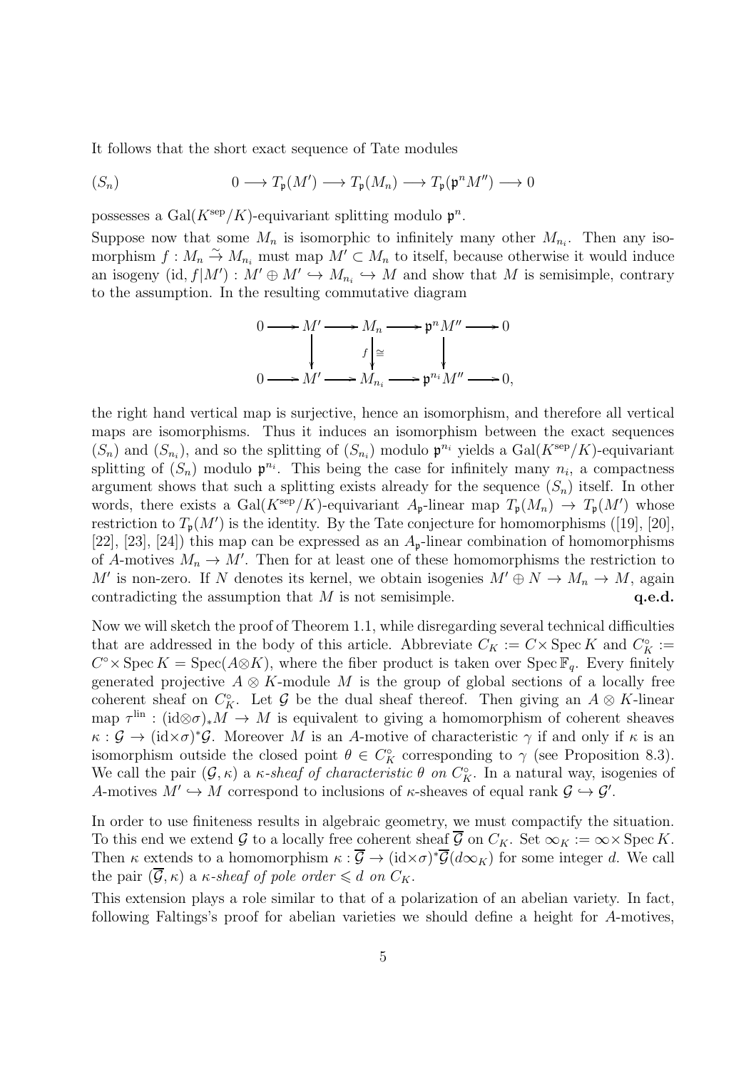It follows that the short exact sequence of Tate modules

$$(S_n) \qquad\qquad 0 \longrightarrow T_{\mathfrak{p}}(M') \longrightarrow T_{\mathfrak{p}}(M_n) \longrightarrow T_{\mathfrak{p}}(\mathfrak{p}^n M'') \longrightarrow 0$$

possesses a $\mathrm{Gal}(K^{\mathrm{sep}}/K)$-equivariant splitting modulo $\mathfrak{p}^n$.

Suppose now that some $M_n$ is isomorphic to infinitely many other $M_{n_i}$. Then any isomorphism $f : M_n \xrightarrow{\sim} M_{n_i}$ must map $M' \subset M_n$ to itself, because otherwise it would induce an isogeny $(\mathrm{id}, f|M') : M' \oplus M' \hookrightarrow M_{n_i} \hookrightarrow M$ and show that $M$ is semisimple, contrary to the assumption. In the resulting commutative diagram

$$\begin{array}{ccccccccc}
0 & \longrightarrow & M' & \longrightarrow & M_n & \longrightarrow & \mathfrak{p}^n M'' & \longrightarrow & 0 \\
 & & \downarrow & & {\scriptstyle f}\downarrow{\scriptstyle \cong} & & \downarrow & & \\
0 & \longrightarrow & M' & \longrightarrow & M_{n_i} & \longrightarrow & \mathfrak{p}^{n_i} M'' & \longrightarrow & 0,
\end{array}$$

the right hand vertical map is surjective, hence an isomorphism, and therefore all vertical maps are isomorphisms. Thus it induces an isomorphism between the exact sequences $(S_n)$ and $(S_{n_i})$, and so the splitting of $(S_{n_i})$ modulo $\mathfrak{p}^{n_i}$ yields a $\mathrm{Gal}(K^{\mathrm{sep}}/K)$-equivariant splitting of $(S_n)$ modulo $\mathfrak{p}^{n_i}$. This being the case for infinitely many $n_i$, a compactness argument shows that such a splitting exists already for the sequence $(S_n)$ itself. In other words, there exists a $\mathrm{Gal}(K^{\mathrm{sep}}/K)$-equivariant $A_{\mathfrak{p}}$-linear map $T_{\mathfrak{p}}(M_n) \to T_{\mathfrak{p}}(M')$ whose restriction to $T_{\mathfrak{p}}(M')$ is the identity. By the Tate conjecture for homomorphisms ([19], [20], [22], [23], [24]) this map can be expressed as an $A_{\mathfrak{p}}$-linear combination of homomorphisms of $A$-motives $M_n \to M'$. Then for at least one of these homomorphisms the restriction to $M'$ is non-zero. If $N$ denotes its kernel, we obtain isogenies $M' \oplus N \to M_n \to M$, again contradicting the assumption that $M$ is not semisimple. **q.e.d.**

Now we will sketch the proof of Theorem 1.1, while disregarding several technical difficulties that are addressed in the body of this article. Abbreviate $C_K := C \times \operatorname{Spec} K$ and $C_K^\circ := C^\circ \times \operatorname{Spec} K = \operatorname{Spec}(A \otimes K)$, where the fiber product is taken over $\operatorname{Spec} \mathbb{F}_q$. Every finitely generated projective $A \otimes K$-module $M$ is the group of global sections of a locally free coherent sheaf on $C_K^\circ$. Let $\mathcal{G}$ be the dual sheaf thereof. Then giving an $A \otimes K$-linear map $\tau^{\mathrm{lin}} : (\mathrm{id} \otimes \sigma)_* M \to M$ is equivalent to giving a homomorphism of coherent sheaves $\kappa : \mathcal{G} \to (\mathrm{id} \times \sigma)^* \mathcal{G}$. Moreover $M$ is an $A$-motive of characteristic $\gamma$ if and only if $\kappa$ is an isomorphism outside the closed point $\theta \in C_K^\circ$ corresponding to $\gamma$ (see Proposition 8.3). We call the pair $(\mathcal{G}, \kappa)$ a *$\kappa$-sheaf of characteristic $\theta$ on $C_K^\circ$*. In a natural way, isogenies of $A$-motives $M' \hookrightarrow M$ correspond to inclusions of $\kappa$-sheaves of equal rank $\mathcal{G} \hookrightarrow \mathcal{G}'$.

In order to use finiteness results in algebraic geometry, we must compactify the situation. To this end we extend $\mathcal{G}$ to a locally free coherent sheaf $\overline{\mathcal{G}}$ on $C_K$. Set $\infty_K := \infty \times \operatorname{Spec} K$. Then $\kappa$ extends to a homomorphism $\kappa : \overline{\mathcal{G}} \to (\mathrm{id} \times \sigma)^* \overline{\mathcal{G}}(d\infty_K)$ for some integer $d$. We call the pair $(\overline{\mathcal{G}}, \kappa)$ a *$\kappa$-sheaf of pole order $\leqslant d$ on $C_K$*.

This extension plays a role similar to that of a polarization of an abelian variety. In fact, following Faltings's proof for abelian varieties we should define a height for $A$-motives,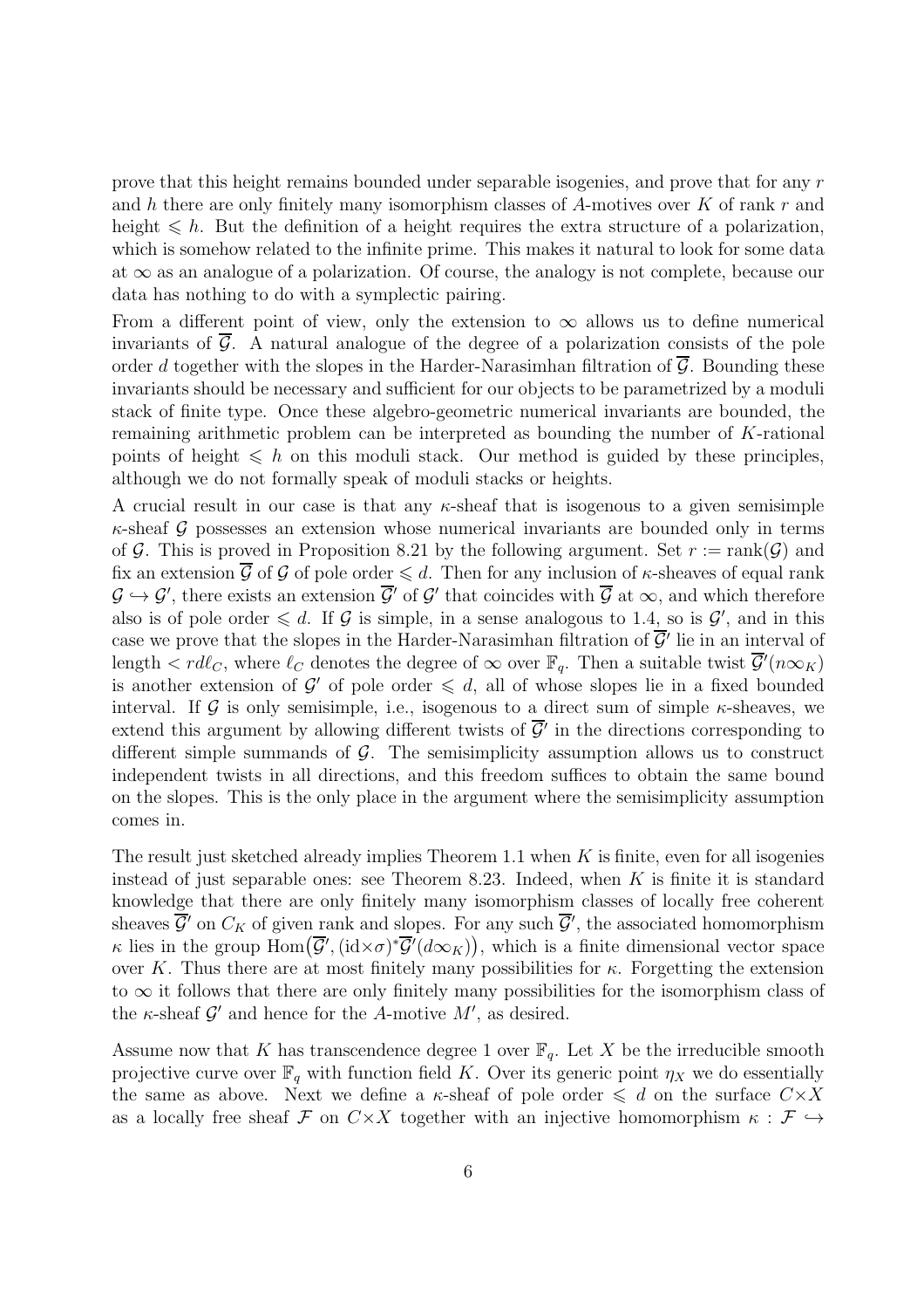prove that this height remains bounded under separable isogenies, and prove that for any $r$ and $h$ there are only finitely many isomorphism classes of $A$-motives over $K$ of rank $r$ and height $\leqslant h$. But the definition of a height requires the extra structure of a polarization, which is somehow related to the infinite prime. This makes it natural to look for some data at $\infty$ as an analogue of a polarization. Of course, the analogy is not complete, because our data has nothing to do with a symplectic pairing.

From a different point of view, only the extension to $\infty$ allows us to define numerical invariants of $\overline{\mathcal{G}}$. A natural analogue of the degree of a polarization consists of the pole order $d$ together with the slopes in the Harder-Narasimhan filtration of $\overline{\mathcal{G}}$. Bounding these invariants should be necessary and sufficient for our objects to be parametrized by a moduli stack of finite type. Once these algebro-geometric numerical invariants are bounded, the remaining arithmetic problem can be interpreted as bounding the number of $K$-rational points of height $\leqslant h$ on this moduli stack. Our method is guided by these principles, although we do not formally speak of moduli stacks or heights.

A crucial result in our case is that any $\kappa$-sheaf that is isogenous to a given semisimple $\kappa$-sheaf $\mathcal{G}$ possesses an extension whose numerical invariants are bounded only in terms of $\mathcal{G}$. This is proved in Proposition 8.21 by the following argument. Set $r := \operatorname{rank}(\mathcal{G})$ and fix an extension $\overline{\mathcal{G}}$ of $\mathcal{G}$ of pole order $\leqslant d$. Then for any inclusion of $\kappa$-sheaves of equal rank $\mathcal{G} \hookrightarrow \mathcal{G}'$, there exists an extension $\overline{\mathcal{G}}'$ of $\mathcal{G}'$ that coincides with $\overline{\mathcal{G}}$ at $\infty$, and which therefore also is of pole order $\leqslant d$. If $\mathcal{G}$ is simple, in a sense analogous to 1.4, so is $\mathcal{G}'$, and in this case we prove that the slopes in the Harder-Narasimhan filtration of $\overline{\mathcal{G}}'$ lie in an interval of length $< rd\ell_C$, where $\ell_C$ denotes the degree of $\infty$ over $\mathbb{F}_q$. Then a suitable twist $\overline{\mathcal{G}}'(n\infty_K)$ is another extension of $\mathcal{G}'$ of pole order $\leqslant d$, all of whose slopes lie in a fixed bounded interval. If $\mathcal{G}$ is only semisimple, i.e., isogenous to a direct sum of simple $\kappa$-sheaves, we extend this argument by allowing different twists of $\overline{\mathcal{G}}'$ in the directions corresponding to different simple summands of $\mathcal{G}$. The semisimplicity assumption allows us to construct independent twists in all directions, and this freedom suffices to obtain the same bound on the slopes. This is the only place in the argument where the semisimplicity assumption comes in.

The result just sketched already implies Theorem 1.1 when $K$ is finite, even for all isogenies instead of just separable ones: see Theorem 8.23. Indeed, when $K$ is finite it is standard knowledge that there are only finitely many isomorphism classes of locally free coherent sheaves $\overline{\mathcal{G}}'$ on $C_K$ of given rank and slopes. For any such $\overline{\mathcal{G}}'$, the associated homomorphism $\kappa$ lies in the group $\operatorname{Hom}\big(\overline{\mathcal{G}}', (\mathrm{id}\times\sigma)^*\overline{\mathcal{G}}'(d\infty_K)\big)$, which is a finite dimensional vector space over $K$. Thus there are at most finitely many possibilities for $\kappa$. Forgetting the extension to $\infty$ it follows that there are only finitely many possibilities for the isomorphism class of the $\kappa$-sheaf $\mathcal{G}'$ and hence for the $A$-motive $M'$, as desired.

Assume now that $K$ has transcendence degree 1 over $\mathbb{F}_q$. Let $X$ be the irreducible smooth projective curve over $\mathbb{F}_q$ with function field $K$. Over its generic point $\eta_X$ we do essentially the same as above. Next we define a $\kappa$-sheaf of pole order $\leqslant d$ on the surface $C\times X$ as a locally free sheaf $\mathcal{F}$ on $C\times X$ together with an injective homomorphism $\kappa : \mathcal{F} \hookrightarrow$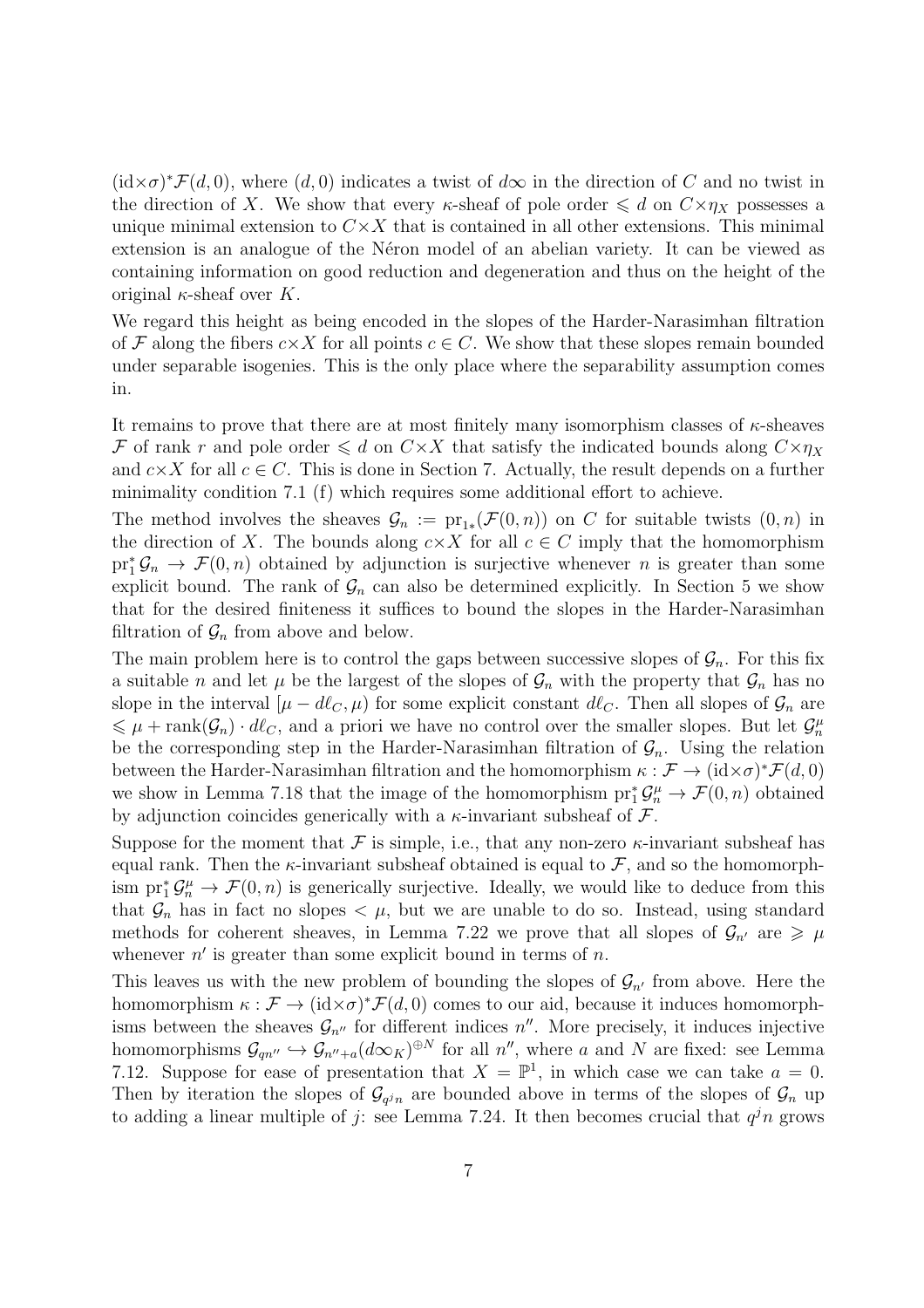$(\mathrm{id}{\times}\sigma)^*\mathcal{F}(d,0)$, where $(d,0)$ indicates a twist of $d\infty$ in the direction of $C$ and no twist in the direction of $X$. We show that every $\kappa$-sheaf of pole order $\leqslant d$ on $C{\times}\eta_X$ possesses a unique minimal extension to $C{\times}X$ that is contained in all other extensions. This minimal extension is an analogue of the Néron model of an abelian variety. It can be viewed as containing information on good reduction and degeneration and thus on the height of the original $\kappa$-sheaf over $K$.

We regard this height as being encoded in the slopes of the Harder-Narasimhan filtration of $\mathcal{F}$ along the fibers $c{\times}X$ for all points $c \in C$. We show that these slopes remain bounded under separable isogenies. This is the only place where the separability assumption comes in.

It remains to prove that there are at most finitely many isomorphism classes of $\kappa$-sheaves $\mathcal{F}$ of rank $r$ and pole order $\leqslant d$ on $C{\times}X$ that satisfy the indicated bounds along $C{\times}\eta_X$ and $c{\times}X$ for all $c \in C$. This is done in Section 7. Actually, the result depends on a further minimality condition 7.1 (f) which requires some additional effort to achieve.

The method involves the sheaves $\mathcal{G}_n := \mathrm{pr}_{1*}(\mathcal{F}(0,n))$ on $C$ for suitable twists $(0,n)$ in the direction of $X$. The bounds along $c{\times}X$ for all $c \in C$ imply that the homomorphism $\mathrm{pr}_1^*\mathcal{G}_n \to \mathcal{F}(0,n)$ obtained by adjunction is surjective whenever $n$ is greater than some explicit bound. The rank of $\mathcal{G}_n$ can also be determined explicitly. In Section 5 we show that for the desired finiteness it suffices to bound the slopes in the Harder-Narasimhan filtration of $\mathcal{G}_n$ from above and below.

The main problem here is to control the gaps between successive slopes of $\mathcal{G}_n$. For this fix a suitable $n$ and let $\mu$ be the largest of the slopes of $\mathcal{G}_n$ with the property that $\mathcal{G}_n$ has no slope in the interval $[\mu - d\ell_C, \mu)$ for some explicit constant $d\ell_C$. Then all slopes of $\mathcal{G}_n$ are $\leqslant \mu + \mathrm{rank}(\mathcal{G}_n)\cdot d\ell_C$, and a priori we have no control over the smaller slopes. But let $\mathcal{G}_n^\mu$ be the corresponding step in the Harder-Narasimhan filtration of $\mathcal{G}_n$. Using the relation between the Harder-Narasimhan filtration and the homomorphism $\kappa : \mathcal{F} \to (\mathrm{id}{\times}\sigma)^*\mathcal{F}(d,0)$ we show in Lemma 7.18 that the image of the homomorphism $\mathrm{pr}_1^*\mathcal{G}_n^\mu \to \mathcal{F}(0,n)$ obtained by adjunction coincides generically with a $\kappa$-invariant subsheaf of $\mathcal{F}$.

Suppose for the moment that $\mathcal{F}$ is simple, i.e., that any non-zero $\kappa$-invariant subsheaf has equal rank. Then the $\kappa$-invariant subsheaf obtained is equal to $\mathcal{F}$, and so the homomorphism $\mathrm{pr}_1^*\mathcal{G}_n^\mu \to \mathcal{F}(0,n)$ is generically surjective. Ideally, we would like to deduce from this that $\mathcal{G}_n$ has in fact no slopes $< \mu$, but we are unable to do so. Instead, using standard methods for coherent sheaves, in Lemma 7.22 we prove that all slopes of $\mathcal{G}_{n'}$ are $\geqslant \mu$ whenever $n'$ is greater than some explicit bound in terms of $n$.

This leaves us with the new problem of bounding the slopes of $\mathcal{G}_{n'}$ from above. Here the homomorphism $\kappa : \mathcal{F} \to (\mathrm{id}{\times}\sigma)^*\mathcal{F}(d,0)$ comes to our aid, because it induces homomorphisms between the sheaves $\mathcal{G}_{n''}$ for different indices $n''$. More precisely, it induces injective homomorphisms $\mathcal{G}_{qn''} \hookrightarrow \mathcal{G}_{n''+a}(d\infty_K)^{\oplus N}$ for all $n''$, where $a$ and $N$ are fixed: see Lemma 7.12. Suppose for ease of presentation that $X = \mathbb{P}^1$, in which case we can take $a = 0$. Then by iteration the slopes of $\mathcal{G}_{q^j n}$ are bounded above in terms of the slopes of $\mathcal{G}_n$ up to adding a linear multiple of $j$: see Lemma 7.24. It then becomes crucial that $q^j n$ grows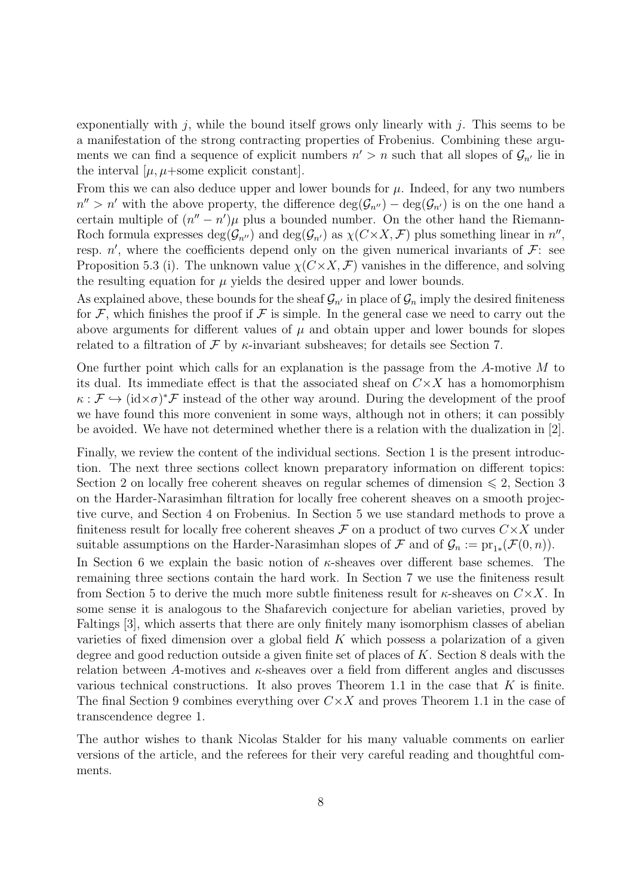exponentially with $j$, while the bound itself grows only linearly with $j$. This seems to be a manifestation of the strong contracting properties of Frobenius. Combining these arguments we can find a sequence of explicit numbers $n' > n$ such that all slopes of $\mathcal{G}_{n'}$ lie in the interval $[\mu, \mu+\text{some explicit constant}]$.

From this we can also deduce upper and lower bounds for $\mu$. Indeed, for any two numbers $n'' > n'$ with the above property, the difference $\deg(\mathcal{G}_{n''}) - \deg(\mathcal{G}_{n'})$ is on the one hand a certain multiple of $(n'' - n')\mu$ plus a bounded number. On the other hand the Riemann-Roch formula expresses $\deg(\mathcal{G}_{n''})$ and $\deg(\mathcal{G}_{n'})$ as $\chi(C{\times}X, \mathcal{F})$ plus something linear in $n''$, resp. $n'$, where the coefficients depend only on the given numerical invariants of $\mathcal{F}$: see Proposition 5.3 (i). The unknown value $\chi(C{\times}X, \mathcal{F})$ vanishes in the difference, and solving the resulting equation for $\mu$ yields the desired upper and lower bounds.

As explained above, these bounds for the sheaf $\mathcal{G}_{n'}$ in place of $\mathcal{G}_n$ imply the desired finiteness for $\mathcal{F}$, which finishes the proof if $\mathcal{F}$ is simple. In the general case we need to carry out the above arguments for different values of $\mu$ and obtain upper and lower bounds for slopes related to a filtration of $\mathcal{F}$ by $\kappa$-invariant subsheaves; for details see Section 7.

One further point which calls for an explanation is the passage from the $A$-motive $M$ to its dual. Its immediate effect is that the associated sheaf on $C{\times}X$ has a homomorphism $\kappa : \mathcal{F} \hookrightarrow (\mathrm{id}{\times}\sigma)^*\mathcal{F}$ instead of the other way around. During the development of the proof we have found this more convenient in some ways, although not in others; it can possibly be avoided. We have not determined whether there is a relation with the dualization in [2].

Finally, we review the content of the individual sections. Section 1 is the present introduction. The next three sections collect known preparatory information on different topics: Section 2 on locally free coherent sheaves on regular schemes of dimension $\leqslant 2$, Section 3 on the Harder-Narasimhan filtration for locally free coherent sheaves on a smooth projective curve, and Section 4 on Frobenius. In Section 5 we use standard methods to prove a finiteness result for locally free coherent sheaves $\mathcal{F}$ on a product of two curves $C{\times}X$ under suitable assumptions on the Harder-Narasimhan slopes of $\mathcal{F}$ and of $\mathcal{G}_n := \mathrm{pr}_{1*}(\mathcal{F}(0, n))$.

In Section 6 we explain the basic notion of $\kappa$-sheaves over different base schemes. The remaining three sections contain the hard work. In Section 7 we use the finiteness result from Section 5 to derive the much more subtle finiteness result for $\kappa$-sheaves on $C{\times}X$. In some sense it is analogous to the Shafarevich conjecture for abelian varieties, proved by Faltings [3], which asserts that there are only finitely many isomorphism classes of abelian varieties of fixed dimension over a global field $K$ which possess a polarization of a given degree and good reduction outside a given finite set of places of $K$. Section 8 deals with the relation between $A$-motives and $\kappa$-sheaves over a field from different angles and discusses various technical constructions. It also proves Theorem 1.1 in the case that $K$ is finite. The final Section 9 combines everything over $C{\times}X$ and proves Theorem 1.1 in the case of transcendence degree 1.

The author wishes to thank Nicolas Stalder for his many valuable comments on earlier versions of the article, and the referees for their very careful reading and thoughtful comments.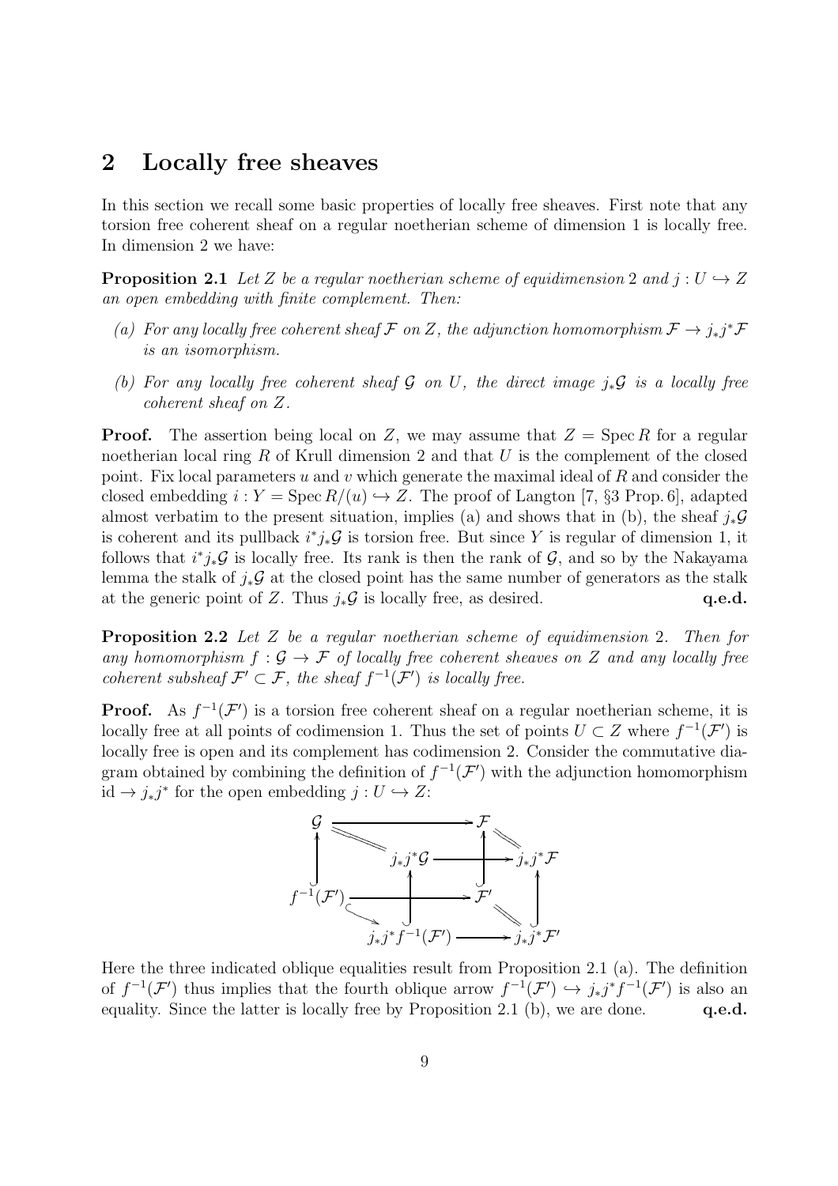## 2 Locally free sheaves

In this section we recall some basic properties of locally free sheaves. First note that any torsion free coherent sheaf on a regular noetherian scheme of dimension 1 is locally free. In dimension 2 we have:

**Proposition 2.1** *Let $Z$ be a regular noetherian scheme of equidimension 2 and $j : U \hookrightarrow Z$ an open embedding with finite complement. Then:*

*(a) For any locally free coherent sheaf $\mathcal{F}$ on $Z$, the adjunction homomorphism $\mathcal{F} \to j_*j^*\mathcal{F}$ is an isomorphism.*

*(b) For any locally free coherent sheaf $\mathcal{G}$ on $U$, the direct image $j_*\mathcal{G}$ is a locally free coherent sheaf on $Z$.*

**Proof.** The assertion being local on $Z$, we may assume that $Z = \operatorname{Spec} R$ for a regular noetherian local ring $R$ of Krull dimension 2 and that $U$ is the complement of the closed point. Fix local parameters $u$ and $v$ which generate the maximal ideal of $R$ and consider the closed embedding $i : Y = \operatorname{Spec} R/(u) \hookrightarrow Z$. The proof of Langton [7, §3 Prop. 6], adapted almost verbatim to the present situation, implies (a) and shows that in (b), the sheaf $j_*\mathcal{G}$ is coherent and its pullback $i^*j_*\mathcal{G}$ is torsion free. But since $Y$ is regular of dimension 1, it follows that $i^*j_*\mathcal{G}$ is locally free. Its rank is then the rank of $\mathcal{G}$, and so by the Nakayama lemma the stalk of $j_*\mathcal{G}$ at the closed point has the same number of generators as the stalk at the generic point of $Z$. Thus $j_*\mathcal{G}$ is locally free, as desired. **q.e.d.**

**Proposition 2.2** *Let $Z$ be a regular noetherian scheme of equidimension 2. Then for any homomorphism $f : \mathcal{G} \to \mathcal{F}$ of locally free coherent sheaves on $Z$ and any locally free coherent subsheaf $\mathcal{F}' \subset \mathcal{F}$, the sheaf $f^{-1}(\mathcal{F}')$ is locally free.*

**Proof.** As $f^{-1}(\mathcal{F}')$ is a torsion free coherent sheaf on a regular noetherian scheme, it is locally free at all points of codimension 1. Thus the set of points $U \subset Z$ where $f^{-1}(\mathcal{F}')$ is locally free is open and its complement has codimension 2. Consider the commutative diagram obtained by combining the definition of $f^{-1}(\mathcal{F}')$ with the adjunction homomorphism $\mathrm{id} \to j_*j^*$ for the open embedding $j : U \hookrightarrow Z$:

$$
\begin{array}{ccccccc}
\mathcal{G} & & \longrightarrow & & \mathcal{F} & & \\
 & \searrow^{=} & & & & \searrow^{=} & \\
 & & j_*j^*\mathcal{G} & \longrightarrow & & & j_*j^*\mathcal{F} \\
\uparrow & & \uparrow & & \uparrow & & \uparrow \\
f^{-1}(\mathcal{F}') & & \longrightarrow & & \mathcal{F}' & & \\
 & \searrow & & & & \searrow^{=} & \\
 & & j_*j^*f^{-1}(\mathcal{F}') & \longrightarrow & & & j_*j^*\mathcal{F}'
\end{array}
$$

Here the three indicated oblique equalities result from Proposition 2.1 (a). The definition of $f^{-1}(\mathcal{F}')$ thus implies that the fourth oblique arrow $f^{-1}(\mathcal{F}') \hookrightarrow j_*j^*f^{-1}(\mathcal{F}')$ is also an equality. Since the latter is locally free by Proposition 2.1 (b), we are done. **q.e.d.**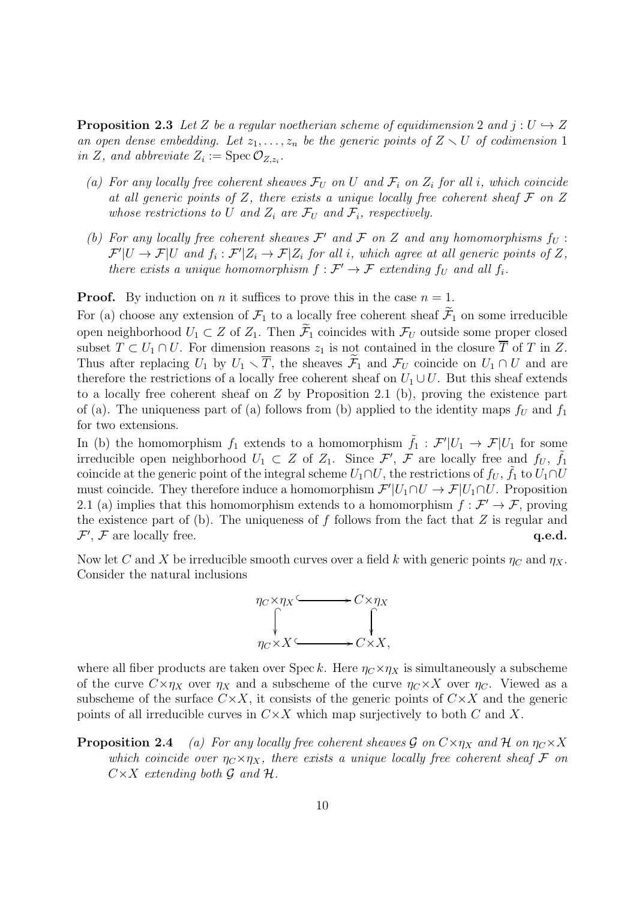**Proposition 2.3** *Let $Z$ be a regular noetherian scheme of equidimension 2 and $j : U \hookrightarrow Z$ an open dense embedding. Let $z_1, \ldots, z_n$ be the generic points of $Z \smallsetminus U$ of codimension 1 in $Z$, and abbreviate $Z_i := \operatorname{Spec} \mathcal{O}_{Z,z_i}$.*

- *(a) For any locally free coherent sheaves $\mathcal{F}_U$ on $U$ and $\mathcal{F}_i$ on $Z_i$ for all $i$, which coincide at all generic points of $Z$, there exists a unique locally free coherent sheaf $\mathcal{F}$ on $Z$ whose restrictions to $U$ and $Z_i$ are $\mathcal{F}_U$ and $\mathcal{F}_i$, respectively.*
- *(b) For any locally free coherent sheaves $\mathcal{F}'$ and $\mathcal{F}$ on $Z$ and any homomorphisms $f_U : \mathcal{F}'|U \to \mathcal{F}|U$ and $f_i : \mathcal{F}'|Z_i \to \mathcal{F}|Z_i$ for all $i$, which agree at all generic points of $Z$, there exists a unique homomorphism $f : \mathcal{F}' \to \mathcal{F}$ extending $f_U$ and all $f_i$.*

**Proof.** By induction on $n$ it suffices to prove this in the case $n = 1$.

For (a) choose any extension of $\mathcal{F}_1$ to a locally free coherent sheaf $\widetilde{\mathcal{F}}_1$ on some irreducible open neighborhood $U_1 \subset Z$ of $Z_1$. Then $\widetilde{\mathcal{F}}_1$ coincides with $\mathcal{F}_U$ outside some proper closed subset $T \subset U_1 \cap U$. For dimension reasons $z_1$ is not contained in the closure $\overline{T}$ of $T$ in $Z$. Thus after replacing $U_1$ by $U_1 \smallsetminus \overline{T}$, the sheaves $\widetilde{\mathcal{F}}_1$ and $\mathcal{F}_U$ coincide on $U_1 \cap U$ and are therefore the restrictions of a locally free coherent sheaf on $U_1 \cup U$. But this sheaf extends to a locally free coherent sheaf on $Z$ by Proposition 2.1 (b), proving the existence part of (a). The uniqueness part of (a) follows from (b) applied to the identity maps $f_U$ and $f_1$ for two extensions.

In (b) the homomorphism $f_1$ extends to a homomorphism $\tilde{f}_1 : \mathcal{F}'|U_1 \to \mathcal{F}|U_1$ for some irreducible open neighborhood $U_1 \subset Z$ of $Z_1$. Since $\mathcal{F}'$, $\mathcal{F}$ are locally free and $f_U$, $\tilde{f}_1$ coincide at the generic point of the integral scheme $U_1 \cap U$, the restrictions of $f_U$, $\tilde{f}_1$ to $U_1 \cap U$ must coincide. They therefore induce a homomorphism $\mathcal{F}'|U_1 \cap U \to \mathcal{F}|U_1 \cap U$. Proposition 2.1 (a) implies that this homomorphism extends to a homomorphism $f : \mathcal{F}' \to \mathcal{F}$, proving the existence part of (b). The uniqueness of $f$ follows from the fact that $Z$ is regular and $\mathcal{F}'$, $\mathcal{F}$ are locally free. **q.e.d.**

Now let $C$ and $X$ be irreducible smooth curves over a field $k$ with generic points $\eta_C$ and $\eta_X$. Consider the natural inclusions

$$\begin{array}{ccc} \eta_C \times \eta_X & \hookrightarrow & C \times \eta_X \\ \downarrow & & \downarrow \\ \eta_C \times X & \hookrightarrow & C \times X, \end{array}$$

where all fiber products are taken over $\operatorname{Spec} k$. Here $\eta_C \times \eta_X$ is simultaneously a subscheme of the curve $C \times \eta_X$ over $\eta_X$ and a subscheme of the curve $\eta_C \times X$ over $\eta_C$. Viewed as a subscheme of the surface $C \times X$, it consists of the generic points of $C \times X$ and the generic points of all irreducible curves in $C \times X$ which map surjectively to both $C$ and $X$.

**Proposition 2.4** *(a) For any locally free coherent sheaves $\mathcal{G}$ on $C \times \eta_X$ and $\mathcal{H}$ on $\eta_C \times X$ which coincide over $\eta_C \times \eta_X$, there exists a unique locally free coherent sheaf $\mathcal{F}$ on $C \times X$ extending both $\mathcal{G}$ and $\mathcal{H}$.*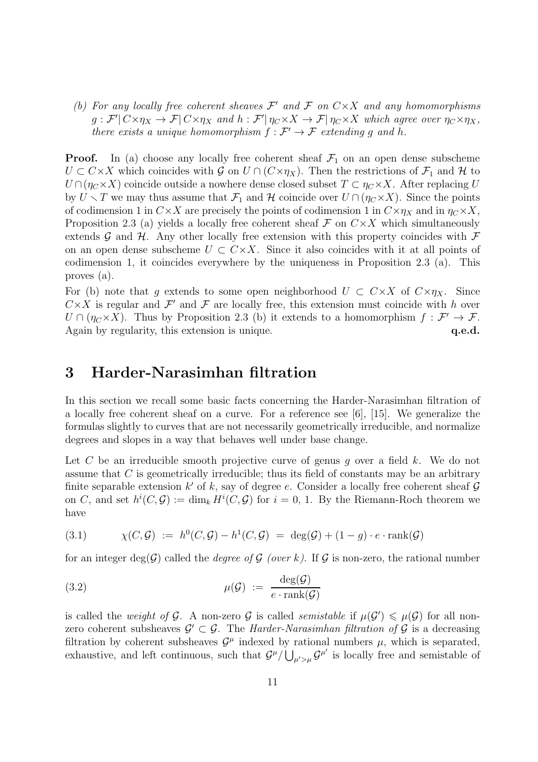*(b) For any locally free coherent sheaves $\mathcal{F}'$ and $\mathcal{F}$ on $C{\times}X$ and any homomorphisms $g : \mathcal{F}'|\,C{\times}\eta_X \to \mathcal{F}|\,C{\times}\eta_X$ and $h : \mathcal{F}'|\,\eta_C{\times}X \to \mathcal{F}|\,\eta_C{\times}X$ which agree over $\eta_C{\times}\eta_X$, there exists a unique homomorphism $f : \mathcal{F}' \to \mathcal{F}$ extending $g$ and $h$.*

**Proof.** In (a) choose any locally free coherent sheaf $\mathcal{F}_1$ on an open dense subscheme $U \subset C{\times}X$ which coincides with $\mathcal{G}$ on $U \cap (C{\times}\eta_X)$. Then the restrictions of $\mathcal{F}_1$ and $\mathcal{H}$ to $U \cap (\eta_C{\times}X)$ coincide outside a nowhere dense closed subset $T \subset \eta_C{\times}X$. After replacing $U$ by $U \smallsetminus T$ we may thus assume that $\mathcal{F}_1$ and $\mathcal{H}$ coincide over $U \cap (\eta_C{\times}X)$. Since the points of codimension 1 in $C{\times}X$ are precisely the points of codimension 1 in $C{\times}\eta_X$ and in $\eta_C{\times}X$, Proposition 2.3 (a) yields a locally free coherent sheaf $\mathcal{F}$ on $C{\times}X$ which simultaneously extends $\mathcal{G}$ and $\mathcal{H}$. Any other locally free extension with this property coincides with $\mathcal{F}$ on an open dense subscheme $U \subset C{\times}X$. Since it also coincides with it at all points of codimension 1, it coincides everywhere by the uniqueness in Proposition 2.3 (a). This proves (a).

For (b) note that $g$ extends to some open neighborhood $U \subset C{\times}X$ of $C{\times}\eta_X$. Since $C{\times}X$ is regular and $\mathcal{F}'$ and $\mathcal{F}$ are locally free, this extension must coincide with $h$ over $U \cap (\eta_C{\times}X)$. Thus by Proposition 2.3 (b) it extends to a homomorphism $f : \mathcal{F}' \to \mathcal{F}$. Again by regularity, this extension is unique. **q.e.d.**

# 3 Harder-Narasimhan filtration

In this section we recall some basic facts concerning the Harder-Narasimhan filtration of a locally free coherent sheaf on a curve. For a reference see [6], [15]. We generalize the formulas slightly to curves that are not necessarily geometrically irreducible, and normalize degrees and slopes in a way that behaves well under base change.

Let $C$ be an irreducible smooth projective curve of genus $g$ over a field $k$. We do not assume that $C$ is geometrically irreducible; thus its field of constants may be an arbitrary finite separable extension $k'$ of $k$, say of degree $e$. Consider a locally free coherent sheaf $\mathcal{G}$ on $C$, and set $h^i(C, \mathcal{G}) := \dim_k H^i(C, \mathcal{G})$ for $i = 0, 1$. By the Riemann-Roch theorem we have

$$\chi(C, \mathcal{G}) \;:=\; h^0(C, \mathcal{G}) - h^1(C, \mathcal{G}) \;=\; \deg(\mathcal{G}) + (1-g) \cdot e \cdot \operatorname{rank}(\mathcal{G}) \tag{3.1}$$

for an integer $\deg(\mathcal{G})$ called the *degree of $\mathcal{G}$ (over $k$)*. If $\mathcal{G}$ is non-zero, the rational number

$$\mu(\mathcal{G}) \;:=\; \frac{\deg(\mathcal{G})}{e \cdot \operatorname{rank}(\mathcal{G})} \tag{3.2}$$

is called the *weight of $\mathcal{G}$*. A non-zero $\mathcal{G}$ is called *semistable* if $\mu(\mathcal{G}') \leqslant \mu(\mathcal{G})$ for all non-zero coherent subsheaves $\mathcal{G}' \subset \mathcal{G}$. The *Harder-Narasimhan filtration of $\mathcal{G}$* is a decreasing filtration by coherent subsheaves $\mathcal{G}^\mu$ indexed by rational numbers $\mu$, which is separated, exhaustive, and left continuous, such that $\mathcal{G}^\mu / \bigcup_{\mu'>\mu} \mathcal{G}^{\mu'}$ is locally free and semistable of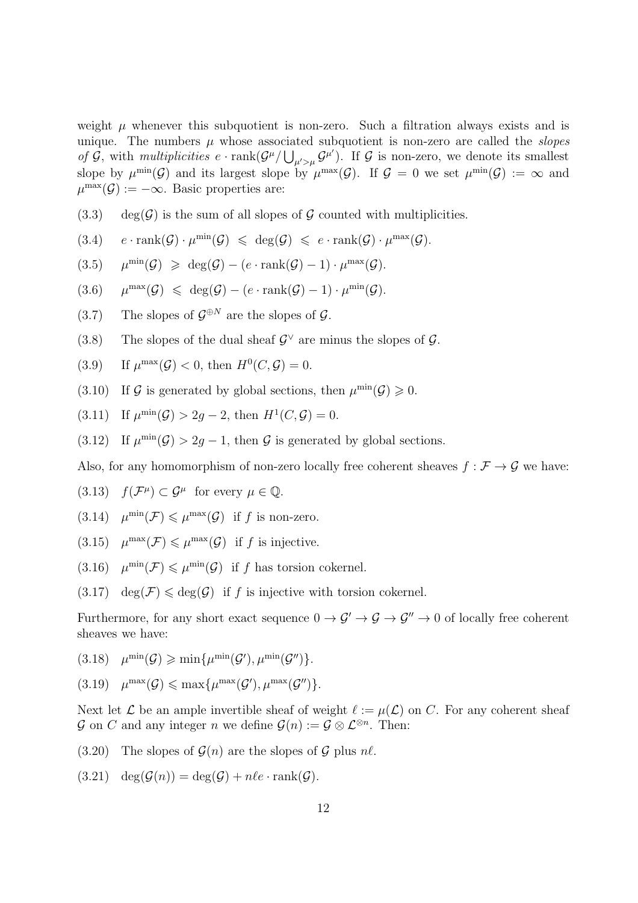weight $\mu$ whenever this subquotient is non-zero. Such a filtration always exists and is unique. The numbers $\mu$ whose associated subquotient is non-zero are called the *slopes of $\mathcal{G}$*, with *multiplicities* $e \cdot \operatorname{rank}(\mathcal{G}^\mu / \bigcup_{\mu'>\mu} \mathcal{G}^{\mu'})$. If $\mathcal{G}$ is non-zero, we denote its smallest slope by $\mu^{\min}(\mathcal{G})$ and its largest slope by $\mu^{\max}(\mathcal{G})$. If $\mathcal{G} = 0$ we set $\mu^{\min}(\mathcal{G}) := \infty$ and $\mu^{\max}(\mathcal{G}) := -\infty$. Basic properties are:

(3.3) $\deg(\mathcal{G})$ is the sum of all slopes of $\mathcal{G}$ counted with multiplicities.

(3.4) $e \cdot \operatorname{rank}(\mathcal{G}) \cdot \mu^{\min}(\mathcal{G}) \leqslant \deg(\mathcal{G}) \leqslant e \cdot \operatorname{rank}(\mathcal{G}) \cdot \mu^{\max}(\mathcal{G})$.

(3.5) $\mu^{\min}(\mathcal{G}) \geqslant \deg(\mathcal{G}) - (e \cdot \operatorname{rank}(\mathcal{G}) - 1) \cdot \mu^{\max}(\mathcal{G})$.

(3.6) $\mu^{\max}(\mathcal{G}) \leqslant \deg(\mathcal{G}) - (e \cdot \operatorname{rank}(\mathcal{G}) - 1) \cdot \mu^{\min}(\mathcal{G})$.

(3.7) The slopes of $\mathcal{G}^{\oplus N}$ are the slopes of $\mathcal{G}$.

(3.8) The slopes of the dual sheaf $\mathcal{G}^\vee$ are minus the slopes of $\mathcal{G}$.

(3.9) If $\mu^{\max}(\mathcal{G}) < 0$, then $H^0(C, \mathcal{G}) = 0$.

(3.10) If $\mathcal{G}$ is generated by global sections, then $\mu^{\min}(\mathcal{G}) \geqslant 0$.

(3.11) If $\mu^{\min}(\mathcal{G}) > 2g - 2$, then $H^1(C, \mathcal{G}) = 0$.

(3.12) If $\mu^{\min}(\mathcal{G}) > 2g - 1$, then $\mathcal{G}$ is generated by global sections.

Also, for any homomorphism of non-zero locally free coherent sheaves $f : \mathcal{F} \to \mathcal{G}$ we have:

(3.13) $f(\mathcal{F}^\mu) \subset \mathcal{G}^\mu$ for every $\mu \in \mathbb{Q}$.

(3.14) $\mu^{\min}(\mathcal{F}) \leqslant \mu^{\max}(\mathcal{G})$ if $f$ is non-zero.

(3.15) $\mu^{\max}(\mathcal{F}) \leqslant \mu^{\max}(\mathcal{G})$ if $f$ is injective.

(3.16) $\mu^{\min}(\mathcal{F}) \leqslant \mu^{\min}(\mathcal{G})$ if $f$ has torsion cokernel.

(3.17) $\deg(\mathcal{F}) \leqslant \deg(\mathcal{G})$ if $f$ is injective with torsion cokernel.

Furthermore, for any short exact sequence $0 \to \mathcal{G}' \to \mathcal{G} \to \mathcal{G}'' \to 0$ of locally free coherent sheaves we have:

(3.18) $\mu^{\min}(\mathcal{G}) \geqslant \min\{\mu^{\min}(\mathcal{G}'), \mu^{\min}(\mathcal{G}'')\}$.

(3.19) $\mu^{\max}(\mathcal{G}) \leqslant \max\{\mu^{\max}(\mathcal{G}'), \mu^{\max}(\mathcal{G}'')\}$.

Next let $\mathcal{L}$ be an ample invertible sheaf of weight $\ell := \mu(\mathcal{L})$ on $C$. For any coherent sheaf $\mathcal{G}$ on $C$ and any integer $n$ we define $\mathcal{G}(n) := \mathcal{G} \otimes \mathcal{L}^{\otimes n}$. Then:

(3.20) The slopes of $\mathcal{G}(n)$ are the slopes of $\mathcal{G}$ plus $n\ell$.

(3.21) $\deg(\mathcal{G}(n)) = \deg(\mathcal{G}) + n\ell e \cdot \operatorname{rank}(\mathcal{G})$.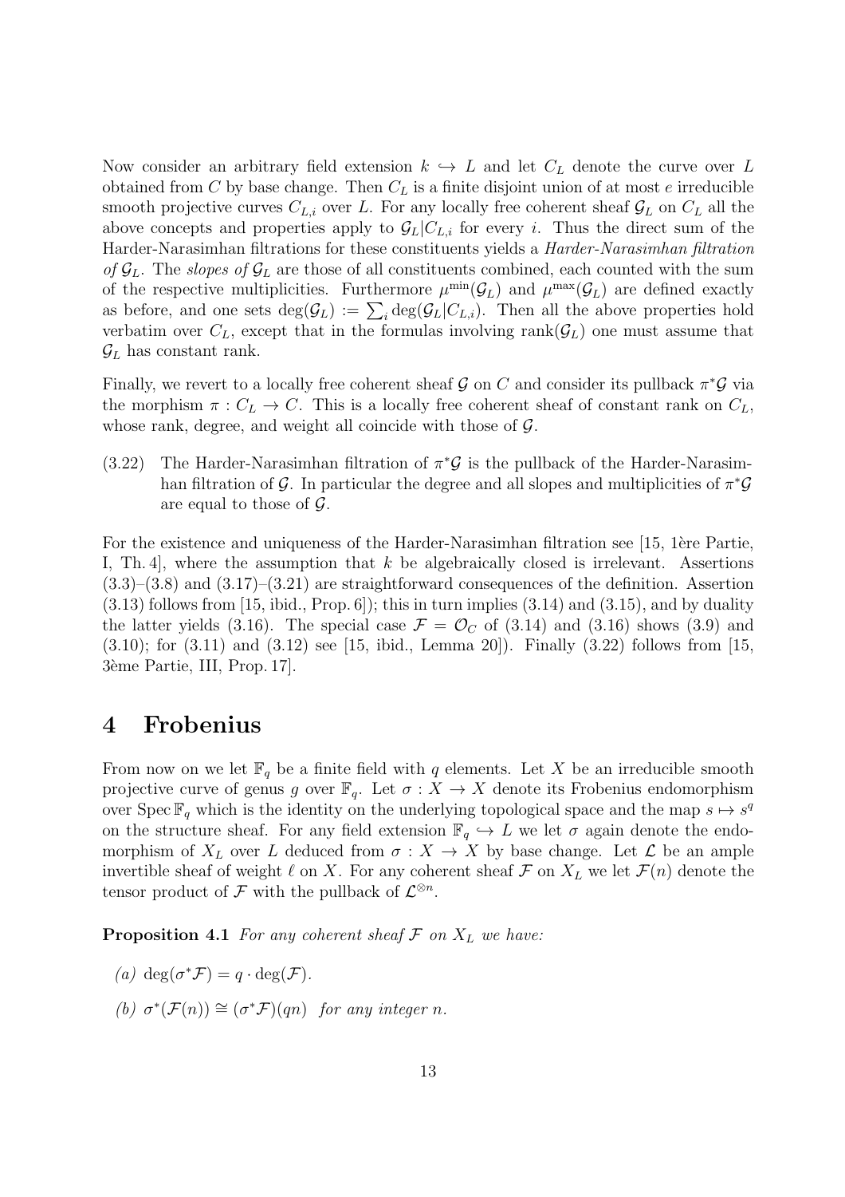Now consider an arbitrary field extension $k \hookrightarrow L$ and let $C_L$ denote the curve over $L$ obtained from $C$ by base change. Then $C_L$ is a finite disjoint union of at most $e$ irreducible smooth projective curves $C_{L,i}$ over $L$. For any locally free coherent sheaf $\mathcal{G}_L$ on $C_L$ all the above concepts and properties apply to $\mathcal{G}_L|C_{L,i}$ for every $i$. Thus the direct sum of the Harder-Narasimhan filtrations for these constituents yields a *Harder-Narasimhan filtration of* $\mathcal{G}_L$. The *slopes of* $\mathcal{G}_L$ are those of all constituents combined, each counted with the sum of the respective multiplicities. Furthermore $\mu^{\min}(\mathcal{G}_L)$ and $\mu^{\max}(\mathcal{G}_L)$ are defined exactly as before, and one sets $\deg(\mathcal{G}_L) := \sum_i \deg(\mathcal{G}_L|C_{L,i})$. Then all the above properties hold verbatim over $C_L$, except that in the formulas involving $\text{rank}(\mathcal{G}_L)$ one must assume that $\mathcal{G}_L$ has constant rank.

Finally, we revert to a locally free coherent sheaf $\mathcal{G}$ on $C$ and consider its pullback $\pi^*\mathcal{G}$ via the morphism $\pi : C_L \to C$. This is a locally free coherent sheaf of constant rank on $C_L$, whose rank, degree, and weight all coincide with those of $\mathcal{G}$.

(3.22) The Harder-Narasimhan filtration of $\pi^*\mathcal{G}$ is the pullback of the Harder-Narasimhan filtration of $\mathcal{G}$. In particular the degree and all slopes and multiplicities of $\pi^*\mathcal{G}$ are equal to those of $\mathcal{G}$.

For the existence and uniqueness of the Harder-Narasimhan filtration see [15, 1ère Partie, I, Th. 4], where the assumption that $k$ be algebraically closed is irrelevant. Assertions (3.3)–(3.8) and (3.17)–(3.21) are straightforward consequences of the definition. Assertion (3.13) follows from [15, ibid., Prop. 6]); this in turn implies (3.14) and (3.15), and by duality the latter yields (3.16). The special case $\mathcal{F} = \mathcal{O}_C$ of (3.14) and (3.16) shows (3.9) and (3.10); for (3.11) and (3.12) see [15, ibid., Lemma 20]). Finally (3.22) follows from [15, 3ème Partie, III, Prop. 17].

# 4 Frobenius

From now on we let $\mathbb{F}_q$ be a finite field with $q$ elements. Let $X$ be an irreducible smooth projective curve of genus $g$ over $\mathbb{F}_q$. Let $\sigma : X \to X$ denote its Frobenius endomorphism over $\operatorname{Spec} \mathbb{F}_q$ which is the identity on the underlying topological space and the map $s \mapsto s^q$ on the structure sheaf. For any field extension $\mathbb{F}_q \hookrightarrow L$ we let $\sigma$ again denote the endomorphism of $X_L$ over $L$ deduced from $\sigma : X \to X$ by base change. Let $\mathcal{L}$ be an ample invertible sheaf of weight $\ell$ on $X$. For any coherent sheaf $\mathcal{F}$ on $X_L$ we let $\mathcal{F}(n)$ denote the tensor product of $\mathcal{F}$ with the pullback of $\mathcal{L}^{\otimes n}$.

**Proposition 4.1** *For any coherent sheaf $\mathcal{F}$ on $X_L$ we have:*

*(a)* $\deg(\sigma^*\mathcal{F}) = q \cdot \deg(\mathcal{F})$.

*(b)* $\sigma^*(\mathcal{F}(n)) \cong (\sigma^*\mathcal{F})(qn)$ *for any integer* $n$.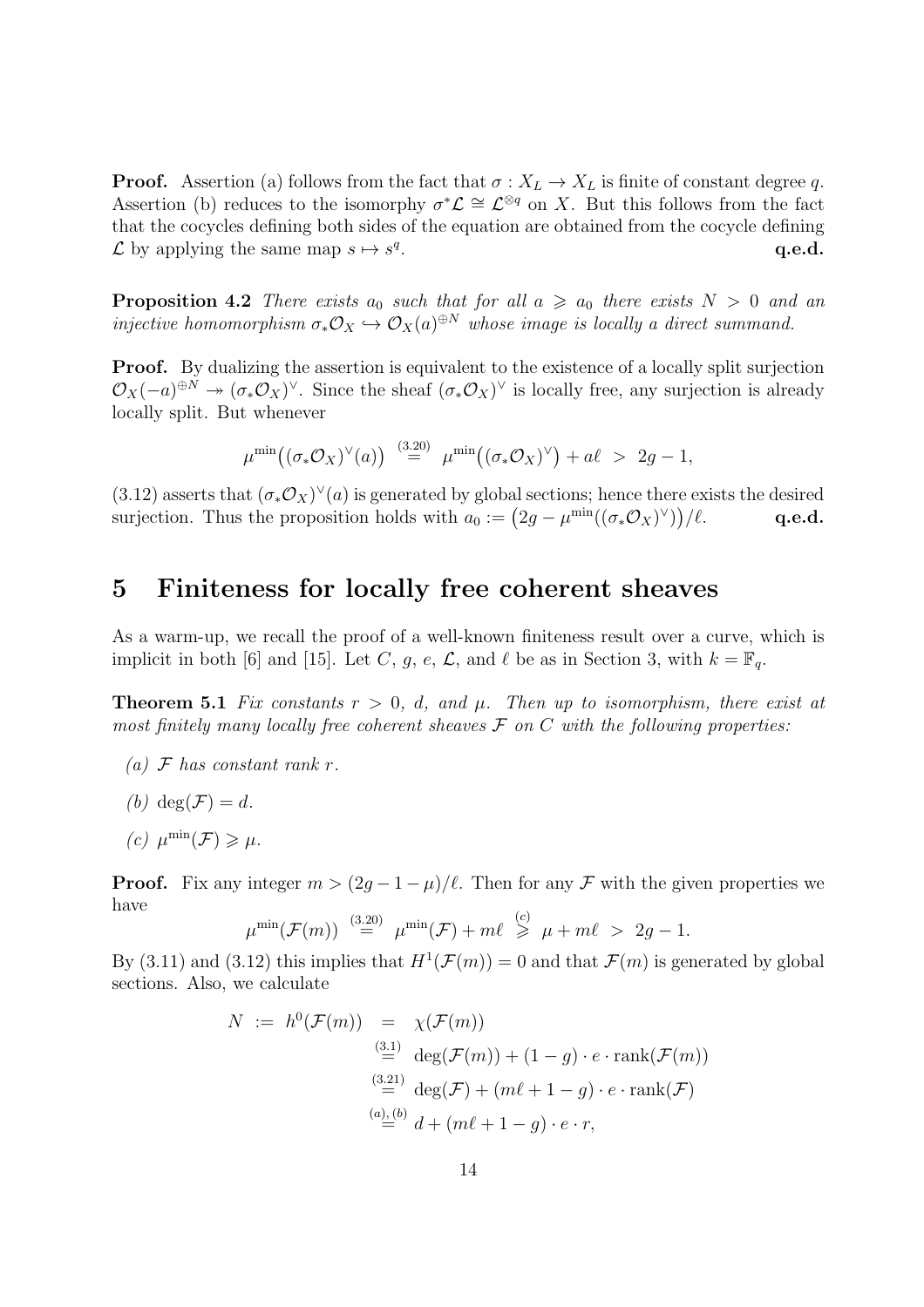**Proof.** Assertion (a) follows from the fact that $\sigma : X_L \to X_L$ is finite of constant degree $q$. Assertion (b) reduces to the isomorphy $\sigma^*\mathcal{L} \cong \mathcal{L}^{\otimes q}$ on $X$. But this follows from the fact that the cocycles defining both sides of the equation are obtained from the cocycle defining $\mathcal{L}$ by applying the same map $s \mapsto s^q$. **q.e.d.**

**Proposition 4.2** *There exists $a_0$ such that for all $a \geqslant a_0$ there exists $N > 0$ and an injective homomorphism $\sigma_*\mathcal{O}_X \hookrightarrow \mathcal{O}_X(a)^{\oplus N}$ whose image is locally a direct summand.*

**Proof.** By dualizing the assertion is equivalent to the existence of a locally split surjection $\mathcal{O}_X(-a)^{\oplus N} \twoheadrightarrow (\sigma_*\mathcal{O}_X)^\vee$. Since the sheaf $(\sigma_*\mathcal{O}_X)^\vee$ is locally free, any surjection is already locally split. But whenever

$$\mu^{\min}\big((\sigma_*\mathcal{O}_X)^\vee(a)\big) \overset{(3.20)}{=} \mu^{\min}\big((\sigma_*\mathcal{O}_X)^\vee\big) + a\ell \;>\; 2g-1,$$

(3.12) asserts that $(\sigma_*\mathcal{O}_X)^\vee(a)$ is generated by global sections; hence there exists the desired surjection. Thus the proposition holds with $a_0 := \big(2g - \mu^{\min}((\sigma_*\mathcal{O}_X)^\vee)\big)/\ell$. **q.e.d.**

# 5 Finiteness for locally free coherent sheaves

As a warm-up, we recall the proof of a well-known finiteness result over a curve, which is implicit in both [6] and [15]. Let $C$, $g$, $e$, $\mathcal{L}$, and $\ell$ be as in Section 3, with $k = \mathbb{F}_q$.

**Theorem 5.1** *Fix constants $r > 0$, $d$, and $\mu$. Then up to isomorphism, there exist at most finitely many locally free coherent sheaves $\mathcal{F}$ on $C$ with the following properties:*

*(a) $\mathcal{F}$ has constant rank $r$.*

*(b) $\deg(\mathcal{F}) = d$.*

*(c) $\mu^{\min}(\mathcal{F}) \geqslant \mu$.*

**Proof.** Fix any integer $m > (2g-1-\mu)/\ell$. Then for any $\mathcal{F}$ with the given properties we have

$$\mu^{\min}(\mathcal{F}(m)) \overset{(3.20)}{=} \mu^{\min}(\mathcal{F}) + m\ell \overset{(c)}{\geqslant} \mu + m\ell \;>\; 2g-1.$$

By (3.11) and (3.12) this implies that $H^1(\mathcal{F}(m)) = 0$ and that $\mathcal{F}(m)$ is generated by global sections. Also, we calculate

$$\begin{aligned}
N \;:=\; h^0(\mathcal{F}(m)) \;&=\; \chi(\mathcal{F}(m)) \\
&\overset{(3.1)}{=} \deg(\mathcal{F}(m)) + (1-g)\cdot e \cdot \mathrm{rank}(\mathcal{F}(m)) \\
&\overset{(3.21)}{=} \deg(\mathcal{F}) + (m\ell + 1 - g)\cdot e \cdot \mathrm{rank}(\mathcal{F}) \\
&\overset{(a),(b)}{=} d + (m\ell + 1 - g)\cdot e \cdot r,
\end{aligned}$$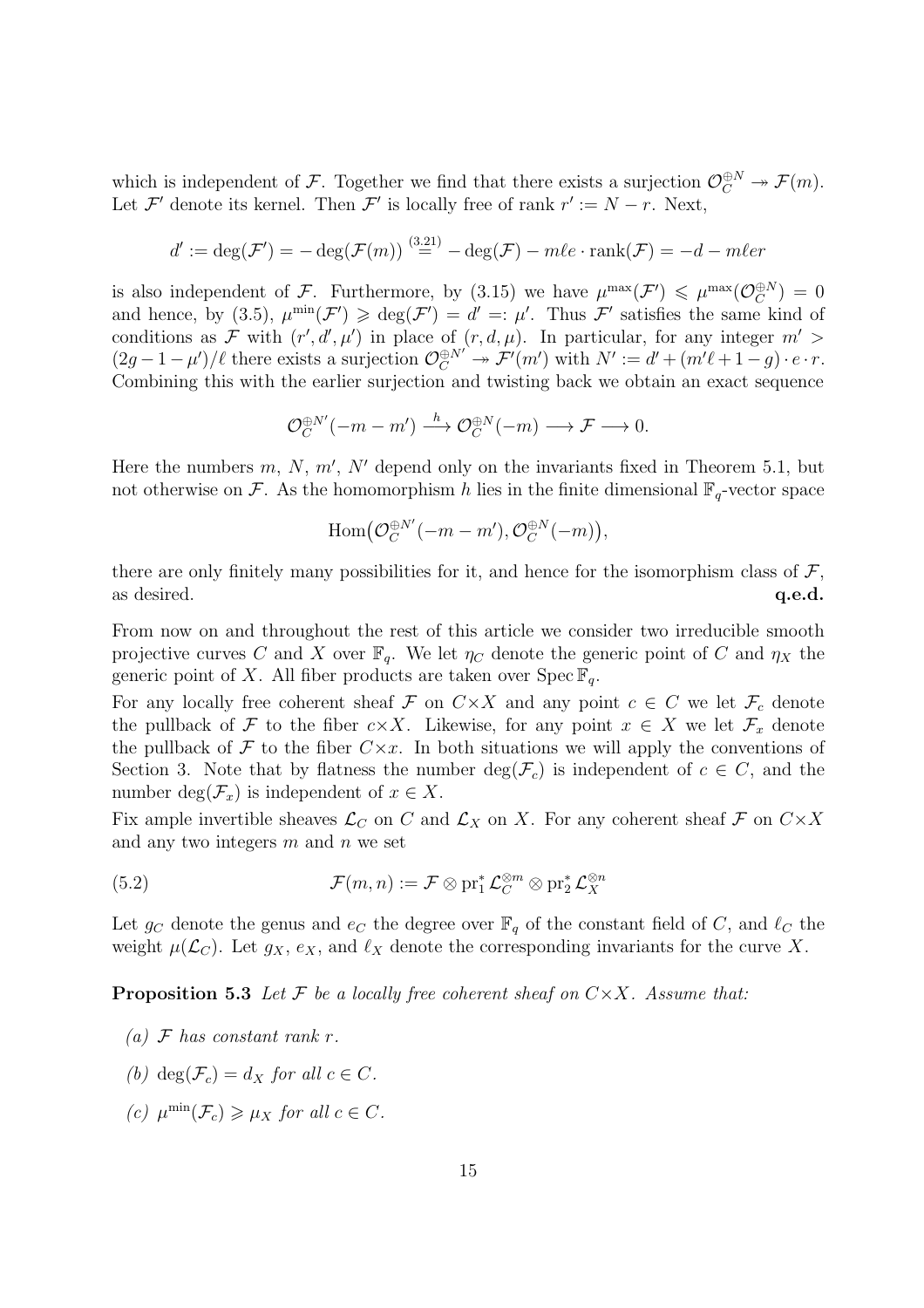which is independent of $\mathcal{F}$. Together we find that there exists a surjection $\mathcal{O}_C^{\oplus N} \twoheadrightarrow \mathcal{F}(m)$. Let $\mathcal{F}'$ denote its kernel. Then $\mathcal{F}'$ is locally free of rank $r' := N - r$. Next,

$$d' := \deg(\mathcal{F}') = -\deg(\mathcal{F}(m)) \stackrel{(3.21)}{=} -\deg(\mathcal{F}) - m\ell e \cdot \operatorname{rank}(\mathcal{F}) = -d - m\ell e r$$

is also independent of $\mathcal{F}$. Furthermore, by (3.15) we have $\mu^{\max}(\mathcal{F}') \leqslant \mu^{\max}(\mathcal{O}_C^{\oplus N}) = 0$ and hence, by (3.5), $\mu^{\min}(\mathcal{F}') \geqslant \deg(\mathcal{F}') = d' =: \mu'$. Thus $\mathcal{F}'$ satisfies the same kind of conditions as $\mathcal{F}$ with $(r', d', \mu')$ in place of $(r, d, \mu)$. In particular, for any integer $m' > (2g-1-\mu')/\ell$ there exists a surjection $\mathcal{O}_C^{\oplus N'} \twoheadrightarrow \mathcal{F}'(m')$ with $N' := d' + (m'\ell + 1 - g) \cdot e \cdot r$. Combining this with the earlier surjection and twisting back we obtain an exact sequence

$$\mathcal{O}_C^{\oplus N'}(-m-m') \xrightarrow{\ h\ } \mathcal{O}_C^{\oplus N}(-m) \longrightarrow \mathcal{F} \longrightarrow 0.$$

Here the numbers $m$, $N$, $m'$, $N'$ depend only on the invariants fixed in Theorem 5.1, but not otherwise on $\mathcal{F}$. As the homomorphism $h$ lies in the finite dimensional $\mathbb{F}_q$-vector space

$$\operatorname{Hom}\big(\mathcal{O}_C^{\oplus N'}(-m-m'), \mathcal{O}_C^{\oplus N}(-m)\big),$$

there are only finitely many possibilities for it, and hence for the isomorphism class of $\mathcal{F}$, as desired. **q.e.d.**

From now on and throughout the rest of this article we consider two irreducible smooth projective curves $C$ and $X$ over $\mathbb{F}_q$. We let $\eta_C$ denote the generic point of $C$ and $\eta_X$ the generic point of $X$. All fiber products are taken over $\operatorname{Spec} \mathbb{F}_q$.

For any locally free coherent sheaf $\mathcal{F}$ on $C \times X$ and any point $c \in C$ we let $\mathcal{F}_c$ denote the pullback of $\mathcal{F}$ to the fiber $c \times X$. Likewise, for any point $x \in X$ we let $\mathcal{F}_x$ denote the pullback of $\mathcal{F}$ to the fiber $C \times x$. In both situations we will apply the conventions of Section 3. Note that by flatness the number $\deg(\mathcal{F}_c)$ is independent of $c \in C$, and the number $\deg(\mathcal{F}_x)$ is independent of $x \in X$.

Fix ample invertible sheaves $\mathcal{L}_C$ on $C$ and $\mathcal{L}_X$ on $X$. For any coherent sheaf $\mathcal{F}$ on $C \times X$ and any two integers $m$ and $n$ we set

$$\mathcal{F}(m,n) := \mathcal{F} \otimes \operatorname{pr}_1^* \mathcal{L}_C^{\otimes m} \otimes \operatorname{pr}_2^* \mathcal{L}_X^{\otimes n} \tag{5.2}$$

Let $g_C$ denote the genus and $e_C$ the degree over $\mathbb{F}_q$ of the constant field of $C$, and $\ell_C$ the weight $\mu(\mathcal{L}_C)$. Let $g_X$, $e_X$, and $\ell_X$ denote the corresponding invariants for the curve $X$.

**Proposition 5.3** *Let $\mathcal{F}$ be a locally free coherent sheaf on $C \times X$. Assume that:*

*(a) $\mathcal{F}$ has constant rank $r$.*

*(b) $\deg(\mathcal{F}_c) = d_X$ for all $c \in C$.*

*(c) $\mu^{\min}(\mathcal{F}_c) \geqslant \mu_X$ for all $c \in C$.*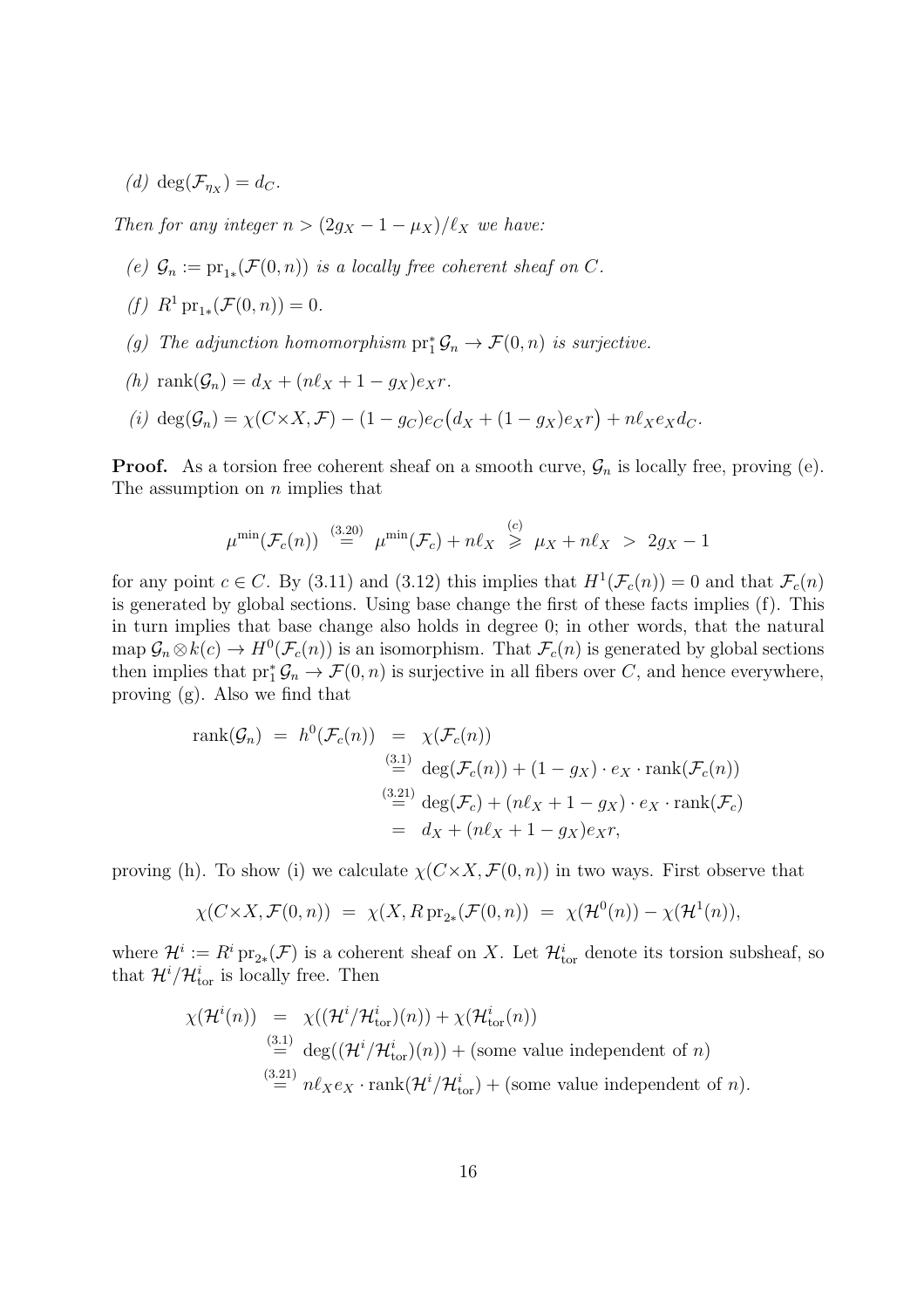*(d)* $\deg(\mathcal{F}_{\eta_X}) = d_C$.

*Then for any integer $n > (2g_X - 1 - \mu_X)/\ell_X$ we have:*

*(e)* $\mathcal{G}_n := \mathrm{pr}_{1*}(\mathcal{F}(0,n))$ *is a locally free coherent sheaf on $C$.*

*(f)* $R^1\,\mathrm{pr}_{1*}(\mathcal{F}(0,n)) = 0$.

*(g) The adjunction homomorphism $\mathrm{pr}_1^*\,\mathcal{G}_n \to \mathcal{F}(0,n)$ is surjective.*

*(h)* $\mathrm{rank}(\mathcal{G}_n) = d_X + (n\ell_X + 1 - g_X)e_X r$.

*(i)* $\deg(\mathcal{G}_n) = \chi(C{\times}X, \mathcal{F}) - (1-g_C)e_C\big(d_X + (1-g_X)e_X r\big) + n\ell_X e_X d_C$.

**Proof.** As a torsion free coherent sheaf on a smooth curve, $\mathcal{G}_n$ is locally free, proving (e). The assumption on $n$ implies that

$$\mu^{\min}(\mathcal{F}_c(n)) \;\overset{(3.20)}{=}\; \mu^{\min}(\mathcal{F}_c) + n\ell_X \;\overset{(c)}{\geqslant}\; \mu_X + n\ell_X \;>\; 2g_X - 1$$

for any point $c \in C$. By (3.11) and (3.12) this implies that $H^1(\mathcal{F}_c(n)) = 0$ and that $\mathcal{F}_c(n)$ is generated by global sections. Using base change the first of these facts implies (f). This in turn implies that base change also holds in degree 0; in other words, that the natural map $\mathcal{G}_n \otimes k(c) \to H^0(\mathcal{F}_c(n))$ is an isomorphism. That $\mathcal{F}_c(n)$ is generated by global sections then implies that $\mathrm{pr}_1^*\,\mathcal{G}_n \to \mathcal{F}(0,n)$ is surjective in all fibers over $C$, and hence everywhere, proving (g). Also we find that

$$\begin{aligned}
\mathrm{rank}(\mathcal{G}_n) \;=\; h^0(\mathcal{F}_c(n)) \;&=\; \chi(\mathcal{F}_c(n)) \\
&\overset{(3.1)}{=}\; \deg(\mathcal{F}_c(n)) + (1-g_X)\cdot e_X \cdot \mathrm{rank}(\mathcal{F}_c(n)) \\
&\overset{(3.21)}{=}\; \deg(\mathcal{F}_c) + (n\ell_X + 1 - g_X)\cdot e_X \cdot \mathrm{rank}(\mathcal{F}_c) \\
&=\; d_X + (n\ell_X + 1 - g_X)e_X r,
\end{aligned}$$

proving (h). To show (i) we calculate $\chi(C{\times}X, \mathcal{F}(0,n))$ in two ways. First observe that

$$\chi(C{\times}X, \mathcal{F}(0,n)) \;=\; \chi(X, R\,\mathrm{pr}_{2*}(\mathcal{F}(0,n)) \;=\; \chi(\mathcal{H}^0(n)) - \chi(\mathcal{H}^1(n)),$$

where $\mathcal{H}^i := R^i\,\mathrm{pr}_{2*}(\mathcal{F})$ is a coherent sheaf on $X$. Let $\mathcal{H}^i_{\mathrm{tor}}$ denote its torsion subsheaf, so that $\mathcal{H}^i/\mathcal{H}^i_{\mathrm{tor}}$ is locally free. Then

$$\begin{aligned}
\chi(\mathcal{H}^i(n)) \;&=\; \chi((\mathcal{H}^i/\mathcal{H}^i_{\mathrm{tor}})(n)) + \chi(\mathcal{H}^i_{\mathrm{tor}}(n)) \\
&\overset{(3.1)}{=}\; \deg((\mathcal{H}^i/\mathcal{H}^i_{\mathrm{tor}})(n)) + (\text{some value independent of } n) \\
&\overset{(3.21)}{=}\; n\ell_X e_X \cdot \mathrm{rank}(\mathcal{H}^i/\mathcal{H}^i_{\mathrm{tor}}) + (\text{some value independent of } n).
\end{aligned}$$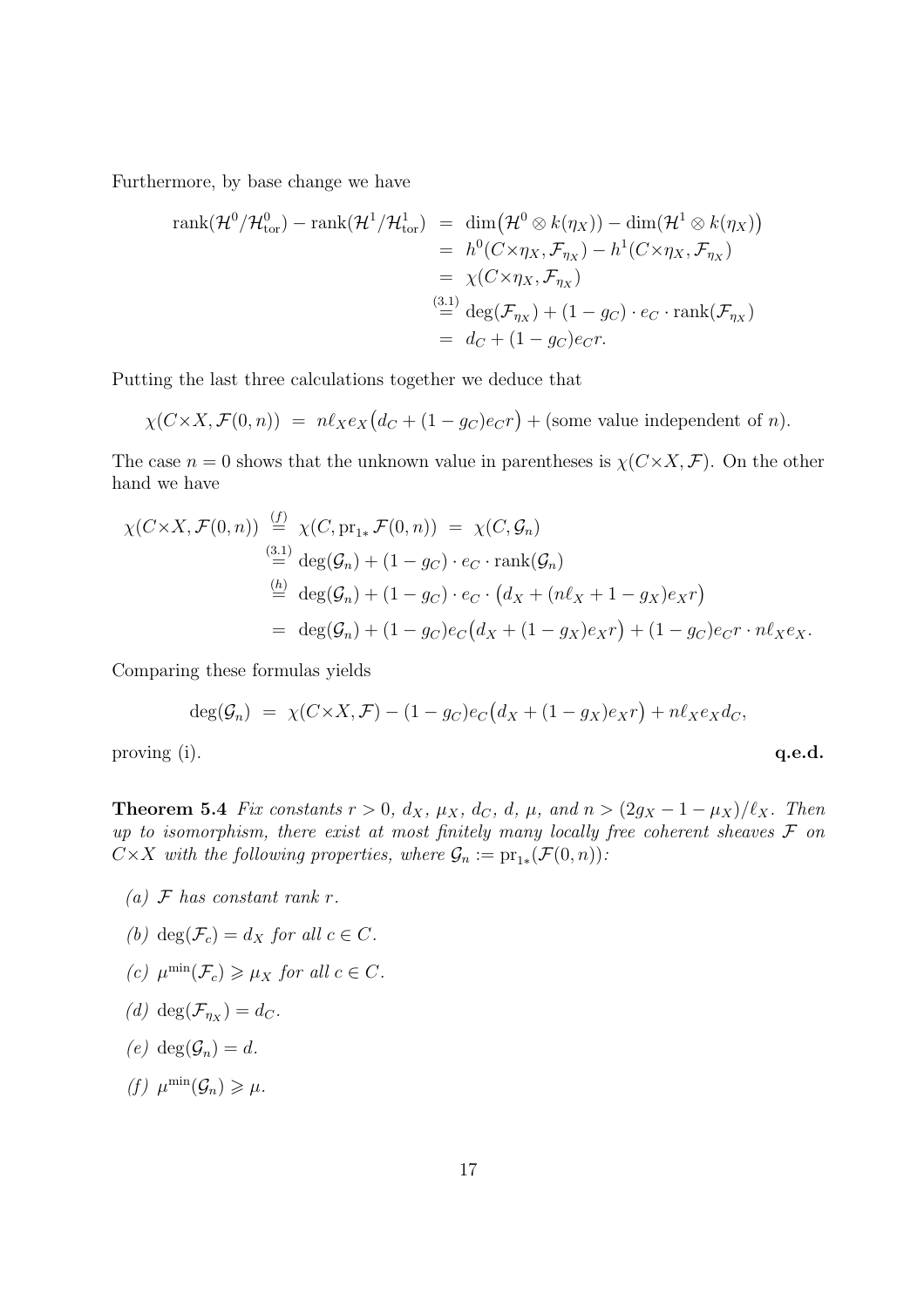Furthermore, by base change we have

$$
\begin{aligned}
\operatorname{rank}(\mathcal{H}^0/\mathcal{H}^0_{\mathrm{tor}}) - \operatorname{rank}(\mathcal{H}^1/\mathcal{H}^1_{\mathrm{tor}}) &= \dim\big(\mathcal{H}^0 \otimes k(\eta_X)\big) - \dim\big(\mathcal{H}^1 \otimes k(\eta_X)\big) \\
&= h^0(C\times\eta_X, \mathcal{F}_{\eta_X}) - h^1(C\times\eta_X, \mathcal{F}_{\eta_X}) \\
&= \chi(C\times\eta_X, \mathcal{F}_{\eta_X}) \\
&\overset{(3.1)}{=} \deg(\mathcal{F}_{\eta_X}) + (1-g_C)\cdot e_C \cdot \operatorname{rank}(\mathcal{F}_{\eta_X}) \\
&= d_C + (1-g_C)e_C r.
\end{aligned}
$$

Putting the last three calculations together we deduce that

$$
\chi(C\times X, \mathcal{F}(0,n)) \;=\; n\ell_X e_X\big(d_C + (1-g_C)e_C r\big) + (\text{some value independent of } n).
$$

The case $n = 0$ shows that the unknown value in parentheses is $\chi(C\times X, \mathcal{F})$. On the other hand we have

$$
\begin{aligned}
\chi(C\times X, \mathcal{F}(0,n)) &\overset{(f)}{=} \chi(C, \operatorname{pr}_{1*}\mathcal{F}(0,n)) \;=\; \chi(C, \mathcal{G}_n) \\
&\overset{(3.1)}{=} \deg(\mathcal{G}_n) + (1-g_C)\cdot e_C \cdot \operatorname{rank}(\mathcal{G}_n) \\
&\overset{(h)}{=} \deg(\mathcal{G}_n) + (1-g_C)\cdot e_C \cdot \big(d_X + (n\ell_X + 1 - g_X)e_X r\big) \\
&= \deg(\mathcal{G}_n) + (1-g_C)e_C\big(d_X + (1-g_X)e_X r\big) + (1-g_C)e_C r \cdot n\ell_X e_X.
\end{aligned}
$$

Comparing these formulas yields

$$
\deg(\mathcal{G}_n) \;=\; \chi(C\times X, \mathcal{F}) - (1-g_C)e_C\big(d_X + (1-g_X)e_X r\big) + n\ell_X e_X d_C,
$$

proving (i). **q.e.d.**

**Theorem 5.4** *Fix constants $r > 0$, $d_X$, $\mu_X$, $d_C$, $d$, $\mu$, and $n > (2g_X - 1 - \mu_X)/\ell_X$. Then up to isomorphism, there exist at most finitely many locally free coherent sheaves $\mathcal{F}$ on $C\times X$ with the following properties, where $\mathcal{G}_n := \operatorname{pr}_{1*}(\mathcal{F}(0,n))$:*

*(a) $\mathcal{F}$ has constant rank $r$.*

*(b) $\deg(\mathcal{F}_c) = d_X$ for all $c \in C$.*

*(c) $\mu^{\min}(\mathcal{F}_c) \geqslant \mu_X$ for all $c \in C$.*

*(d) $\deg(\mathcal{F}_{\eta_X}) = d_C$.*

*(e) $\deg(\mathcal{G}_n) = d$.*

*(f) $\mu^{\min}(\mathcal{G}_n) \geqslant \mu$.*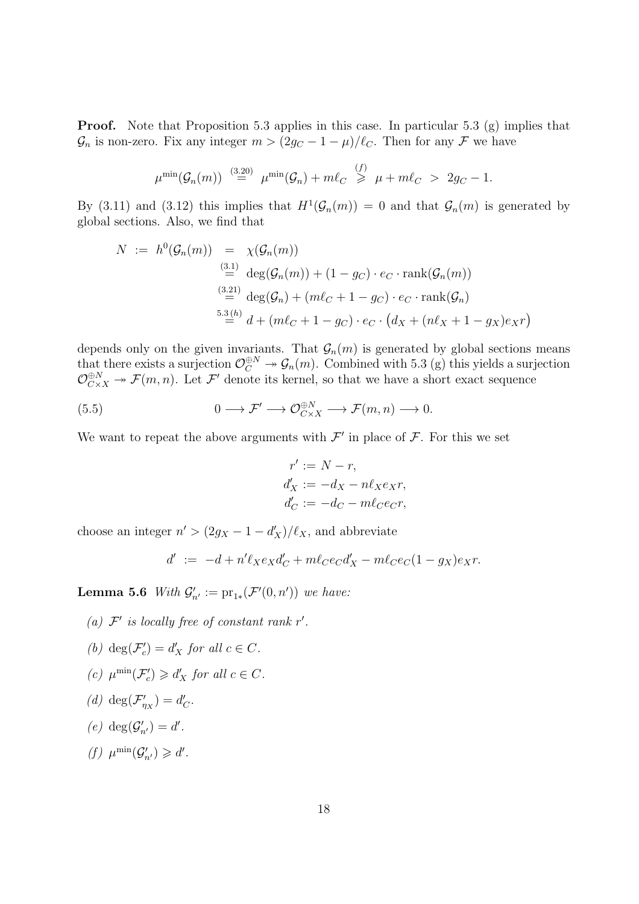**Proof.** Note that Proposition 5.3 applies in this case. In particular 5.3 (g) implies that $\mathcal{G}_n$ is non-zero. Fix any integer $m > (2g_C - 1 - \mu)/\ell_C$. Then for any $\mathcal{F}$ we have

$$\mu^{\min}(\mathcal{G}_n(m)) \overset{(3.20)}{=} \mu^{\min}(\mathcal{G}_n) + m\ell_C \overset{(f)}{\geqslant} \mu + m\ell_C > 2g_C - 1.$$

By (3.11) and (3.12) this implies that $H^1(\mathcal{G}_n(m)) = 0$ and that $\mathcal{G}_n(m)$ is generated by global sections. Also, we find that

$$\begin{aligned}
N := h^0(\mathcal{G}_n(m)) &= \chi(\mathcal{G}_n(m)) \\
&\overset{(3.1)}{=} \deg(\mathcal{G}_n(m)) + (1-g_C)\cdot e_C \cdot \mathrm{rank}(\mathcal{G}_n(m)) \\
&\overset{(3.21)}{=} \deg(\mathcal{G}_n) + (m\ell_C + 1 - g_C)\cdot e_C \cdot \mathrm{rank}(\mathcal{G}_n) \\
&\overset{5.3\,(h)}{=} d + (m\ell_C + 1 - g_C)\cdot e_C \cdot \big(d_X + (n\ell_X + 1 - g_X)e_X r\big)
\end{aligned}$$

depends only on the given invariants. That $\mathcal{G}_n(m)$ is generated by global sections means that there exists a surjection $\mathcal{O}_C^{\oplus N} \twoheadrightarrow \mathcal{G}_n(m)$. Combined with 5.3 (g) this yields a surjection $\mathcal{O}_{C\times X}^{\oplus N} \twoheadrightarrow \mathcal{F}(m,n)$. Let $\mathcal{F}'$ denote its kernel, so that we have a short exact sequence

$$0 \longrightarrow \mathcal{F}' \longrightarrow \mathcal{O}_{C\times X}^{\oplus N} \longrightarrow \mathcal{F}(m,n) \longrightarrow 0. \tag{5.5}$$

We want to repeat the above arguments with $\mathcal{F}'$ in place of $\mathcal{F}$. For this we set

$$\begin{aligned}
r' &:= N - r, \\
d'_X &:= -d_X - n\ell_X e_X r, \\
d'_C &:= -d_C - m\ell_C e_C r,
\end{aligned}$$

choose an integer $n' > (2g_X - 1 - d'_X)/\ell_X$, and abbreviate

$$d' := -d + n'\ell_X e_X d'_C + m\ell_C e_C d'_X - m\ell_C e_C (1 - g_X) e_X r.$$

**Lemma 5.6** *With $\mathcal{G}'_{n'} := \mathrm{pr}_{1*}(\mathcal{F}'(0,n'))$ we have:*

*(a) $\mathcal{F}'$ is locally free of constant rank $r'$.*

*(b) $\deg(\mathcal{F}'_c) = d'_X$ for all $c \in C$.*

*(c) $\mu^{\min}(\mathcal{F}'_c) \geqslant d'_X$ for all $c \in C$.*

*(d) $\deg(\mathcal{F}'_{\eta_X}) = d'_C$.*

*(e) $\deg(\mathcal{G}'_{n'}) = d'$.*

*(f) $\mu^{\min}(\mathcal{G}'_{n'}) \geqslant d'$.*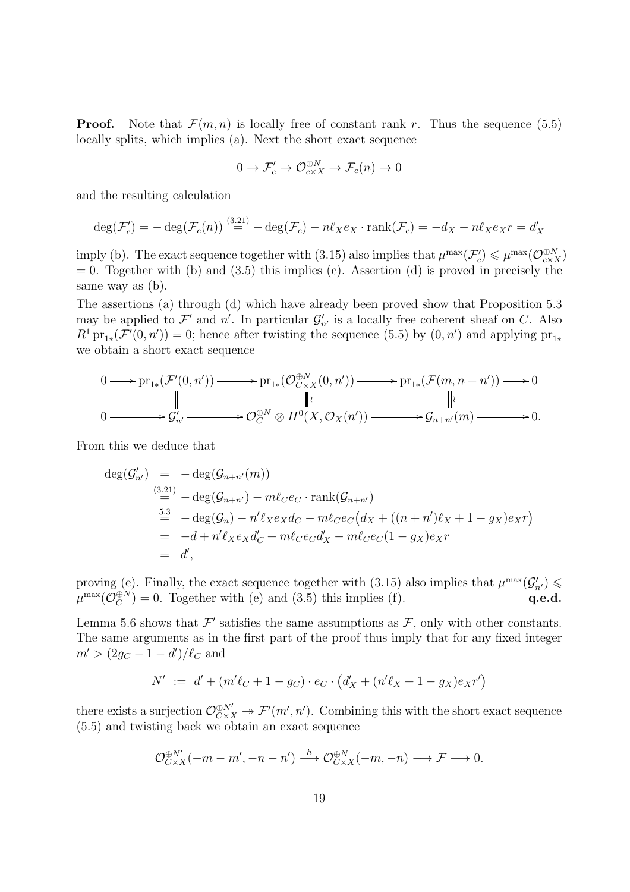**Proof.** Note that $\mathcal{F}(m,n)$ is locally free of constant rank $r$. Thus the sequence (5.5) locally splits, which implies (a). Next the short exact sequence

$$0 \to \mathcal{F}'_c \to \mathcal{O}_{c\times X}^{\oplus N} \to \mathcal{F}_c(n) \to 0$$

and the resulting calculation

$$\deg(\mathcal{F}'_c) = -\deg(\mathcal{F}_c(n)) \overset{(3.21)}{=} -\deg(\mathcal{F}_c) - n\ell_X e_X \cdot \operatorname{rank}(\mathcal{F}_c) = -d_X - n\ell_X e_X r = d'_X$$

imply (b). The exact sequence together with (3.15) also implies that $\mu^{\max}(\mathcal{F}'_c) \leqslant \mu^{\max}(\mathcal{O}_{c\times X}^{\oplus N}) = 0$. Together with (b) and (3.5) this implies (c). Assertion (d) is proved in precisely the same way as (b).

The assertions (a) through (d) which have already been proved show that Proposition 5.3 may be applied to $\mathcal{F}'$ and $n'$. In particular $\mathcal{G}'_{n'}$ is a locally free coherent sheaf on $C$. Also $R^1\operatorname{pr}_{1*}(\mathcal{F}'(0,n')) = 0$; hence after twisting the sequence (5.5) by $(0,n')$ and applying $\operatorname{pr}_{1*}$ we obtain a short exact sequence

$$\begin{array}{ccccccccc}
0 & \longrightarrow & \operatorname{pr}_{1*}(\mathcal{F}'(0,n')) & \longrightarrow & \operatorname{pr}_{1*}(\mathcal{O}_{C\times X}^{\oplus N}(0,n')) & \longrightarrow & \operatorname{pr}_{1*}(\mathcal{F}(m,n+n')) & \longrightarrow & 0 \\
 & & \| & & \wr\| & & \wr\| & & \\
0 & \longrightarrow & \mathcal{G}'_{n'} & \longrightarrow & \mathcal{O}_C^{\oplus N} \otimes H^0(X,\mathcal{O}_X(n')) & \longrightarrow & \mathcal{G}_{n+n'}(m) & \longrightarrow & 0.
\end{array}$$

From this we deduce that

$$\begin{aligned}
\deg(\mathcal{G}'_{n'}) &= -\deg(\mathcal{G}_{n+n'}(m)) \\
&\overset{(3.21)}{=} -\deg(\mathcal{G}_{n+n'}) - m\ell_C e_C \cdot \operatorname{rank}(\mathcal{G}_{n+n'}) \\
&\overset{5.3}{=} -\deg(\mathcal{G}_n) - n'\ell_X e_X d_C - m\ell_C e_C\big(d_X + ((n+n')\ell_X + 1 - g_X)e_X r\big) \\
&= -d + n'\ell_X e_X d'_C + m\ell_C e_C d'_X - m\ell_C e_C(1-g_X)e_X r \\
&= d',
\end{aligned}$$

proving (e). Finally, the exact sequence together with (3.15) also implies that $\mu^{\max}(\mathcal{G}'_{n'}) \leqslant \mu^{\max}(\mathcal{O}_C^{\oplus N}) = 0$. Together with (e) and (3.5) this implies (f). **q.e.d.**

Lemma 5.6 shows that $\mathcal{F}'$ satisfies the same assumptions as $\mathcal{F}$, only with other constants. The same arguments as in the first part of the proof thus imply that for any fixed integer $m' > (2g_C - 1 - d')/\ell_C$ and

$$N' := d' + (m'\ell_C + 1 - g_C)\cdot e_C \cdot \big(d'_X + (n'\ell_X + 1 - g_X)e_X r'\big)$$

there exists a surjection $\mathcal{O}_{C\times X}^{\oplus N'} \twoheadrightarrow \mathcal{F}'(m',n')$. Combining this with the short exact sequence (5.5) and twisting back we obtain an exact sequence

$$\mathcal{O}_{C\times X}^{\oplus N'}(-m-m',-n-n') \overset{h}{\longrightarrow} \mathcal{O}_{C\times X}^{\oplus N}(-m,-n) \longrightarrow \mathcal{F} \longrightarrow 0.$$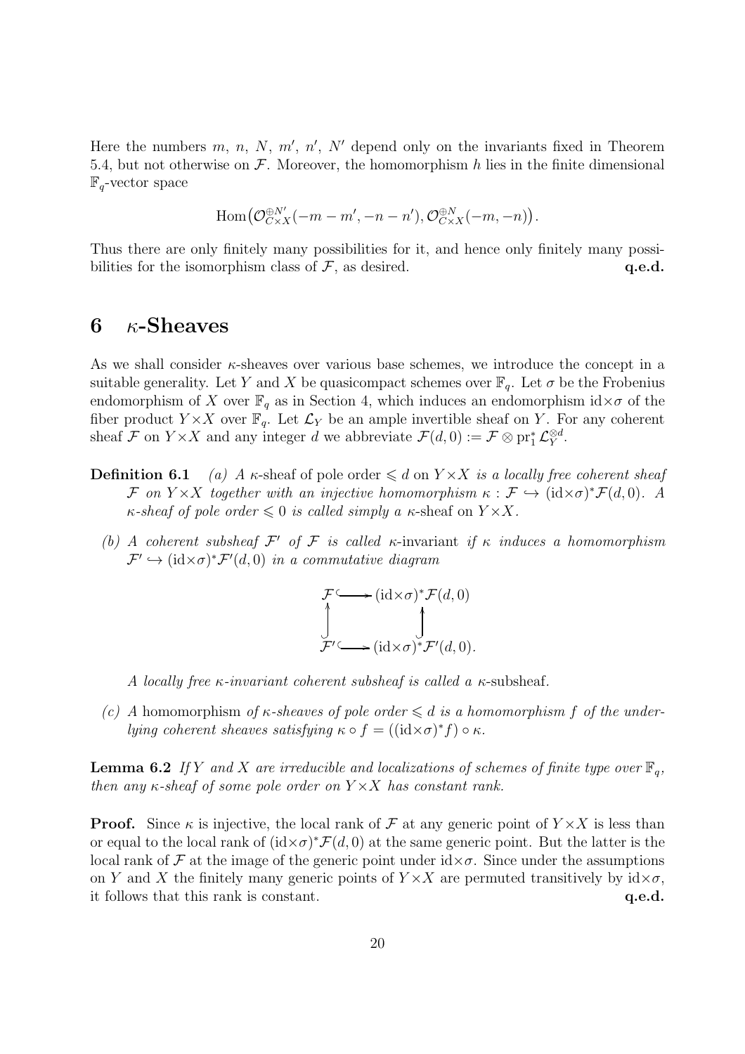Here the numbers $m$, $n$, $N$, $m'$, $n'$, $N'$ depend only on the invariants fixed in Theorem 5.4, but not otherwise on $\mathcal{F}$. Moreover, the homomorphism $h$ lies in the finite dimensional $\mathbb{F}_q$-vector space

$$\operatorname{Hom}\big(\mathcal{O}_{C\times X}^{\oplus N'}(-m-m', -n-n'), \mathcal{O}_{C\times X}^{\oplus N}(-m,-n)\big).$$

Thus there are only finitely many possibilities for it, and hence only finitely many possibilities for the isomorphism class of $\mathcal{F}$, as desired. **q.e.d.**

# 6 $\kappa$-Sheaves

As we shall consider $\kappa$-sheaves over various base schemes, we introduce the concept in a suitable generality. Let $Y$ and $X$ be quasicompact schemes over $\mathbb{F}_q$. Let $\sigma$ be the Frobenius endomorphism of $X$ over $\mathbb{F}_q$ as in Section 4, which induces an endomorphism $\mathrm{id}\times\sigma$ of the fiber product $Y\times X$ over $\mathbb{F}_q$. Let $\mathcal{L}_Y$ be an ample invertible sheaf on $Y$. For any coherent sheaf $\mathcal{F}$ on $Y\times X$ and any integer $d$ we abbreviate $\mathcal{F}(d,0) := \mathcal{F}\otimes \mathrm{pr}_1^*\mathcal{L}_Y^{\otimes d}$.

**Definition 6.1** *(a) A $\kappa$-sheaf of pole order $\leqslant d$ on $Y\times X$ is a locally free coherent sheaf $\mathcal{F}$ on $Y\times X$ together with an injective homomorphism $\kappa : \mathcal{F} \hookrightarrow (\mathrm{id}\times\sigma)^*\mathcal{F}(d,0)$. A $\kappa$-sheaf of pole order $\leqslant 0$ is called simply a $\kappa$-sheaf on $Y\times X$.*

*(b) A coherent subsheaf $\mathcal{F}'$ of $\mathcal{F}$ is called $\kappa$-invariant if $\kappa$ induces a homomorphism $\mathcal{F}' \hookrightarrow (\mathrm{id}\times\sigma)^*\mathcal{F}'(d,0)$ in a commutative diagram*

$$\begin{array}{ccc}
\mathcal{F} & \hookrightarrow & (\mathrm{id}\times\sigma)^*\mathcal{F}(d,0) \\
\uparrow & & \uparrow \\
\mathcal{F}' & \hookrightarrow & (\mathrm{id}\times\sigma)^*\mathcal{F}'(d,0).
\end{array}$$

*A locally free $\kappa$-invariant coherent subsheaf is called a $\kappa$-subsheaf.*

*(c) A homomorphism of $\kappa$-sheaves of pole order $\leqslant d$ is a homomorphism $f$ of the underlying coherent sheaves satisfying $\kappa\circ f = ((\mathrm{id}\times\sigma)^*f)\circ\kappa$.*

**Lemma 6.2** *If $Y$ and $X$ are irreducible and localizations of schemes of finite type over $\mathbb{F}_q$, then any $\kappa$-sheaf of some pole order on $Y\times X$ has constant rank.*

**Proof.** Since $\kappa$ is injective, the local rank of $\mathcal{F}$ at any generic point of $Y\times X$ is less than or equal to the local rank of $(\mathrm{id}\times\sigma)^*\mathcal{F}(d,0)$ at the same generic point. But the latter is the local rank of $\mathcal{F}$ at the image of the generic point under $\mathrm{id}\times\sigma$. Since under the assumptions on $Y$ and $X$ the finitely many generic points of $Y\times X$ are permuted transitively by $\mathrm{id}\times\sigma$, it follows that this rank is constant. **q.e.d.**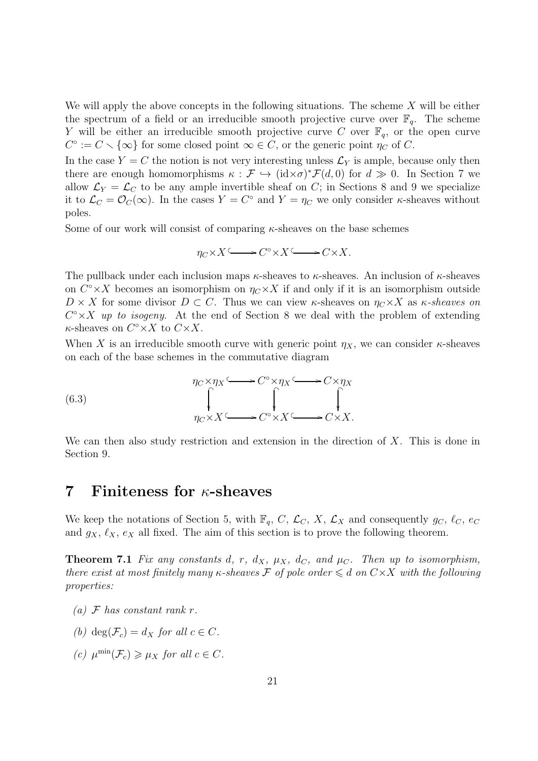We will apply the above concepts in the following situations. The scheme $X$ will be either the spectrum of a field or an irreducible smooth projective curve over $\mathbb{F}_q$. The scheme $Y$ will be either an irreducible smooth projective curve $C$ over $\mathbb{F}_q$, or the open curve $C^\circ := C \setminus \{\infty\}$ for some closed point $\infty \in C$, or the generic point $\eta_C$ of $C$.

In the case $Y = C$ the notion is not very interesting unless $\mathcal{L}_Y$ is ample, because only then there are enough homomorphisms $\kappa : \mathcal{F} \hookrightarrow (\mathrm{id}\times\sigma)^*\mathcal{F}(d,0)$ for $d \gg 0$. In Section 7 we allow $\mathcal{L}_Y = \mathcal{L}_C$ to be any ample invertible sheaf on $C$; in Sections 8 and 9 we specialize it to $\mathcal{L}_C = \mathcal{O}_C(\infty)$. In the cases $Y = C^\circ$ and $Y = \eta_C$ we only consider $\kappa$-sheaves without poles.

Some of our work will consist of comparing $\kappa$-sheaves on the base schemes

$$\eta_C \times X \hookrightarrow C^\circ \times X \hookrightarrow C \times X.$$

The pullback under each inclusion maps $\kappa$-sheaves to $\kappa$-sheaves. An inclusion of $\kappa$-sheaves on $C^\circ \times X$ becomes an isomorphism on $\eta_C \times X$ if and only if it is an isomorphism outside $D \times X$ for some divisor $D \subset C$. Thus we can view $\kappa$-sheaves on $\eta_C \times X$ as *$\kappa$-sheaves on $C^\circ \times X$ up to isogeny*. At the end of Section 8 we deal with the problem of extending $\kappa$-sheaves on $C^\circ \times X$ to $C \times X$.

When $X$ is an irreducible smooth curve with generic point $\eta_X$, we can consider $\kappa$-sheaves on each of the base schemes in the commutative diagram

$$\begin{array}{ccccc} \eta_C \times \eta_X & \hookrightarrow & C^\circ \times \eta_X & \hookrightarrow & C \times \eta_X \\ \downarrow & & \downarrow & & \downarrow \\ \eta_C \times X & \hookrightarrow & C^\circ \times X & \hookrightarrow & C \times X. \end{array} \tag{6.3}$$

We can then also study restriction and extension in the direction of $X$. This is done in Section 9.

# 7 Finiteness for $\kappa$-sheaves

We keep the notations of Section 5, with $\mathbb{F}_q$, $C$, $\mathcal{L}_C$, $X$, $\mathcal{L}_X$ and consequently $g_C$, $\ell_C$, $e_C$ and $g_X$, $\ell_X$, $e_X$ all fixed. The aim of this section is to prove the following theorem.

**Theorem 7.1** *Fix any constants $d$, $r$, $d_X$, $\mu_X$, $d_C$, and $\mu_C$. Then up to isomorphism, there exist at most finitely many $\kappa$-sheaves $\mathcal{F}$ of pole order $\leqslant d$ on $C \times X$ with the following properties:*

- *(a) $\mathcal{F}$ has constant rank $r$.*
- *(b) $\deg(\mathcal{F}_c) = d_X$ for all $c \in C$.*
- *(c) $\mu^{\min}(\mathcal{F}_c) \geqslant \mu_X$ for all $c \in C$.*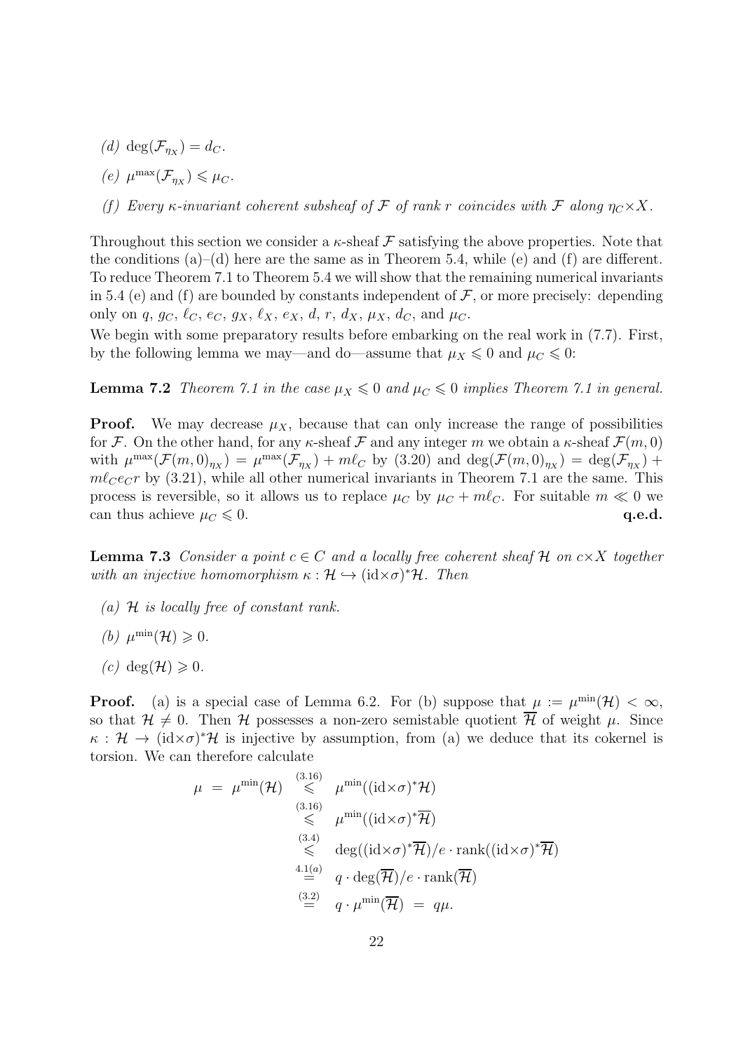*(d)* $\deg(\mathcal{F}_{\eta_X}) = d_C$.

*(e)* $\mu^{\max}(\mathcal{F}_{\eta_X}) \leqslant \mu_C$.

*(f) Every $\kappa$-invariant coherent subsheaf of $\mathcal{F}$ of rank $r$ coincides with $\mathcal{F}$ along $\eta_C \times X$.*

Throughout this section we consider a $\kappa$-sheaf $\mathcal{F}$ satisfying the above properties. Note that the conditions (a)–(d) here are the same as in Theorem 5.4, while (e) and (f) are different. To reduce Theorem 7.1 to Theorem 5.4 we will show that the remaining numerical invariants in 5.4 (e) and (f) are bounded by constants independent of $\mathcal{F}$, or more precisely: depending only on $q$, $g_C$, $\ell_C$, $e_C$, $g_X$, $\ell_X$, $e_X$, $d$, $r$, $d_X$, $\mu_X$, $d_C$, and $\mu_C$.

We begin with some preparatory results before embarking on the real work in (7.7). First, by the following lemma we may—and do—assume that $\mu_X \leqslant 0$ and $\mu_C \leqslant 0$:

**Lemma 7.2** *Theorem 7.1 in the case $\mu_X \leqslant 0$ and $\mu_C \leqslant 0$ implies Theorem 7.1 in general.*

**Proof.** We may decrease $\mu_X$, because that can only increase the range of possibilities for $\mathcal{F}$. On the other hand, for any $\kappa$-sheaf $\mathcal{F}$ and any integer $m$ we obtain a $\kappa$-sheaf $\mathcal{F}(m,0)$ with $\mu^{\max}(\mathcal{F}(m,0)_{\eta_X}) = \mu^{\max}(\mathcal{F}_{\eta_X}) + m\ell_C$ by (3.20) and $\deg(\mathcal{F}(m,0)_{\eta_X}) = \deg(\mathcal{F}_{\eta_X}) + m\ell_C e_C r$ by (3.21), while all other numerical invariants in Theorem 7.1 are the same. This process is reversible, so it allows us to replace $\mu_C$ by $\mu_C + m\ell_C$. For suitable $m \ll 0$ we can thus achieve $\mu_C \leqslant 0$. **q.e.d.**

**Lemma 7.3** *Consider a point $c \in C$ and a locally free coherent sheaf $\mathcal{H}$ on $c \times X$ together with an injective homomorphism $\kappa : \mathcal{H} \hookrightarrow (\mathrm{id} \times \sigma)^* \mathcal{H}$. Then*

*(a) $\mathcal{H}$ is locally free of constant rank.*

*(b) $\mu^{\min}(\mathcal{H}) \geqslant 0$.*

*(c) $\deg(\mathcal{H}) \geqslant 0$.*

**Proof.** (a) is a special case of Lemma 6.2. For (b) suppose that $\mu := \mu^{\min}(\mathcal{H}) < \infty$, so that $\mathcal{H} \neq 0$. Then $\mathcal{H}$ possesses a non-zero semistable quotient $\overline{\mathcal{H}}$ of weight $\mu$. Since $\kappa : \mathcal{H} \to (\mathrm{id} \times \sigma)^* \mathcal{H}$ is injective by assumption, from (a) we deduce that its cokernel is torsion. We can therefore calculate

$$
\begin{aligned}
\mu \;=\; \mu^{\min}(\mathcal{H}) &\overset{(3.16)}{\leqslant} \mu^{\min}((\mathrm{id} \times \sigma)^* \mathcal{H}) \\
&\overset{(3.16)}{\leqslant} \mu^{\min}((\mathrm{id} \times \sigma)^* \overline{\mathcal{H}}) \\
&\overset{(3.4)}{\leqslant} \deg((\mathrm{id} \times \sigma)^* \overline{\mathcal{H}}) / e \cdot \mathrm{rank}((\mathrm{id} \times \sigma)^* \overline{\mathcal{H}}) \\
&\overset{4.1(a)}{=} q \cdot \deg(\overline{\mathcal{H}}) / e \cdot \mathrm{rank}(\overline{\mathcal{H}}) \\
&\overset{(3.2)}{=} q \cdot \mu^{\min}(\overline{\mathcal{H}}) \;=\; q\mu.
\end{aligned}
$$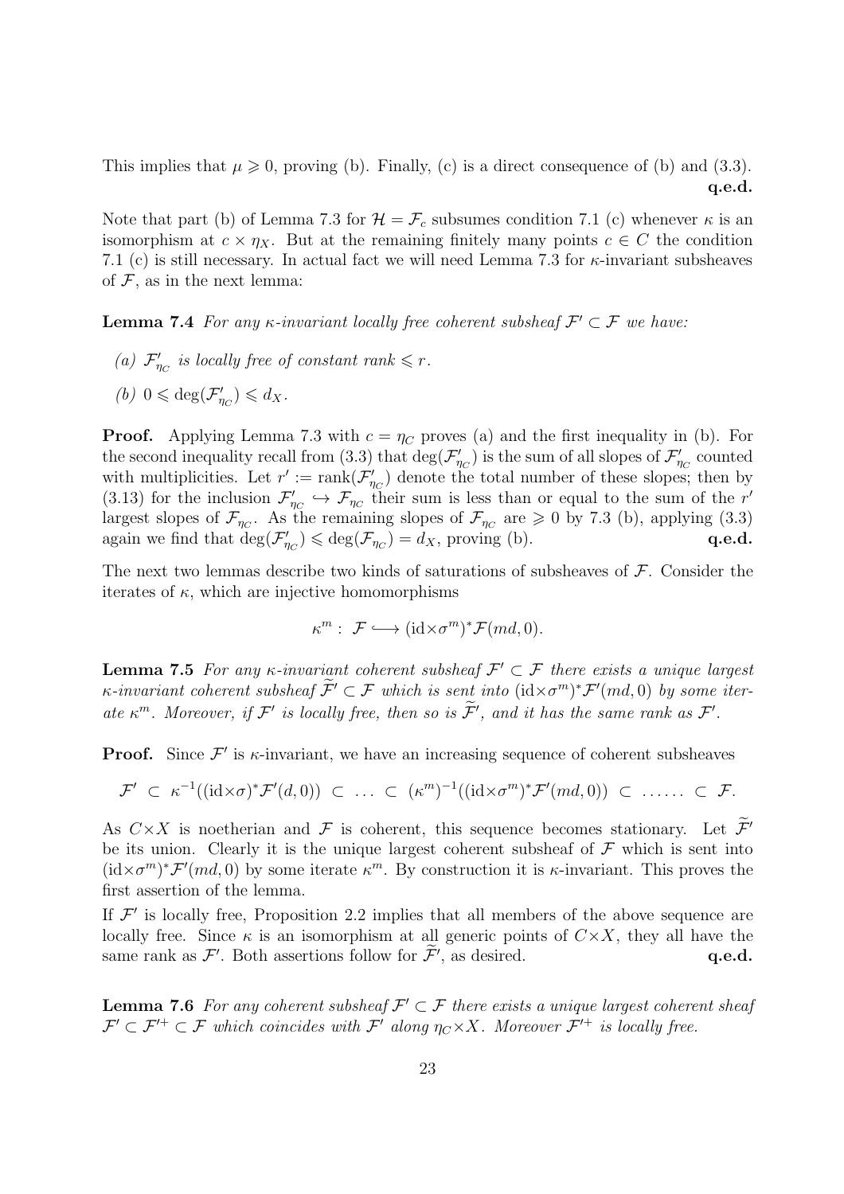This implies that $\mu \geqslant 0$, proving (b). Finally, (c) is a direct consequence of (b) and (3.3). **q.e.d.**

Note that part (b) of Lemma 7.3 for $\mathcal{H} = \mathcal{F}_c$ subsumes condition 7.1 (c) whenever $\kappa$ is an isomorphism at $c \times \eta_X$. But at the remaining finitely many points $c \in C$ the condition 7.1 (c) is still necessary. In actual fact we will need Lemma 7.3 for $\kappa$-invariant subsheaves of $\mathcal{F}$, as in the next lemma:

**Lemma 7.4** *For any $\kappa$-invariant locally free coherent subsheaf $\mathcal{F}' \subset \mathcal{F}$ we have:*

*(a) $\mathcal{F}'_{\eta_C}$ is locally free of constant rank $\leqslant r$.*

*(b) $0 \leqslant \deg(\mathcal{F}'_{\eta_C}) \leqslant d_X$.*

**Proof.** Applying Lemma 7.3 with $c = \eta_C$ proves (a) and the first inequality in (b). For the second inequality recall from (3.3) that $\deg(\mathcal{F}'_{\eta_C})$ is the sum of all slopes of $\mathcal{F}'_{\eta_C}$ counted with multiplicities. Let $r' := \mathrm{rank}(\mathcal{F}'_{\eta_C})$ denote the total number of these slopes; then by (3.13) for the inclusion $\mathcal{F}'_{\eta_C} \hookrightarrow \mathcal{F}_{\eta_C}$ their sum is less than or equal to the sum of the $r'$ largest slopes of $\mathcal{F}_{\eta_C}$. As the remaining slopes of $\mathcal{F}_{\eta_C}$ are $\geqslant 0$ by 7.3 (b), applying (3.3) again we find that $\deg(\mathcal{F}'_{\eta_C}) \leqslant \deg(\mathcal{F}_{\eta_C}) = d_X$, proving (b). **q.e.d.**

The next two lemmas describe two kinds of saturations of subsheaves of $\mathcal{F}$. Consider the iterates of $\kappa$, which are injective homomorphisms

$$\kappa^m : \ \mathcal{F} \hookrightarrow (\mathrm{id} \times \sigma^m)^* \mathcal{F}(md, 0).$$

**Lemma 7.5** *For any $\kappa$-invariant coherent subsheaf $\mathcal{F}' \subset \mathcal{F}$ there exists a unique largest $\kappa$-invariant coherent subsheaf $\widetilde{\mathcal{F}}' \subset \mathcal{F}$ which is sent into $(\mathrm{id} \times \sigma^m)^* \mathcal{F}'(md, 0)$ by some iterate $\kappa^m$. Moreover, if $\mathcal{F}'$ is locally free, then so is $\widetilde{\mathcal{F}}'$, and it has the same rank as $\mathcal{F}'$.*

**Proof.** Since $\mathcal{F}'$ is $\kappa$-invariant, we have an increasing sequence of coherent subsheaves

$$\mathcal{F}' \ \subset \ \kappa^{-1}((\mathrm{id} \times \sigma)^* \mathcal{F}'(d, 0)) \ \subset \ \ldots \ \subset \ (\kappa^m)^{-1}((\mathrm{id} \times \sigma^m)^* \mathcal{F}'(md, 0)) \ \subset \ \ldots\ldots \ \subset \ \mathcal{F}.$$

As $C \times X$ is noetherian and $\mathcal{F}$ is coherent, this sequence becomes stationary. Let $\widetilde{\mathcal{F}}'$ be its union. Clearly it is the unique largest coherent subsheaf of $\mathcal{F}$ which is sent into $(\mathrm{id} \times \sigma^m)^* \mathcal{F}'(md, 0)$ by some iterate $\kappa^m$. By construction it is $\kappa$-invariant. This proves the first assertion of the lemma.

If $\mathcal{F}'$ is locally free, Proposition 2.2 implies that all members of the above sequence are locally free. Since $\kappa$ is an isomorphism at all generic points of $C \times X$, they all have the same rank as $\mathcal{F}'$. Both assertions follow for $\widetilde{\mathcal{F}}'$, as desired. **q.e.d.**

**Lemma 7.6** *For any coherent subsheaf $\mathcal{F}' \subset \mathcal{F}$ there exists a unique largest coherent sheaf $\mathcal{F}' \subset \mathcal{F}'^{+} \subset \mathcal{F}$ which coincides with $\mathcal{F}'$ along $\eta_C \times X$. Moreover $\mathcal{F}'^{+}$ is locally free.*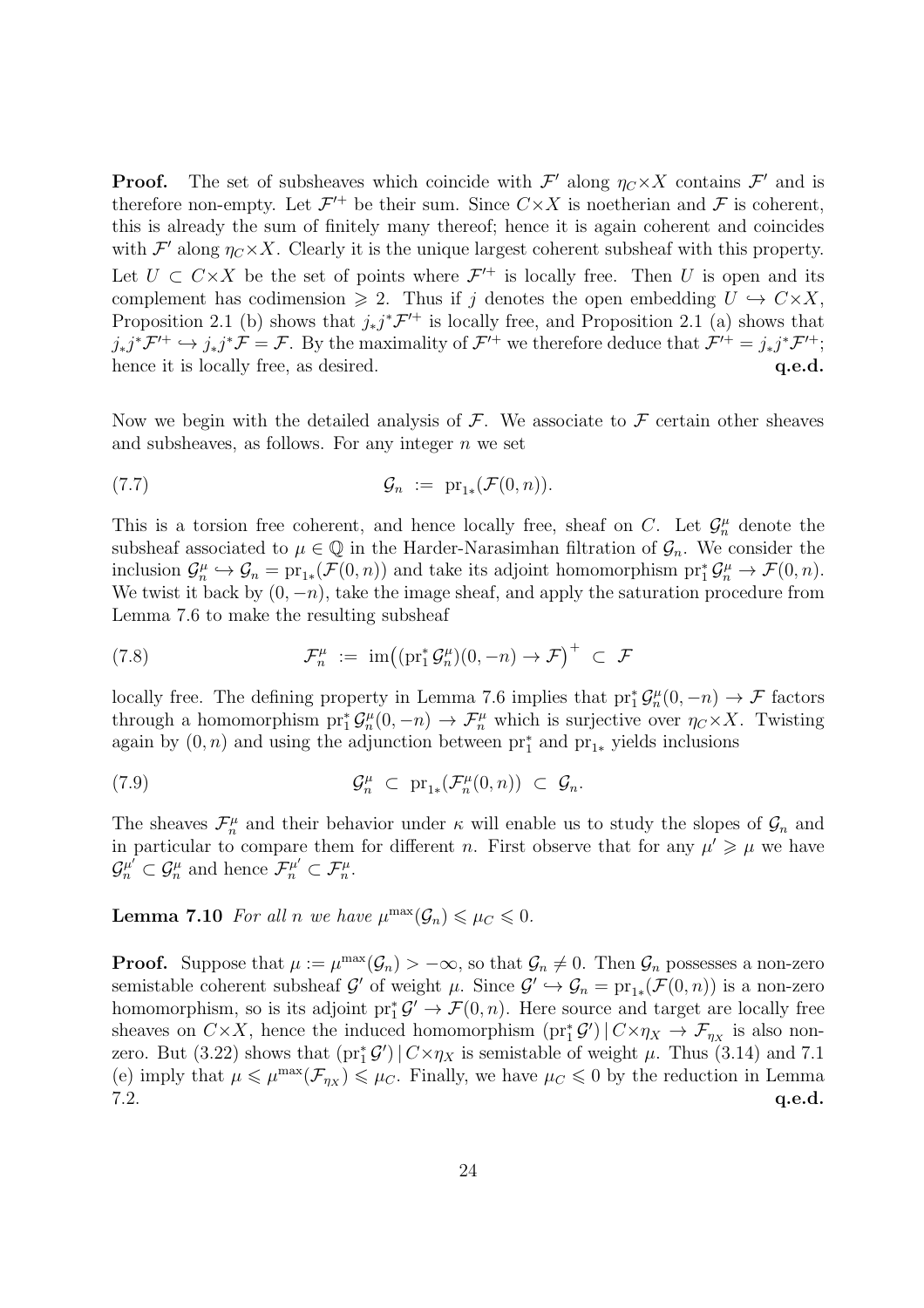**Proof.** The set of subsheaves which coincide with $\mathcal{F}'$ along $\eta_C \times X$ contains $\mathcal{F}'$ and is therefore non-empty. Let $\mathcal{F}'^+$ be their sum. Since $C \times X$ is noetherian and $\mathcal{F}$ is coherent, this is already the sum of finitely many thereof; hence it is again coherent and coincides with $\mathcal{F}'$ along $\eta_C \times X$. Clearly it is the unique largest coherent subsheaf with this property. Let $U \subset C \times X$ be the set of points where $\mathcal{F}'^+$ is locally free. Then $U$ is open and its complement has codimension $\geqslant 2$. Thus if $j$ denotes the open embedding $U \hookrightarrow C \times X$, Proposition 2.1 (b) shows that $j_* j^* \mathcal{F}'^+$ is locally free, and Proposition 2.1 (a) shows that $j_* j^* \mathcal{F}'^+ \hookrightarrow j_* j^* \mathcal{F} = \mathcal{F}$. By the maximality of $\mathcal{F}'^+$ we therefore deduce that $\mathcal{F}'^+ = j_* j^* \mathcal{F}'^+$; hence it is locally free, as desired. **q.e.d.**

Now we begin with the detailed analysis of $\mathcal{F}$. We associate to $\mathcal{F}$ certain other sheaves and subsheaves, as follows. For any integer $n$ we set

$$\mathcal{G}_n \;:=\; \mathrm{pr}_{1*}(\mathcal{F}(0,n)). \tag{7.7}$$

This is a torsion free coherent, and hence locally free, sheaf on $C$. Let $\mathcal{G}_n^\mu$ denote the subsheaf associated to $\mu \in \mathbb{Q}$ in the Harder-Narasimhan filtration of $\mathcal{G}_n$. We consider the inclusion $\mathcal{G}_n^\mu \hookrightarrow \mathcal{G}_n = \mathrm{pr}_{1*}(\mathcal{F}(0,n))$ and take its adjoint homomorphism $\mathrm{pr}_1^* \mathcal{G}_n^\mu \to \mathcal{F}(0,n)$. We twist it back by $(0,-n)$, take the image sheaf, and apply the saturation procedure from Lemma 7.6 to make the resulting subsheaf

$$\mathcal{F}_n^\mu \;:=\; \mathrm{im}\big((\mathrm{pr}_1^* \mathcal{G}_n^\mu)(0,-n) \to \mathcal{F}\big)^+ \;\subset\; \mathcal{F} \tag{7.8}$$

locally free. The defining property in Lemma 7.6 implies that $\mathrm{pr}_1^* \mathcal{G}_n^\mu(0,-n) \to \mathcal{F}$ factors through a homomorphism $\mathrm{pr}_1^* \mathcal{G}_n^\mu(0,-n) \to \mathcal{F}_n^\mu$ which is surjective over $\eta_C \times X$. Twisting again by $(0,n)$ and using the adjunction between $\mathrm{pr}_1^*$ and $\mathrm{pr}_{1*}$ yields inclusions

$$\mathcal{G}_n^\mu \;\subset\; \mathrm{pr}_{1*}(\mathcal{F}_n^\mu(0,n)) \;\subset\; \mathcal{G}_n. \tag{7.9}$$

The sheaves $\mathcal{F}_n^\mu$ and their behavior under $\kappa$ will enable us to study the slopes of $\mathcal{G}_n$ and in particular to compare them for different $n$. First observe that for any $\mu' \geqslant \mu$ we have $\mathcal{G}_n^{\mu'} \subset \mathcal{G}_n^\mu$ and hence $\mathcal{F}_n^{\mu'} \subset \mathcal{F}_n^\mu$.

**Lemma 7.10** *For all $n$ we have $\mu^{\max}(\mathcal{G}_n) \leqslant \mu_C \leqslant 0$.*

**Proof.** Suppose that $\mu := \mu^{\max}(\mathcal{G}_n) > -\infty$, so that $\mathcal{G}_n \neq 0$. Then $\mathcal{G}_n$ possesses a non-zero semistable coherent subsheaf $\mathcal{G}'$ of weight $\mu$. Since $\mathcal{G}' \hookrightarrow \mathcal{G}_n = \mathrm{pr}_{1*}(\mathcal{F}(0,n))$ is a non-zero homomorphism, so is its adjoint $\mathrm{pr}_1^* \mathcal{G}' \to \mathcal{F}(0,n)$. Here source and target are locally free sheaves on $C \times X$, hence the induced homomorphism $(\mathrm{pr}_1^* \mathcal{G}') \,|\, C \times \eta_X \to \mathcal{F}_{\eta_X}$ is also non-zero. But (3.22) shows that $(\mathrm{pr}_1^* \mathcal{G}') \,|\, C \times \eta_X$ is semistable of weight $\mu$. Thus (3.14) and 7.1 (e) imply that $\mu \leqslant \mu^{\max}(\mathcal{F}_{\eta_X}) \leqslant \mu_C$. Finally, we have $\mu_C \leqslant 0$ by the reduction in Lemma 7.2. **q.e.d.**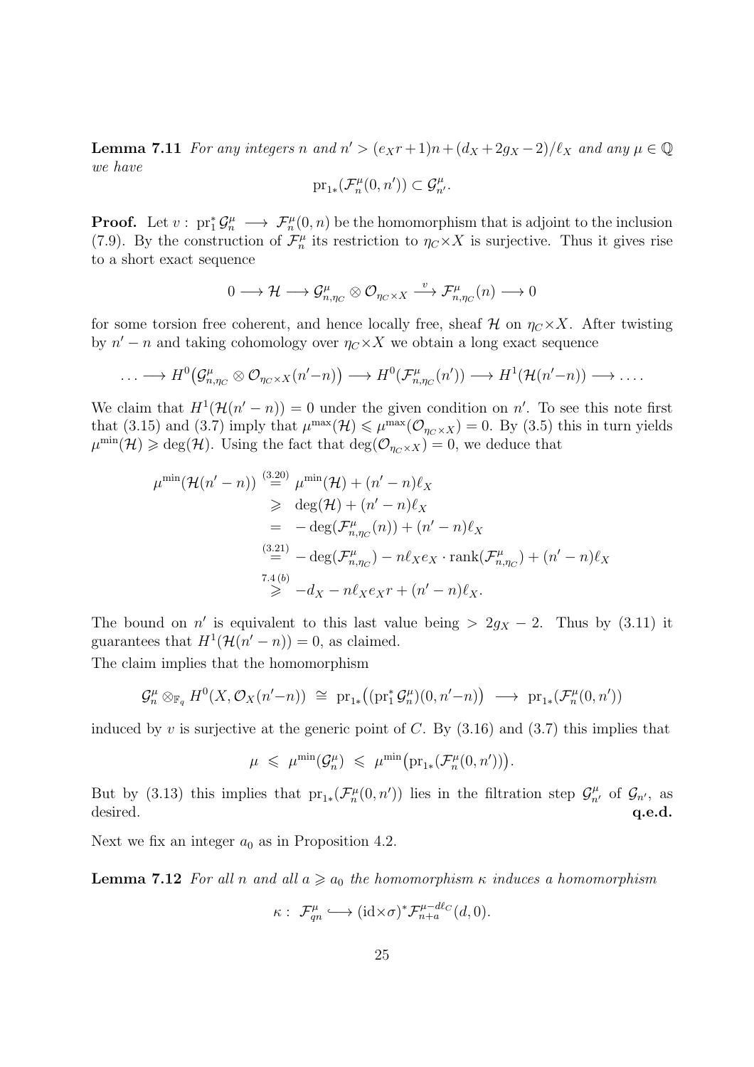**Lemma 7.11** *For any integers $n$ and $n' > (e_X r + 1)n + (d_X + 2g_X - 2)/\ell_X$ and any $\mu \in \mathbb{Q}$ we have*

$$\mathrm{pr}_{1*}(\mathcal{F}_n^\mu(0, n')) \subset \mathcal{G}_{n'}^\mu.$$

**Proof.** Let $v : \mathrm{pr}_1^* \mathcal{G}_n^\mu \longrightarrow \mathcal{F}_n^\mu(0, n)$ be the homomorphism that is adjoint to the inclusion (7.9). By the construction of $\mathcal{F}_n^\mu$ its restriction to $\eta_C \times X$ is surjective. Thus it gives rise to a short exact sequence

$$0 \longrightarrow \mathcal{H} \longrightarrow \mathcal{G}_{n,\eta_C}^\mu \otimes \mathcal{O}_{\eta_C \times X} \xrightarrow{\ v\ } \mathcal{F}_{n,\eta_C}^\mu(n) \longrightarrow 0$$

for some torsion free coherent, and hence locally free, sheaf $\mathcal{H}$ on $\eta_C \times X$. After twisting by $n' - n$ and taking cohomology over $\eta_C \times X$ we obtain a long exact sequence

$$\ldots \longrightarrow H^0\big(\mathcal{G}_{n,\eta_C}^\mu \otimes \mathcal{O}_{\eta_C \times X}(n'-n)\big) \longrightarrow H^0(\mathcal{F}_{n,\eta_C}^\mu(n')) \longrightarrow H^1(\mathcal{H}(n'-n)) \longrightarrow \ldots.$$

We claim that $H^1(\mathcal{H}(n' - n)) = 0$ under the given condition on $n'$. To see this note first that (3.15) and (3.7) imply that $\mu^{\max}(\mathcal{H}) \leqslant \mu^{\max}(\mathcal{O}_{\eta_C \times X}) = 0$. By (3.5) this in turn yields $\mu^{\min}(\mathcal{H}) \geqslant \deg(\mathcal{H})$. Using the fact that $\deg(\mathcal{O}_{\eta_C \times X}) = 0$, we deduce that

$$\begin{aligned}
\mu^{\min}(\mathcal{H}(n' - n)) &\overset{(3.20)}{=} \mu^{\min}(\mathcal{H}) + (n' - n)\ell_X \\
&\geqslant \deg(\mathcal{H}) + (n' - n)\ell_X \\
&= -\deg(\mathcal{F}_{n,\eta_C}^\mu(n)) + (n' - n)\ell_X \\
&\overset{(3.21)}{=} -\deg(\mathcal{F}_{n,\eta_C}^\mu) - n\ell_X e_X \cdot \mathrm{rank}(\mathcal{F}_{n,\eta_C}^\mu) + (n' - n)\ell_X \\
&\overset{7.4\,(b)}{\geqslant} -d_X - n\ell_X e_X r + (n' - n)\ell_X.
\end{aligned}$$

The bound on $n'$ is equivalent to this last value being $> 2g_X - 2$. Thus by (3.11) it guarantees that $H^1(\mathcal{H}(n' - n)) = 0$, as claimed.

The claim implies that the homomorphism

$$\mathcal{G}_n^\mu \otimes_{\mathbb{F}_q} H^0(X, \mathcal{O}_X(n'-n)) \ \cong\ \mathrm{pr}_{1*}\big((\mathrm{pr}_1^* \mathcal{G}_n^\mu)(0, n'-n)\big) \ \longrightarrow\ \mathrm{pr}_{1*}(\mathcal{F}_n^\mu(0, n'))$$

induced by $v$ is surjective at the generic point of $C$. By (3.16) and (3.7) this implies that

$$\mu \ \leqslant\ \mu^{\min}(\mathcal{G}_n^\mu) \ \leqslant\ \mu^{\min}\big(\mathrm{pr}_{1*}(\mathcal{F}_n^\mu(0, n'))\big).$$

But by (3.13) this implies that $\mathrm{pr}_{1*}(\mathcal{F}_n^\mu(0, n'))$ lies in the filtration step $\mathcal{G}_{n'}^\mu$ of $\mathcal{G}_{n'}$, as desired. **q.e.d.**

Next we fix an integer $a_0$ as in Proposition 4.2.

**Lemma 7.12** *For all $n$ and all $a \geqslant a_0$ the homomorphism $\kappa$ induces a homomorphism*

$$\kappa :\ \mathcal{F}_{qn}^\mu \hookrightarrow (\mathrm{id} \times \sigma)^* \mathcal{F}_{n+a}^{\mu - d\ell_C}(d, 0).$$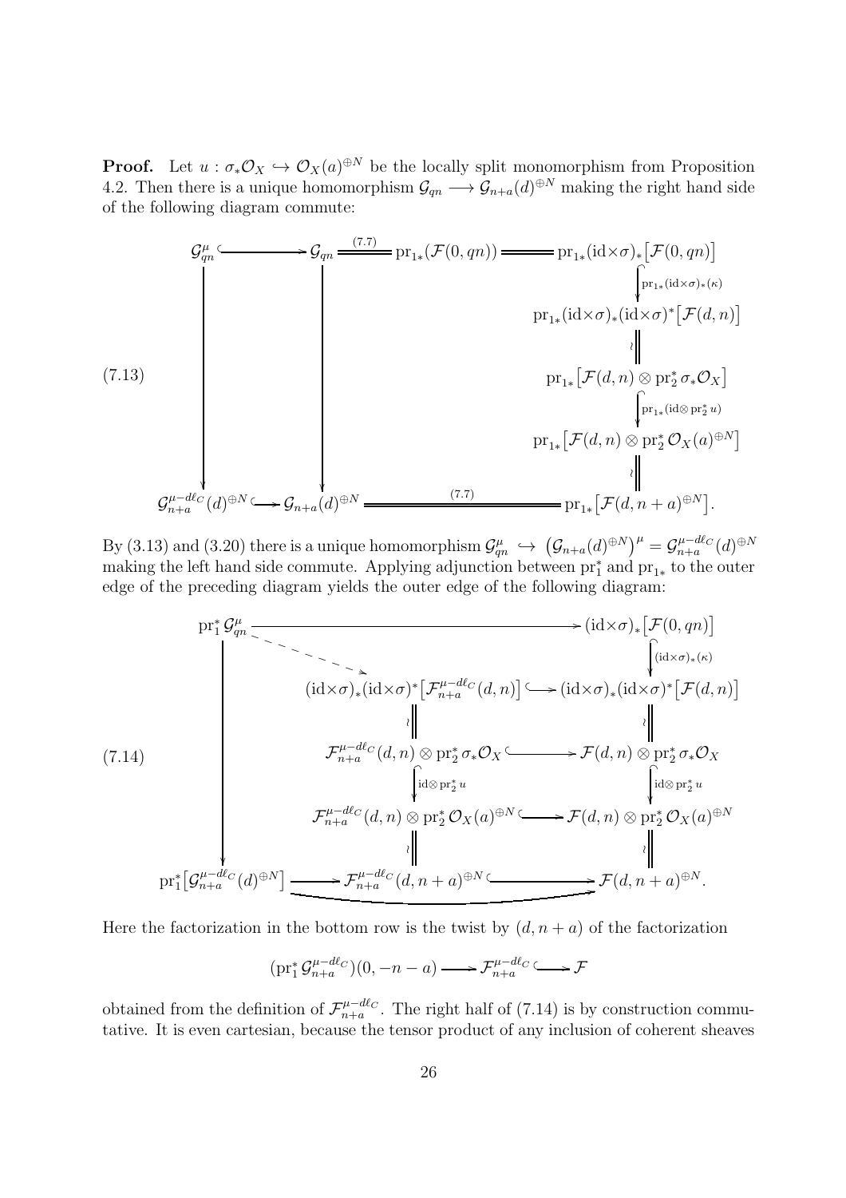**Proof.** Let $u : \sigma_*\mathcal{O}_X \hookrightarrow \mathcal{O}_X(a)^{\oplus N}$ be the locally split monomorphism from Proposition 4.2. Then there is a unique homomorphism $\mathcal{G}_{qn} \longrightarrow \mathcal{G}_{n+a}(d)^{\oplus N}$ making the right hand side of the following diagram commute:

$$
(7.13)\qquad
\begin{array}{ccccccc}
\mathcal{G}^{\mu}_{qn} & \hookrightarrow & \mathcal{G}_{qn} & \overset{(7.7)}{=\!=} & \mathrm{pr}_{1*}(\mathcal{F}(0,qn)) & =\!= & \mathrm{pr}_{1*}(\mathrm{id}{\times}\sigma)_*\big[\mathcal{F}(0,qn)\big] \\
 & & & & & & \Big\downarrow {\scriptstyle \mathrm{pr}_{1*}(\mathrm{id}\times\sigma)_*(\kappa)} \\
 & & & & & & \mathrm{pr}_{1*}(\mathrm{id}{\times}\sigma)_*(\mathrm{id}{\times}\sigma)^*\big[\mathcal{F}(d,n)\big] \\
 & & & & & & \wr\| \\
\Big\downarrow & & \Big\downarrow & & & & \mathrm{pr}_{1*}\big[\mathcal{F}(d,n)\otimes \mathrm{pr}_2^*\,\sigma_*\mathcal{O}_X\big] \\
 & & & & & & \Big\downarrow {\scriptstyle \mathrm{pr}_{1*}(\mathrm{id}\otimes \mathrm{pr}_2^* u)} \\
 & & & & & & \mathrm{pr}_{1*}\big[\mathcal{F}(d,n)\otimes \mathrm{pr}_2^*\,\mathcal{O}_X(a)^{\oplus N}\big] \\
 & & & & & & \wr\| \\
\mathcal{G}^{\mu-d\ell_C}_{n+a}(d)^{\oplus N} & \hookrightarrow & \mathcal{G}_{n+a}(d)^{\oplus N} & & \overset{(7.7)}{=\!=\!=\!=\!=} & & \mathrm{pr}_{1*}\big[\mathcal{F}(d,n+a)^{\oplus N}\big].
\end{array}
$$

By (3.13) and (3.20) there is a unique homomorphism $\mathcal{G}^{\mu}_{qn} \hookrightarrow \big(\mathcal{G}_{n+a}(d)^{\oplus N}\big)^{\mu} = \mathcal{G}^{\mu-d\ell_C}_{n+a}(d)^{\oplus N}$ making the left hand side commute. Applying adjunction between $\mathrm{pr}_1^*$ and $\mathrm{pr}_{1*}$ to the outer edge of the preceding diagram yields the outer edge of the following diagram:

$$
(7.14)\qquad
\begin{array}{ccccc}
\mathrm{pr}_1^*\,\mathcal{G}^{\mu}_{qn} & & \longrightarrow & & (\mathrm{id}{\times}\sigma)_*\big[\mathcal{F}(0,qn)\big] \\
\Big\downarrow & \searrow & & & \Big\downarrow {\scriptstyle (\mathrm{id}\times\sigma)_*(\kappa)} \\
 & & (\mathrm{id}{\times}\sigma)_*(\mathrm{id}{\times}\sigma)^*\big[\mathcal{F}^{\mu-d\ell_C}_{n+a}(d,n)\big] & \hookrightarrow & (\mathrm{id}{\times}\sigma)_*(\mathrm{id}{\times}\sigma)^*\big[\mathcal{F}(d,n)\big] \\
 & & \wr\| & & \wr\| \\
 & & \mathcal{F}^{\mu-d\ell_C}_{n+a}(d,n)\otimes \mathrm{pr}_2^*\,\sigma_*\mathcal{O}_X & \hookrightarrow & \mathcal{F}(d,n)\otimes \mathrm{pr}_2^*\,\sigma_*\mathcal{O}_X \\
 & & \Big\downarrow {\scriptstyle \mathrm{id}\otimes \mathrm{pr}_2^* u} & & \Big\downarrow {\scriptstyle \mathrm{id}\otimes \mathrm{pr}_2^* u} \\
 & & \mathcal{F}^{\mu-d\ell_C}_{n+a}(d,n)\otimes \mathrm{pr}_2^*\,\mathcal{O}_X(a)^{\oplus N} & \hookrightarrow & \mathcal{F}(d,n)\otimes \mathrm{pr}_2^*\,\mathcal{O}_X(a)^{\oplus N} \\
 & & \wr\| & & \wr\| \\
\mathrm{pr}_1^*\big[\mathcal{G}^{\mu-d\ell_C}_{n+a}(d)^{\oplus N}\big] & \longrightarrow & \mathcal{F}^{\mu-d\ell_C}_{n+a}(d,n+a)^{\oplus N} & \hookrightarrow & \mathcal{F}(d,n+a)^{\oplus N}.
\end{array}
$$

Here the factorization in the bottom row is the twist by $(d, n+a)$ of the factorization

$$(\mathrm{pr}_1^*\,\mathcal{G}^{\mu-d\ell_C}_{n+a})(0,-n-a) \longrightarrow \mathcal{F}^{\mu-d\ell_C}_{n+a} \hookrightarrow \mathcal{F}$$

obtained from the definition of $\mathcal{F}^{\mu-d\ell_C}_{n+a}$. The right half of (7.14) is by construction commutative. It is even cartesian, because the tensor product of any inclusion of coherent sheaves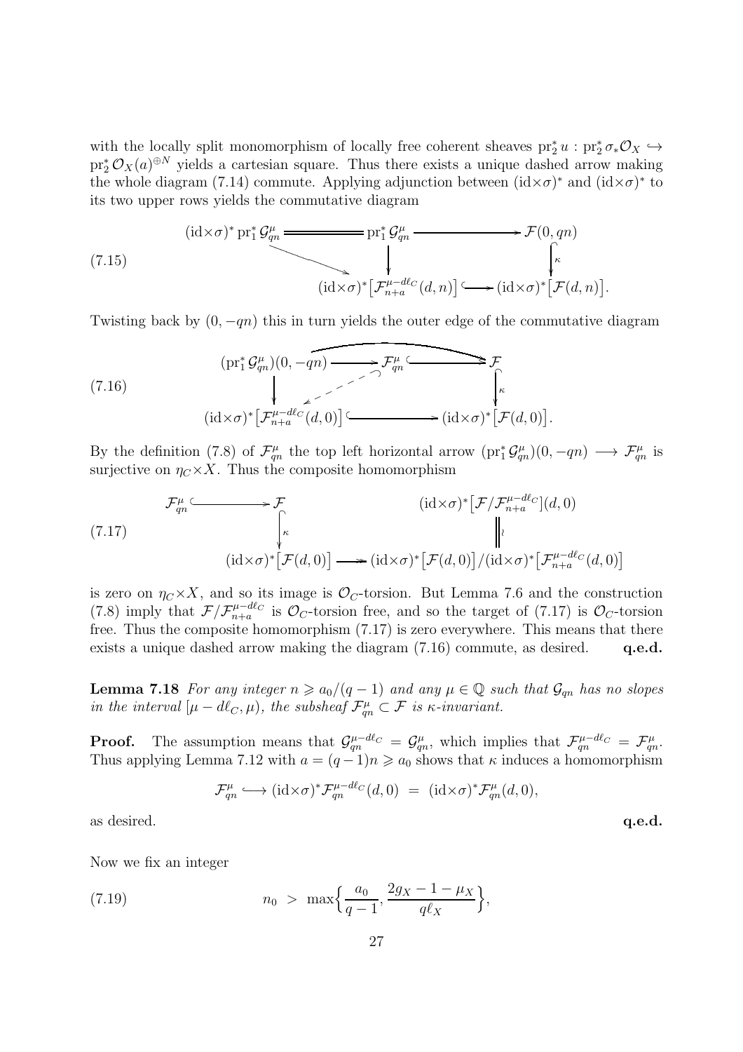with the locally split monomorphism of locally free coherent sheaves $\mathrm{pr}_2^* u : \mathrm{pr}_2^* \sigma_* \mathcal{O}_X \hookrightarrow \mathrm{pr}_2^* \mathcal{O}_X(a)^{\oplus N}$ yields a cartesian square. Thus there exists a unique dashed arrow making the whole diagram (7.14) commute. Applying adjunction between $(\mathrm{id}{\times}\sigma)^*$ and $(\mathrm{id}{\times}\sigma)^*$ to its two upper rows yields the commutative diagram

$$
(7.15)\qquad
\begin{array}{ccccc}
(\mathrm{id}{\times}\sigma)^*\,\mathrm{pr}_1^*\,\mathcal{G}_{qn}^{\mu} & = & \mathrm{pr}_1^*\,\mathcal{G}_{qn}^{\mu} & \longrightarrow & \mathcal{F}(0,qn) \\
& \searrow & \big\downarrow & & \big\downarrow{\scriptstyle\kappa} \\
& & (\mathrm{id}{\times}\sigma)^*\big[\mathcal{F}_{n+a}^{\mu-d\ell_C}(d,n)\big] & \hookrightarrow & (\mathrm{id}{\times}\sigma)^*\big[\mathcal{F}(d,n)\big].
\end{array}
$$

Twisting back by $(0,-qn)$ this in turn yields the outer edge of the commutative diagram

$$
(7.16)\qquad
\begin{array}{ccccc}
(\mathrm{pr}_1^*\,\mathcal{G}_{qn}^{\mu})(0,-qn) & \longrightarrow & \mathcal{F}_{qn}^{\mu} & \hookrightarrow & \mathcal{F} \\
\big\downarrow & \swarrow & & & \big\downarrow{\scriptstyle\kappa} \\
(\mathrm{id}{\times}\sigma)^*\big[\mathcal{F}_{n+a}^{\mu-d\ell_C}(d,0)\big] & & \hookrightarrow & & (\mathrm{id}{\times}\sigma)^*\big[\mathcal{F}(d,0)\big].
\end{array}
$$

By the definition (7.8) of $\mathcal{F}_{qn}^{\mu}$ the top left horizontal arrow $(\mathrm{pr}_1^*\,\mathcal{G}_{qn}^{\mu})(0,-qn) \longrightarrow \mathcal{F}_{qn}^{\mu}$ is surjective on $\eta_C{\times}X$. Thus the composite homomorphism

$$
(7.17)\qquad
\begin{array}{ccccc}
\mathcal{F}_{qn}^{\mu} & \hookrightarrow & \mathcal{F} & & (\mathrm{id}{\times}\sigma)^*\big[\mathcal{F}/\mathcal{F}_{n+a}^{\mu-d\ell_C}\big](d,0) \\
& & \big\downarrow{\scriptstyle\kappa} & & \big\|{\scriptstyle\wr} \\
& & (\mathrm{id}{\times}\sigma)^*\big[\mathcal{F}(d,0)\big] & \twoheadrightarrow & (\mathrm{id}{\times}\sigma)^*\big[\mathcal{F}(d,0)\big]/(\mathrm{id}{\times}\sigma)^*\big[\mathcal{F}_{n+a}^{\mu-d\ell_C}(d,0)\big]
\end{array}
$$

is zero on $\eta_C{\times}X$, and so its image is $\mathcal{O}_C$-torsion. But Lemma 7.6 and the construction (7.8) imply that $\mathcal{F}/\mathcal{F}_{n+a}^{\mu-d\ell_C}$ is $\mathcal{O}_C$-torsion free, and so the target of (7.17) is $\mathcal{O}_C$-torsion free. Thus the composite homomorphism (7.17) is zero everywhere. This means that there exists a unique dashed arrow making the diagram (7.16) commute, as desired. **q.e.d.**

**Lemma 7.18** *For any integer $n \geqslant a_0/(q-1)$ and any $\mu \in \mathbb{Q}$ such that $\mathcal{G}_{qn}$ has no slopes in the interval $[\mu - d\ell_C, \mu)$, the subsheaf $\mathcal{F}_{qn}^{\mu} \subset \mathcal{F}$ is $\kappa$-invariant.*

**Proof.** The assumption means that $\mathcal{G}_{qn}^{\mu-d\ell_C} = \mathcal{G}_{qn}^{\mu}$, which implies that $\mathcal{F}_{qn}^{\mu-d\ell_C} = \mathcal{F}_{qn}^{\mu}$. Thus applying Lemma 7.12 with $a = (q-1)n \geqslant a_0$ shows that $\kappa$ induces a homomorphism

$$
\mathcal{F}_{qn}^{\mu} \longrightarrow (\mathrm{id}{\times}\sigma)^*\mathcal{F}_{qn}^{\mu-d\ell_C}(d,0) \;=\; (\mathrm{id}{\times}\sigma)^*\mathcal{F}_{qn}^{\mu}(d,0),
$$

as desired. **q.e.d.**

Now we fix an integer

$$
(7.19)\qquad n_0 \;>\; \max\Big\{\frac{a_0}{q-1}, \frac{2g_X - 1 - \mu_X}{q\ell_X}\Big\},
$$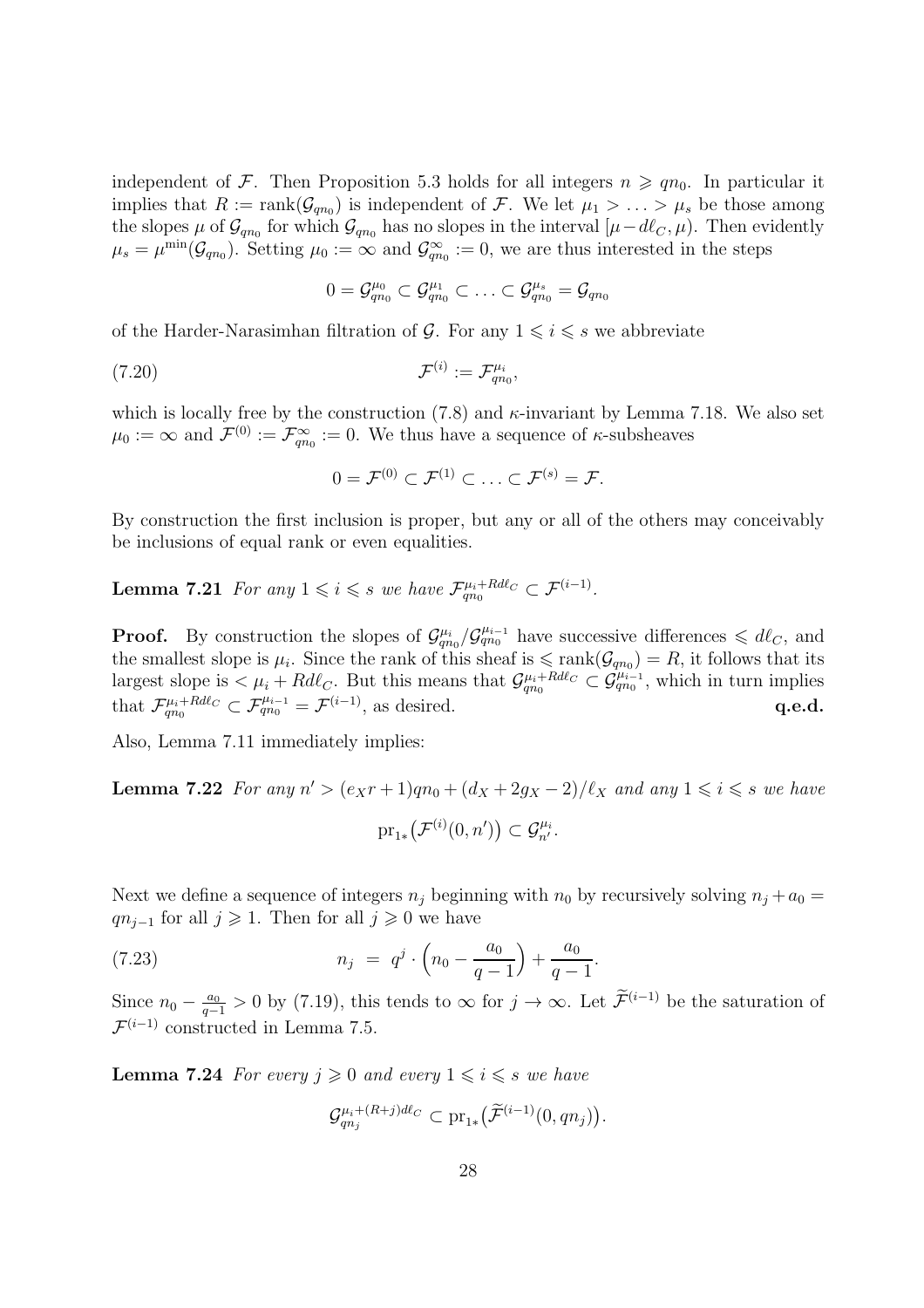independent of $\mathcal{F}$. Then Proposition 5.3 holds for all integers $n \geqslant qn_0$. In particular it implies that $R := \operatorname{rank}(\mathcal{G}_{qn_0})$ is independent of $\mathcal{F}$. We let $\mu_1 > \ldots > \mu_s$ be those among the slopes $\mu$ of $\mathcal{G}_{qn_0}$ for which $\mathcal{G}_{qn_0}$ has no slopes in the interval $[\mu - d\ell_C, \mu)$. Then evidently $\mu_s = \mu^{\min}(\mathcal{G}_{qn_0})$. Setting $\mu_0 := \infty$ and $\mathcal{G}^{\infty}_{qn_0} := 0$, we are thus interested in the steps

$$0 = \mathcal{G}^{\mu_0}_{qn_0} \subset \mathcal{G}^{\mu_1}_{qn_0} \subset \ldots \subset \mathcal{G}^{\mu_s}_{qn_0} = \mathcal{G}_{qn_0}$$

of the Harder-Narasimhan filtration of $\mathcal{G}$. For any $1 \leqslant i \leqslant s$ we abbreviate

$$\mathcal{F}^{(i)} := \mathcal{F}^{\mu_i}_{qn_0}, \tag{7.20}$$

which is locally free by the construction (7.8) and $\kappa$-invariant by Lemma 7.18. We also set $\mu_0 := \infty$ and $\mathcal{F}^{(0)} := \mathcal{F}^{\infty}_{qn_0} := 0$. We thus have a sequence of $\kappa$-subsheaves

$$0 = \mathcal{F}^{(0)} \subset \mathcal{F}^{(1)} \subset \ldots \subset \mathcal{F}^{(s)} = \mathcal{F}.$$

By construction the first inclusion is proper, but any or all of the others may conceivably be inclusions of equal rank or even equalities.

**Lemma 7.21** *For any $1 \leqslant i \leqslant s$ we have $\mathcal{F}^{\mu_i + Rd\ell_C}_{qn_0} \subset \mathcal{F}^{(i-1)}$.*

**Proof.** By construction the slopes of $\mathcal{G}^{\mu_i}_{qn_0}/\mathcal{G}^{\mu_{i-1}}_{qn_0}$ have successive differences $\leqslant d\ell_C$, and the smallest slope is $\mu_i$. Since the rank of this sheaf is $\leqslant \operatorname{rank}(\mathcal{G}_{qn_0}) = R$, it follows that its largest slope is $< \mu_i + Rd\ell_C$. But this means that $\mathcal{G}^{\mu_i + Rd\ell_C}_{qn_0} \subset \mathcal{G}^{\mu_{i-1}}_{qn_0}$, which in turn implies that $\mathcal{F}^{\mu_i + Rd\ell_C}_{qn_0} \subset \mathcal{F}^{\mu_{i-1}}_{qn_0} = \mathcal{F}^{(i-1)}$, as desired. **q.e.d.**

Also, Lemma 7.11 immediately implies:

**Lemma 7.22** *For any $n' > (e_X r + 1)qn_0 + (d_X + 2g_X - 2)/\ell_X$ and any $1 \leqslant i \leqslant s$ we have*

$$\operatorname{pr}_{1*}\big(\mathcal{F}^{(i)}(0, n')\big) \subset \mathcal{G}^{\mu_i}_{n'}.$$

Next we define a sequence of integers $n_j$ beginning with $n_0$ by recursively solving $n_j + a_0 = qn_{j-1}$ for all $j \geqslant 1$. Then for all $j \geqslant 0$ we have

$$n_j \;=\; q^j \cdot \Big(n_0 - \frac{a_0}{q-1}\Big) + \frac{a_0}{q-1}. \tag{7.23}$$

Since $n_0 - \frac{a_0}{q-1} > 0$ by (7.19), this tends to $\infty$ for $j \to \infty$. Let $\widetilde{\mathcal{F}}^{(i-1)}$ be the saturation of $\mathcal{F}^{(i-1)}$ constructed in Lemma 7.5.

**Lemma 7.24** *For every $j \geqslant 0$ and every $1 \leqslant i \leqslant s$ we have*

$$\mathcal{G}^{\mu_i + (R+j)d\ell_C}_{qn_j} \subset \operatorname{pr}_{1*}\big(\widetilde{\mathcal{F}}^{(i-1)}(0, qn_j)\big).$$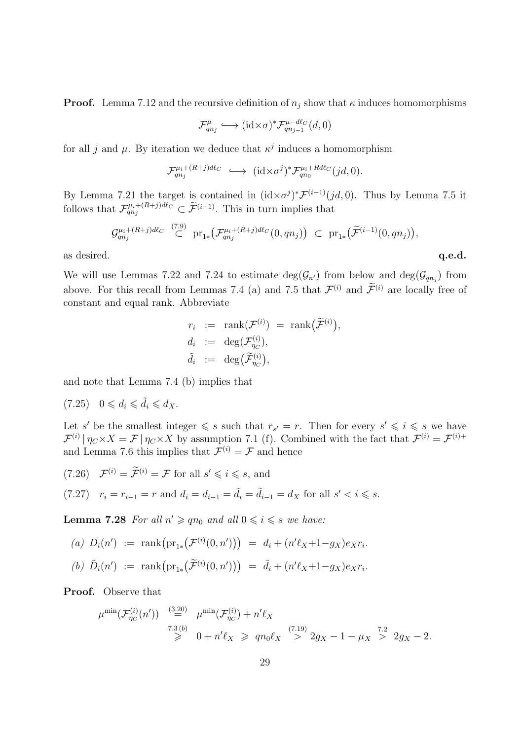**Proof.** Lemma 7.12 and the recursive definition of $n_j$ show that $\kappa$ induces homomorphisms

$$\mathcal{F}^{\mu}_{qn_j} \hookrightarrow (\mathrm{id}{\times}\sigma)^*\mathcal{F}^{\mu-d\ell_C}_{qn_{j-1}}(d,0)$$

for all $j$ and $\mu$. By iteration we deduce that $\kappa^j$ induces a homomorphism

$$\mathcal{F}^{\mu_i+(R+j)d\ell_C}_{qn_j} \hookrightarrow (\mathrm{id}{\times}\sigma^j)^*\mathcal{F}^{\mu_i+Rd\ell_C}_{qn_0}(jd,0).$$

By Lemma 7.21 the target is contained in $(\mathrm{id}{\times}\sigma^j)^*\mathcal{F}^{(i-1)}(jd,0)$. Thus by Lemma 7.5 it follows that $\mathcal{F}^{\mu_i+(R+j)d\ell_C}_{qn_j} \subset \widetilde{\mathcal{F}}^{(i-1)}$. This in turn implies that

$$\mathcal{G}^{\mu_i+(R+j)d\ell_C}_{qn_j} \overset{(7.9)}{\subset} \mathrm{pr}_{1*}\big(\mathcal{F}^{\mu_i+(R+j)d\ell_C}_{qn_j}(0,qn_j)\big) \subset \mathrm{pr}_{1*}\big(\widetilde{\mathcal{F}}^{(i-1)}(0,qn_j)\big),$$

as desired. **q.e.d.**

We will use Lemmas 7.22 and 7.24 to estimate $\deg(\mathcal{G}_{n'})$ from below and $\deg(\mathcal{G}_{qn_j})$ from above. For this recall from Lemmas 7.4 (a) and 7.5 that $\mathcal{F}^{(i)}$ and $\widetilde{\mathcal{F}}^{(i)}$ are locally free of constant and equal rank. Abbreviate

$$\begin{aligned} r_i &:= \mathrm{rank}(\mathcal{F}^{(i)}) = \mathrm{rank}\big(\widetilde{\mathcal{F}}^{(i)}\big), \\ d_i &:= \deg(\mathcal{F}^{(i)}_{\eta_C}), \\ \tilde{d}_i &:= \deg\big(\widetilde{\mathcal{F}}^{(i)}_{\eta_C}\big), \end{aligned}$$

and note that Lemma 7.4 (b) implies that

(7.25) $\quad 0 \leqslant d_i \leqslant \tilde{d}_i \leqslant d_X.$

Let $s'$ be the smallest integer $\leqslant s$ such that $r_{s'} = r$. Then for every $s' \leqslant i \leqslant s$ we have $\mathcal{F}^{(i)}\,|\,\eta_C{\times}X = \mathcal{F}\,|\,\eta_C{\times}X$ by assumption 7.1 (f). Combined with the fact that $\mathcal{F}^{(i)} = \mathcal{F}^{(i)+}$ and Lemma 7.6 this implies that $\mathcal{F}^{(i)} = \mathcal{F}$ and hence

(7.26) $\quad \mathcal{F}^{(i)} = \widetilde{\mathcal{F}}^{(i)} = \mathcal{F}$ for all $s' \leqslant i \leqslant s$, and

(7.27) $\quad r_i = r_{i-1} = r$ and $d_i = d_{i-1} = \tilde{d}_i = \tilde{d}_{i-1} = d_X$ for all $s' < i \leqslant s$.

**Lemma 7.28** *For all $n' \geqslant qn_0$ and all $0 \leqslant i \leqslant s$ we have:*

*(a)* $D_i(n') := \mathrm{rank}\big(\mathrm{pr}_{1*}\big(\mathcal{F}^{(i)}(0,n')\big)\big) = d_i + (n'\ell_X{+}1{-}g_X)e_X r_i.$

*(b)* $\tilde{D}_i(n') := \mathrm{rank}\big(\mathrm{pr}_{1*}\big(\widetilde{\mathcal{F}}^{(i)}(0,n')\big)\big) = \tilde{d}_i + (n'\ell_X{+}1{-}g_X)e_X r_i.$

**Proof.** Observe that

$$\begin{aligned} \mu^{\min}(\mathcal{F}^{(i)}_{\eta_C}(n')) &\overset{(3.20)}{=} \mu^{\min}(\mathcal{F}^{(i)}_{\eta_C}) + n'\ell_X \\ &\overset{7.3\,(b)}{\geqslant} 0 + n'\ell_X \geqslant qn_0\ell_X \overset{(7.19)}{>} 2g_X - 1 - \mu_X \overset{7.2}{>} 2g_X - 2. \end{aligned}$$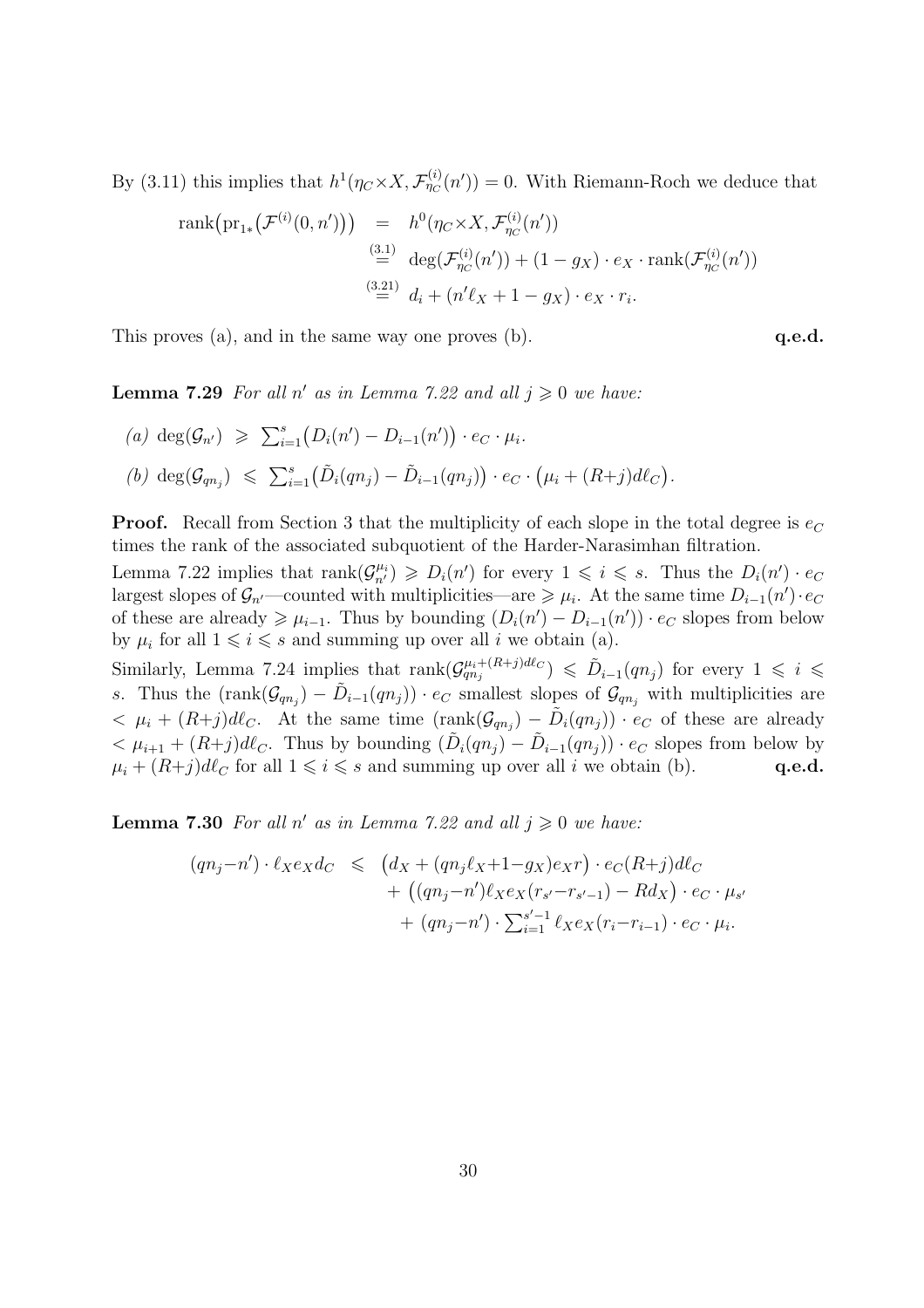By (3.11) this implies that $h^1(\eta_C{\times}X, \mathcal{F}^{(i)}_{\eta_C}(n'))=0$. With Riemann-Roch we deduce that

$$
\begin{aligned}
\operatorname{rank}\big(\mathrm{pr}_{1*}\big(\mathcal{F}^{(i)}(0,n')\big)\big) &= h^0(\eta_C{\times}X, \mathcal{F}^{(i)}_{\eta_C}(n')) \\
&\overset{(3.1)}{=} \deg(\mathcal{F}^{(i)}_{\eta_C}(n')) + (1-g_X)\cdot e_X \cdot \operatorname{rank}(\mathcal{F}^{(i)}_{\eta_C}(n')) \\
&\overset{(3.21)}{=} d_i + (n'\ell_X + 1 - g_X)\cdot e_X \cdot r_i.
\end{aligned}
$$

This proves (a), and in the same way one proves (b). **q.e.d.**

**Lemma 7.29** *For all $n'$ as in Lemma 7.22 and all $j \geqslant 0$ we have:*

(a) $\deg(\mathcal{G}_{n'}) \;\geqslant\; \sum_{i=1}^s \big(D_i(n') - D_{i-1}(n')\big)\cdot e_C \cdot \mu_i.$

(b) $\deg(\mathcal{G}_{qn_j}) \;\leqslant\; \sum_{i=1}^s \big(\tilde{D}_i(qn_j) - \tilde{D}_{i-1}(qn_j)\big)\cdot e_C \cdot \big(\mu_i + (R{+}j)d\ell_C\big).$

**Proof.** Recall from Section 3 that the multiplicity of each slope in the total degree is $e_C$ times the rank of the associated subquotient of the Harder-Narasimhan filtration.

Lemma 7.22 implies that $\operatorname{rank}(\mathcal{G}^{\mu_i}_{n'}) \geqslant D_i(n')$ for every $1 \leqslant i \leqslant s$. Thus the $D_i(n')\cdot e_C$ largest slopes of $\mathcal{G}_{n'}$—counted with multiplicities—are $\geqslant \mu_i$. At the same time $D_{i-1}(n')\cdot e_C$ of these are already $\geqslant \mu_{i-1}$. Thus by bounding $(D_i(n') - D_{i-1}(n'))\cdot e_C$ slopes from below by $\mu_i$ for all $1 \leqslant i \leqslant s$ and summing up over all $i$ we obtain (a).

Similarly, Lemma 7.24 implies that $\operatorname{rank}(\mathcal{G}^{\mu_i+(R+j)d\ell_C}_{qn_j}) \leqslant \tilde{D}_{i-1}(qn_j)$ for every $1 \leqslant i \leqslant s$. Thus the $(\operatorname{rank}(\mathcal{G}_{qn_j}) - \tilde{D}_{i-1}(qn_j))\cdot e_C$ smallest slopes of $\mathcal{G}_{qn_j}$ with multiplicities are $< \mu_i + (R{+}j)d\ell_C$. At the same time $(\operatorname{rank}(\mathcal{G}_{qn_j}) - \tilde{D}_i(qn_j))\cdot e_C$ of these are already $< \mu_{i+1} + (R{+}j)d\ell_C$. Thus by bounding $(\tilde{D}_i(qn_j) - \tilde{D}_{i-1}(qn_j))\cdot e_C$ slopes from below by $\mu_i + (R{+}j)d\ell_C$ for all $1 \leqslant i \leqslant s$ and summing up over all $i$ we obtain (b). **q.e.d.**

**Lemma 7.30** *For all $n'$ as in Lemma 7.22 and all $j \geqslant 0$ we have:*

$$
\begin{aligned}
(qn_j{-}n')\cdot \ell_X e_X d_C \;\leqslant\; & \big(d_X + (qn_j\ell_X{+}1{-}g_X)e_X r\big)\cdot e_C(R{+}j)d\ell_C \\
& + \big((qn_j{-}n')\ell_X e_X(r_{s'}{-}r_{s'-1}) - Rd_X\big)\cdot e_C \cdot \mu_{s'} \\
& + (qn_j{-}n')\cdot \textstyle\sum_{i=1}^{s'-1} \ell_X e_X(r_i{-}r_{i-1})\cdot e_C\cdot \mu_i.
\end{aligned}
$$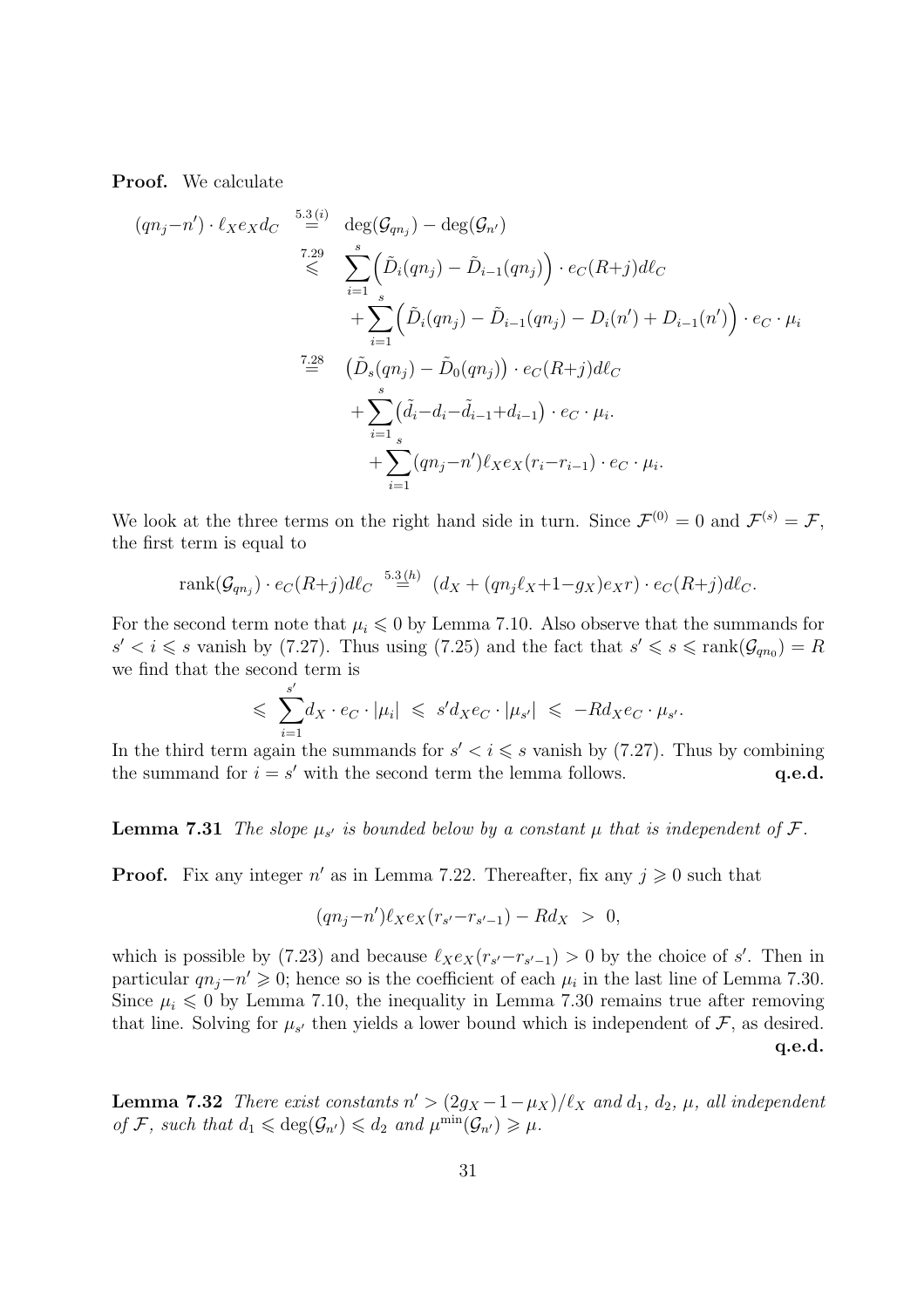**Proof.** We calculate

$$
\begin{aligned}
(qn_j - n') \cdot \ell_X e_X d_C \;\; &\overset{5.3\,(i)}{=} \;\; \deg(\mathcal{G}_{qn_j}) - \deg(\mathcal{G}_{n'}) \\
&\overset{7.29}{\leqslant} \;\; \sum_{i=1}^{s} \Big( \tilde{D}_i(qn_j) - \tilde{D}_{i-1}(qn_j) \Big) \cdot e_C (R+j) d\ell_C \\
&\qquad + \sum_{i=1}^{s} \Big( \tilde{D}_i(qn_j) - \tilde{D}_{i-1}(qn_j) - D_i(n') + D_{i-1}(n') \Big) \cdot e_C \cdot \mu_i \\
&\overset{7.28}{=} \;\; \big( \tilde{D}_s(qn_j) - \tilde{D}_0(qn_j) \big) \cdot e_C (R+j) d\ell_C \\
&\qquad + \sum_{i=1}^{s} \big( \tilde{d}_i - d_i - \tilde{d}_{i-1} + d_{i-1} \big) \cdot e_C \cdot \mu_i. \\
&\qquad + \sum_{i=1}^{s} (qn_j - n') \ell_X e_X (r_i - r_{i-1}) \cdot e_C \cdot \mu_i.
\end{aligned}
$$

We look at the three terms on the right hand side in turn. Since $\mathcal{F}^{(0)} = 0$ and $\mathcal{F}^{(s)} = \mathcal{F}$, the first term is equal to

$$
\operatorname{rank}(\mathcal{G}_{qn_j}) \cdot e_C (R+j) d\ell_C \;\; \overset{5.3\,(h)}{=} \;\; (d_X + (qn_j \ell_X + 1 - g_X) e_X r) \cdot e_C (R+j) d\ell_C.
$$

For the second term note that $\mu_i \leqslant 0$ by Lemma 7.10. Also observe that the summands for $s' < i \leqslant s$ vanish by (7.27). Thus using (7.25) and the fact that $s' \leqslant s \leqslant \operatorname{rank}(\mathcal{G}_{qn_0}) = R$ we find that the second term is

$$
\leqslant \;\; \sum_{i=1}^{s'} d_X \cdot e_C \cdot |\mu_i| \;\; \leqslant \;\; s' d_X e_C \cdot |\mu_{s'}| \;\; \leqslant \;\; -R d_X e_C \cdot \mu_{s'}.
$$

In the third term again the summands for $s' < i \leqslant s$ vanish by (7.27). Thus by combining the summand for $i = s'$ with the second term the lemma follows. **q.e.d.**

**Lemma 7.31** *The slope $\mu_{s'}$ is bounded below by a constant $\mu$ that is independent of $\mathcal{F}$.*

**Proof.** Fix any integer $n'$ as in Lemma 7.22. Thereafter, fix any $j \geqslant 0$ such that

$$
(qn_j - n') \ell_X e_X (r_{s'} - r_{s'-1}) - R d_X \;\; > \;\; 0,
$$

which is possible by (7.23) and because $\ell_X e_X (r_{s'} - r_{s'-1}) > 0$ by the choice of $s'$. Then in particular $qn_j - n' \geqslant 0$; hence so is the coefficient of each $\mu_i$ in the last line of Lemma 7.30. Since $\mu_i \leqslant 0$ by Lemma 7.10, the inequality in Lemma 7.30 remains true after removing that line. Solving for $\mu_{s'}$ then yields a lower bound which is independent of $\mathcal{F}$, as desired. **q.e.d.**

**Lemma 7.32** *There exist constants $n' > (2g_X - 1 - \mu_X)/\ell_X$ and $d_1$, $d_2$, $\mu$, all independent of $\mathcal{F}$, such that $d_1 \leqslant \deg(\mathcal{G}_{n'}) \leqslant d_2$ and $\mu^{\min}(\mathcal{G}_{n'}) \geqslant \mu$.*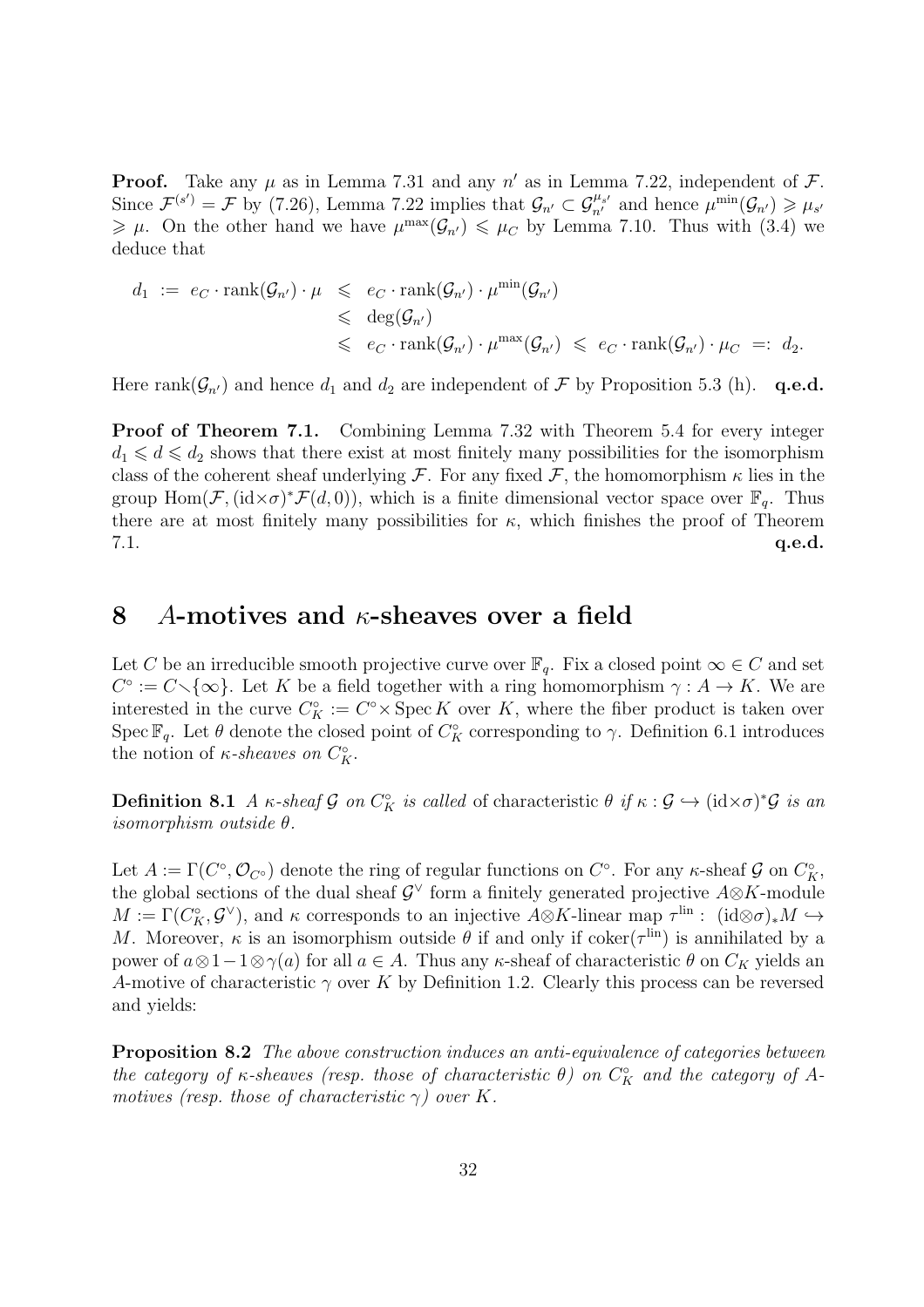**Proof.** Take any $\mu$ as in Lemma 7.31 and any $n'$ as in Lemma 7.22, independent of $\mathcal{F}$. Since $\mathcal{F}^{(s')} = \mathcal{F}$ by (7.26), Lemma 7.22 implies that $\mathcal{G}_{n'} \subset \mathcal{G}_{n'}^{\mu_{s'}}$ and hence $\mu^{\min}(\mathcal{G}_{n'}) \geqslant \mu_{s'} \geqslant \mu$. On the other hand we have $\mu^{\max}(\mathcal{G}_{n'}) \leqslant \mu_C$ by Lemma 7.10. Thus with (3.4) we deduce that

$$
\begin{aligned}
d_1 \;:=\; e_C \cdot \mathrm{rank}(\mathcal{G}_{n'}) \cdot \mu \;&\leqslant\; e_C \cdot \mathrm{rank}(\mathcal{G}_{n'}) \cdot \mu^{\min}(\mathcal{G}_{n'}) \\
&\leqslant\; \deg(\mathcal{G}_{n'}) \\
&\leqslant\; e_C \cdot \mathrm{rank}(\mathcal{G}_{n'}) \cdot \mu^{\max}(\mathcal{G}_{n'}) \;\leqslant\; e_C \cdot \mathrm{rank}(\mathcal{G}_{n'}) \cdot \mu_C \;=:\; d_2.
\end{aligned}
$$

Here $\mathrm{rank}(\mathcal{G}_{n'})$ and hence $d_1$ and $d_2$ are independent of $\mathcal{F}$ by Proposition 5.3 (h). **q.e.d.**

**Proof of Theorem 7.1.** Combining Lemma 7.32 with Theorem 5.4 for every integer $d_1 \leqslant d \leqslant d_2$ shows that there exist at most finitely many possibilities for the isomorphism class of the coherent sheaf underlying $\mathcal{F}$. For any fixed $\mathcal{F}$, the homomorphism $\kappa$ lies in the group $\mathrm{Hom}(\mathcal{F}, (\mathrm{id}\times\sigma)^*\mathcal{F}(d,0))$, which is a finite dimensional vector space over $\mathbb{F}_q$. Thus there are at most finitely many possibilities for $\kappa$, which finishes the proof of Theorem 7.1. **q.e.d.**

# 8 $A$-motives and $\kappa$-sheaves over a field

Let $C$ be an irreducible smooth projective curve over $\mathbb{F}_q$. Fix a closed point $\infty \in C$ and set $C^\circ := C \smallsetminus \{\infty\}$. Let $K$ be a field together with a ring homomorphism $\gamma : A \to K$. We are interested in the curve $C^\circ_K := C^\circ \times \operatorname{Spec} K$ over $K$, where the fiber product is taken over $\operatorname{Spec} \mathbb{F}_q$. Let $\theta$ denote the closed point of $C^\circ_K$ corresponding to $\gamma$. Definition 6.1 introduces the notion of *$\kappa$-sheaves on $C^\circ_K$*.

**Definition 8.1** *A $\kappa$-sheaf $\mathcal{G}$ on $C^\circ_K$ is called* of characteristic $\theta$ *if $\kappa : \mathcal{G} \hookrightarrow (\mathrm{id}\times\sigma)^*\mathcal{G}$ is an isomorphism outside $\theta$.*

Let $A := \Gamma(C^\circ, \mathcal{O}_{C^\circ})$ denote the ring of regular functions on $C^\circ$. For any $\kappa$-sheaf $\mathcal{G}$ on $C^\circ_K$, the global sections of the dual sheaf $\mathcal{G}^\vee$ form a finitely generated projective $A\otimes K$-module $M := \Gamma(C^\circ_K, \mathcal{G}^\vee)$, and $\kappa$ corresponds to an injective $A\otimes K$-linear map $\tau^{\mathrm{lin}} :\; (\mathrm{id}\otimes\sigma)_* M \hookrightarrow M$. Moreover, $\kappa$ is an isomorphism outside $\theta$ if and only if $\mathrm{coker}(\tau^{\mathrm{lin}})$ is annihilated by a power of $a\otimes 1 - 1\otimes\gamma(a)$ for all $a \in A$. Thus any $\kappa$-sheaf of characteristic $\theta$ on $C_K$ yields an $A$-motive of characteristic $\gamma$ over $K$ by Definition 1.2. Clearly this process can be reversed and yields:

**Proposition 8.2** *The above construction induces an anti-equivalence of categories between the category of $\kappa$-sheaves (resp. those of characteristic $\theta$) on $C^\circ_K$ and the category of $A$-motives (resp. those of characteristic $\gamma$) over $K$.*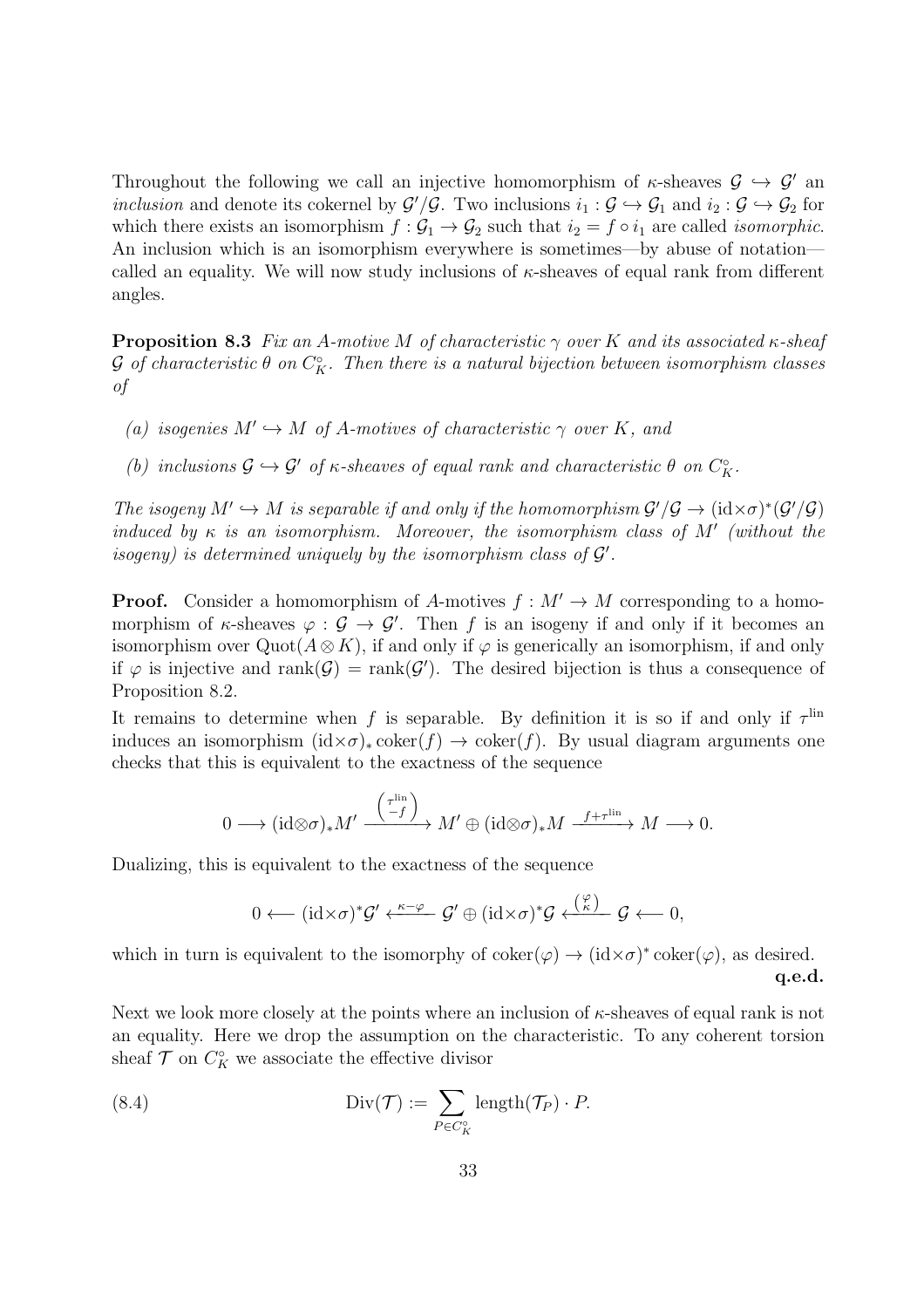Throughout the following we call an injective homomorphism of $\kappa$-sheaves $\mathcal{G} \hookrightarrow \mathcal{G}'$ an *inclusion* and denote its cokernel by $\mathcal{G}'/\mathcal{G}$. Two inclusions $i_1 : \mathcal{G} \hookrightarrow \mathcal{G}_1$ and $i_2 : \mathcal{G} \hookrightarrow \mathcal{G}_2$ for which there exists an isomorphism $f : \mathcal{G}_1 \to \mathcal{G}_2$ such that $i_2 = f \circ i_1$ are called *isomorphic*. An inclusion which is an isomorphism everywhere is sometimes—by abuse of notation—called an equality. We will now study inclusions of $\kappa$-sheaves of equal rank from different angles.

**Proposition 8.3** *Fix an $A$-motive $M$ of characteristic $\gamma$ over $K$ and its associated $\kappa$-sheaf $\mathcal{G}$ of characteristic $\theta$ on $C_K^\circ$. Then there is a natural bijection between isomorphism classes of*

*(a) isogenies $M' \hookrightarrow M$ of $A$-motives of characteristic $\gamma$ over $K$, and*

*(b) inclusions $\mathcal{G} \hookrightarrow \mathcal{G}'$ of $\kappa$-sheaves of equal rank and characteristic $\theta$ on $C_K^\circ$.*

*The isogeny $M' \hookrightarrow M$ is separable if and only if the homomorphism $\mathcal{G}'/\mathcal{G} \to (\mathrm{id}{\times}\sigma)^*(\mathcal{G}'/\mathcal{G})$ induced by $\kappa$ is an isomorphism. Moreover, the isomorphism class of $M'$ (without the isogeny) is determined uniquely by the isomorphism class of $\mathcal{G}'$.*

**Proof.** Consider a homomorphism of $A$-motives $f : M' \to M$ corresponding to a homomorphism of $\kappa$-sheaves $\varphi : \mathcal{G} \to \mathcal{G}'$. Then $f$ is an isogeny if and only if it becomes an isomorphism over $\mathrm{Quot}(A \otimes K)$, if and only if $\varphi$ is generically an isomorphism, if and only if $\varphi$ is injective and $\mathrm{rank}(\mathcal{G}) = \mathrm{rank}(\mathcal{G}')$. The desired bijection is thus a consequence of Proposition 8.2.

It remains to determine when $f$ is separable. By definition it is so if and only if $\tau^{\mathrm{lin}}$ induces an isomorphism $(\mathrm{id}{\times}\sigma)_* \operatorname{coker}(f) \to \operatorname{coker}(f)$. By usual diagram arguments one checks that this is equivalent to the exactness of the sequence

$$0 \longrightarrow (\mathrm{id}{\otimes}\sigma)_* M' \xrightarrow{\binom{\tau^{\mathrm{lin}}}{-f}} M' \oplus (\mathrm{id}{\otimes}\sigma)_* M \xrightarrow{f+\tau^{\mathrm{lin}}} M \longrightarrow 0.$$

Dualizing, this is equivalent to the exactness of the sequence

$$0 \longleftarrow (\mathrm{id}{\times}\sigma)^* \mathcal{G}' \xleftarrow{\kappa-\varphi} \mathcal{G}' \oplus (\mathrm{id}{\times}\sigma)^* \mathcal{G} \xleftarrow{\binom{\varphi}{\kappa}} \mathcal{G} \longleftarrow 0,$$

which in turn is equivalent to the isomorphy of $\operatorname{coker}(\varphi) \to (\mathrm{id}{\times}\sigma)^* \operatorname{coker}(\varphi)$, as desired. **q.e.d.**

Next we look more closely at the points where an inclusion of $\kappa$-sheaves of equal rank is not an equality. Here we drop the assumption on the characteristic. To any coherent torsion sheaf $\mathcal{T}$ on $C_K^\circ$ we associate the effective divisor

$$\mathrm{Div}(\mathcal{T}) := \sum_{P \in C_K^\circ} \mathrm{length}(\mathcal{T}_P) \cdot P. \tag{8.4}$$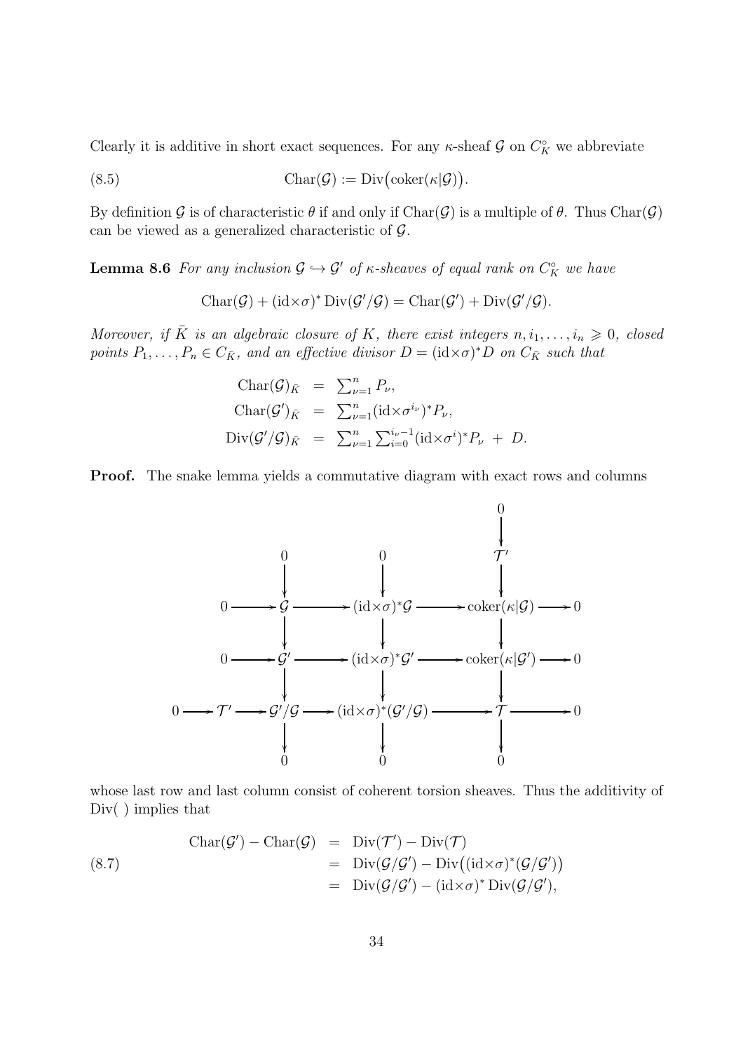Clearly it is additive in short exact sequences. For any $\kappa$-sheaf $\mathcal{G}$ on $C_K^\circ$ we abbreviate

$$\mathrm{Char}(\mathcal{G}) := \mathrm{Div}\big(\mathrm{coker}(\kappa|\mathcal{G})\big). \tag{8.5}$$

By definition $\mathcal{G}$ is of characteristic $\theta$ if and only if $\mathrm{Char}(\mathcal{G})$ is a multiple of $\theta$. Thus $\mathrm{Char}(\mathcal{G})$ can be viewed as a generalized characteristic of $\mathcal{G}$.

**Lemma 8.6** *For any inclusion $\mathcal{G} \hookrightarrow \mathcal{G}'$ of $\kappa$-sheaves of equal rank on $C_K^\circ$ we have*

$$\mathrm{Char}(\mathcal{G}) + (\mathrm{id}\times\sigma)^* \,\mathrm{Div}(\mathcal{G}'/\mathcal{G}) = \mathrm{Char}(\mathcal{G}') + \mathrm{Div}(\mathcal{G}'/\mathcal{G}).$$

*Moreover, if $\bar{K}$ is an algebraic closure of $K$, there exist integers $n, i_1, \ldots, i_n \geqslant 0$, closed points $P_1, \ldots, P_n \in C_{\bar{K}}$, and an effective divisor $D = (\mathrm{id}\times\sigma)^* D$ on $C_{\bar{K}}$ such that*

$$\begin{aligned}
\mathrm{Char}(\mathcal{G})_{\bar{K}} &= \textstyle\sum_{\nu=1}^n P_\nu, \\
\mathrm{Char}(\mathcal{G}')_{\bar{K}} &= \textstyle\sum_{\nu=1}^n (\mathrm{id}\times\sigma^{i_\nu})^* P_\nu, \\
\mathrm{Div}(\mathcal{G}'/\mathcal{G})_{\bar{K}} &= \textstyle\sum_{\nu=1}^n \sum_{i=0}^{i_\nu - 1} (\mathrm{id}\times\sigma^i)^* P_\nu \; + \; D.
\end{aligned}$$

**Proof.** The snake lemma yields a commutative diagram with exact rows and columns

$$\begin{array}{ccccccccccc}
 & & & & & & & & 0 & & \\
 & & & & & & & & \downarrow & & \\
 & & 0 & & 0 & & & & \mathcal{T}' & & \\
 & & \downarrow & & \downarrow & & & & \downarrow & & \\
 & 0 \to & \mathcal{G} & \to & (\mathrm{id}\times\sigma)^*\mathcal{G} & \to & & & \mathrm{coker}(\kappa|\mathcal{G}) & \to 0 & \\
 & & \downarrow & & \downarrow & & & & \downarrow & & \\
 & 0 \to & \mathcal{G}' & \to & (\mathrm{id}\times\sigma)^*\mathcal{G}' & \to & & & \mathrm{coker}(\kappa|\mathcal{G}') & \to 0 & \\
 & & \downarrow & & \downarrow & & & & \downarrow & & \\
0 \to \mathcal{T}' \to & & \mathcal{G}'/\mathcal{G} & \to & (\mathrm{id}\times\sigma)^*(\mathcal{G}'/\mathcal{G}) & \to & & & \mathcal{T} & \to 0 & \\
 & & \downarrow & & \downarrow & & & & \downarrow & & \\
 & & 0 & & 0 & & & & 0 & &
\end{array}$$

whose last row and last column consist of coherent torsion sheaves. Thus the additivity of Div( ) implies that

$$\begin{aligned}
\mathrm{Char}(\mathcal{G}') - \mathrm{Char}(\mathcal{G}) &= \mathrm{Div}(\mathcal{T}') - \mathrm{Div}(\mathcal{T}) \\
&= \mathrm{Div}(\mathcal{G}/\mathcal{G}') - \mathrm{Div}\big((\mathrm{id}\times\sigma)^*(\mathcal{G}/\mathcal{G}')\big) \\
&= \mathrm{Div}(\mathcal{G}/\mathcal{G}') - (\mathrm{id}\times\sigma)^* \,\mathrm{Div}(\mathcal{G}/\mathcal{G}'),
\end{aligned} \tag{8.7}$$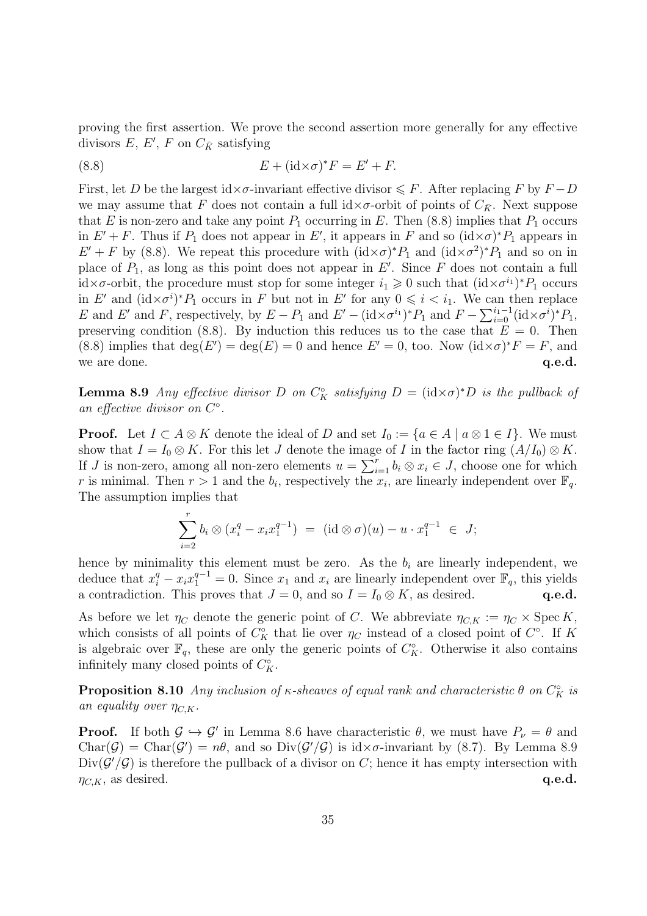proving the first assertion. We prove the second assertion more generally for any effective divisors $E$, $E'$, $F$ on $C_{\bar{K}}$ satisfying

$$E + (\mathrm{id}\times\sigma)^*F = E' + F. \tag{8.8}$$

First, let $D$ be the largest $\mathrm{id}\times\sigma$-invariant effective divisor $\leqslant F$. After replacing $F$ by $F-D$ we may assume that $F$ does not contain a full $\mathrm{id}\times\sigma$-orbit of points of $C_{\bar{K}}$. Next suppose that $E$ is non-zero and take any point $P_1$ occurring in $E$. Then (8.8) implies that $P_1$ occurs in $E' + F$. Thus if $P_1$ does not appear in $E'$, it appears in $F$ and so $(\mathrm{id}\times\sigma)^*P_1$ appears in $E' + F$ by (8.8). We repeat this procedure with $(\mathrm{id}\times\sigma)^*P_1$ and $(\mathrm{id}\times\sigma^2)^*P_1$ and so on in place of $P_1$, as long as this point does not appear in $E'$. Since $F$ does not contain a full $\mathrm{id}\times\sigma$-orbit, the procedure must stop for some integer $i_1 \geqslant 0$ such that $(\mathrm{id}\times\sigma^{i_1})^*P_1$ occurs in $E'$ and $(\mathrm{id}\times\sigma^i)^*P_1$ occurs in $F$ but not in $E'$ for any $0 \leqslant i < i_1$. We can then replace $E$ and $E'$ and $F$, respectively, by $E - P_1$ and $E' - (\mathrm{id}\times\sigma^{i_1})^*P_1$ and $F - \sum_{i=0}^{i_1-1}(\mathrm{id}\times\sigma^i)^*P_1$, preserving condition (8.8). By induction this reduces us to the case that $E = 0$. Then (8.8) implies that $\deg(E') = \deg(E) = 0$ and hence $E' = 0$, too. Now $(\mathrm{id}\times\sigma)^*F = F$, and we are done. **q.e.d.**

**Lemma 8.9** *Any effective divisor $D$ on $C_K^\circ$ satisfying $D = (\mathrm{id}\times\sigma)^*D$ is the pullback of an effective divisor on $C^\circ$.*

**Proof.** Let $I \subset A \otimes K$ denote the ideal of $D$ and set $I_0 := \{a \in A \mid a \otimes 1 \in I\}$. We must show that $I = I_0 \otimes K$. For this let $J$ denote the image of $I$ in the factor ring $(A/I_0) \otimes K$. If $J$ is non-zero, among all non-zero elements $u = \sum_{i=1}^r b_i \otimes x_i \in J$, choose one for which $r$ is minimal. Then $r > 1$ and the $b_i$, respectively the $x_i$, are linearly independent over $\mathbb{F}_q$. The assumption implies that

$$\sum_{i=2}^r b_i \otimes (x_i^q - x_i x_1^{q-1}) \;=\; (\mathrm{id}\otimes\sigma)(u) - u \cdot x_1^{q-1} \;\in\; J;$$

hence by minimality this element must be zero. As the $b_i$ are linearly independent, we deduce that $x_i^q - x_i x_1^{q-1} = 0$. Since $x_1$ and $x_i$ are linearly independent over $\mathbb{F}_q$, this yields a contradiction. This proves that $J = 0$, and so $I = I_0 \otimes K$, as desired. **q.e.d.**

As before we let $\eta_C$ denote the generic point of $C$. We abbreviate $\eta_{C,K} := \eta_C \times \operatorname{Spec} K$, which consists of all points of $C_K^\circ$ that lie over $\eta_C$ instead of a closed point of $C^\circ$. If $K$ is algebraic over $\mathbb{F}_q$, these are only the generic points of $C_K^\circ$. Otherwise it also contains infinitely many closed points of $C_K^\circ$.

**Proposition 8.10** *Any inclusion of $\kappa$-sheaves of equal rank and characteristic $\theta$ on $C_K^\circ$ is an equality over $\eta_{C,K}$.*

**Proof.** If both $\mathcal{G} \hookrightarrow \mathcal{G}'$ in Lemma 8.6 have characteristic $\theta$, we must have $P_\nu = \theta$ and $\mathrm{Char}(\mathcal{G}) = \mathrm{Char}(\mathcal{G}') = n\theta$, and so $\mathrm{Div}(\mathcal{G}'/\mathcal{G})$ is $\mathrm{id}\times\sigma$-invariant by (8.7). By Lemma 8.9 $\mathrm{Div}(\mathcal{G}'/\mathcal{G})$ is therefore the pullback of a divisor on $C$; hence it has empty intersection with $\eta_{C,K}$, as desired. **q.e.d.**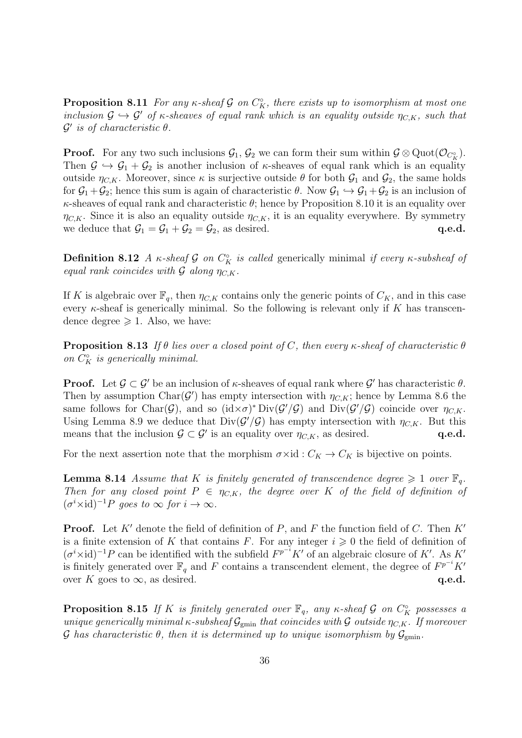**Proposition 8.11** *For any $\kappa$-sheaf $\mathcal{G}$ on $C_K^\circ$, there exists up to isomorphism at most one inclusion $\mathcal{G} \hookrightarrow \mathcal{G}'$ of $\kappa$-sheaves of equal rank which is an equality outside $\eta_{C,K}$, such that $\mathcal{G}'$ is of characteristic $\theta$.*

**Proof.** For any two such inclusions $\mathcal{G}_1$, $\mathcal{G}_2$ we can form their sum within $\mathcal{G} \otimes \mathrm{Quot}(\mathcal{O}_{C_K^\circ})$. Then $\mathcal{G} \hookrightarrow \mathcal{G}_1 + \mathcal{G}_2$ is another inclusion of $\kappa$-sheaves of equal rank which is an equality outside $\eta_{C,K}$. Moreover, since $\kappa$ is surjective outside $\theta$ for both $\mathcal{G}_1$ and $\mathcal{G}_2$, the same holds for $\mathcal{G}_1 + \mathcal{G}_2$; hence this sum is again of characteristic $\theta$. Now $\mathcal{G}_1 \hookrightarrow \mathcal{G}_1 + \mathcal{G}_2$ is an inclusion of $\kappa$-sheaves of equal rank and characteristic $\theta$; hence by Proposition 8.10 it is an equality over $\eta_{C,K}$. Since it is also an equality outside $\eta_{C,K}$, it is an equality everywhere. By symmetry we deduce that $\mathcal{G}_1 = \mathcal{G}_1 + \mathcal{G}_2 = \mathcal{G}_2$, as desired. **q.e.d.**

**Definition 8.12** *A $\kappa$-sheaf $\mathcal{G}$ on $C_K^\circ$ is called* generically minimal *if every $\kappa$-subsheaf of equal rank coincides with $\mathcal{G}$ along $\eta_{C,K}$.*

If $K$ is algebraic over $\mathbb{F}_q$, then $\eta_{C,K}$ contains only the generic points of $C_K$, and in this case every $\kappa$-sheaf is generically minimal. So the following is relevant only if $K$ has transcendence degree $\geqslant 1$. Also, we have:

**Proposition 8.13** *If $\theta$ lies over a closed point of $C$, then every $\kappa$-sheaf of characteristic $\theta$ on $C_K^\circ$ is generically minimal.*

**Proof.** Let $\mathcal{G} \subset \mathcal{G}'$ be an inclusion of $\kappa$-sheaves of equal rank where $\mathcal{G}'$ has characteristic $\theta$. Then by assumption $\mathrm{Char}(\mathcal{G}')$ has empty intersection with $\eta_{C,K}$; hence by Lemma 8.6 the same follows for $\mathrm{Char}(\mathcal{G})$, and so $(\mathrm{id}\times\sigma)^*\,\mathrm{Div}(\mathcal{G}'/\mathcal{G})$ and $\mathrm{Div}(\mathcal{G}'/\mathcal{G})$ coincide over $\eta_{C,K}$. Using Lemma 8.9 we deduce that $\mathrm{Div}(\mathcal{G}'/\mathcal{G})$ has empty intersection with $\eta_{C,K}$. But this means that the inclusion $\mathcal{G} \subset \mathcal{G}'$ is an equality over $\eta_{C,K}$, as desired. **q.e.d.**

For the next assertion note that the morphism $\sigma\times\mathrm{id} : C_K \to C_K$ is bijective on points.

**Lemma 8.14** *Assume that $K$ is finitely generated of transcendence degree $\geqslant 1$ over $\mathbb{F}_q$. Then for any closed point $P \in \eta_{C,K}$, the degree over $K$ of the field of definition of $(\sigma^i\times\mathrm{id})^{-1}P$ goes to $\infty$ for $i \to \infty$.*

**Proof.** Let $K'$ denote the field of definition of $P$, and $F$ the function field of $C$. Then $K'$ is a finite extension of $K$ that contains $F$. For any integer $i \geqslant 0$ the field of definition of $(\sigma^i\times\mathrm{id})^{-1}P$ can be identified with the subfield $F^{p^{-i}}K'$ of an algebraic closure of $K'$. As $K'$ is finitely generated over $\mathbb{F}_q$ and $F$ contains a transcendent element, the degree of $F^{p^{-i}}K'$ over $K$ goes to $\infty$, as desired. **q.e.d.**

**Proposition 8.15** *If $K$ is finitely generated over $\mathbb{F}_q$, any $\kappa$-sheaf $\mathcal{G}$ on $C_K^\circ$ possesses a unique generically minimal $\kappa$-subsheaf $\mathcal{G}_{\mathrm{gmin}}$ that coincides with $\mathcal{G}$ outside $\eta_{C,K}$. If moreover $\mathcal{G}$ has characteristic $\theta$, then it is determined up to unique isomorphism by $\mathcal{G}_{\mathrm{gmin}}$.*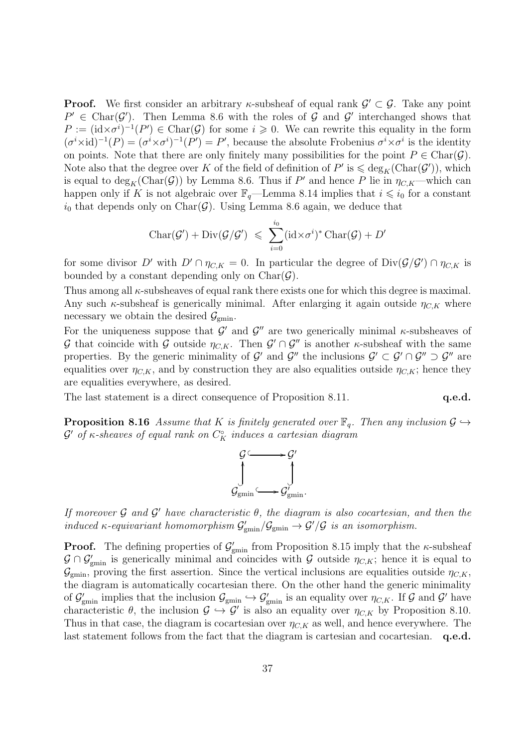**Proof.** We first consider an arbitrary $\kappa$-subsheaf of equal rank $\mathcal{G}' \subset \mathcal{G}$. Take any point $P' \in \mathrm{Char}(\mathcal{G}')$. Then Lemma 8.6 with the roles of $\mathcal{G}$ and $\mathcal{G}'$ interchanged shows that $P := (\mathrm{id}\times\sigma^i)^{-1}(P') \in \mathrm{Char}(\mathcal{G})$ for some $i \geqslant 0$. We can rewrite this equality in the form $(\sigma^i\times\mathrm{id})^{-1}(P) = (\sigma^i\times\sigma^i)^{-1}(P') = P'$, because the absolute Frobenius $\sigma^i\times\sigma^i$ is the identity on points. Note that there are only finitely many possibilities for the point $P \in \mathrm{Char}(\mathcal{G})$. Note also that the degree over $K$ of the field of definition of $P'$ is $\leqslant \deg_K(\mathrm{Char}(\mathcal{G}'))$, which is equal to $\deg_K(\mathrm{Char}(\mathcal{G}))$ by Lemma 8.6. Thus if $P'$ and hence $P$ lie in $\eta_{C,K}$—which can happen only if $K$ is not algebraic over $\mathbb{F}_q$—Lemma 8.14 implies that $i \leqslant i_0$ for a constant $i_0$ that depends only on $\mathrm{Char}(\mathcal{G})$. Using Lemma 8.6 again, we deduce that

$$\mathrm{Char}(\mathcal{G}') + \mathrm{Div}(\mathcal{G}/\mathcal{G}') \;\leqslant\; \sum_{i=0}^{i_0} (\mathrm{id}\times\sigma^i)^* \,\mathrm{Char}(\mathcal{G}) + D'$$

for some divisor $D'$ with $D' \cap \eta_{C,K} = 0$. In particular the degree of $\mathrm{Div}(\mathcal{G}/\mathcal{G}') \cap \eta_{C,K}$ is bounded by a constant depending only on $\mathrm{Char}(\mathcal{G})$.

Thus among all $\kappa$-subsheaves of equal rank there exists one for which this degree is maximal. Any such $\kappa$-subsheaf is generically minimal. After enlarging it again outside $\eta_{C,K}$ where necessary we obtain the desired $\mathcal{G}_{\mathrm{gmin}}$.

For the uniqueness suppose that $\mathcal{G}'$ and $\mathcal{G}''$ are two generically minimal $\kappa$-subsheaves of $\mathcal{G}$ that coincide with $\mathcal{G}$ outside $\eta_{C,K}$. Then $\mathcal{G}' \cap \mathcal{G}''$ is another $\kappa$-subsheaf with the same properties. By the generic minimality of $\mathcal{G}'$ and $\mathcal{G}''$ the inclusions $\mathcal{G}' \subset \mathcal{G}' \cap \mathcal{G}'' \supset \mathcal{G}''$ are equalities over $\eta_{C,K}$, and by construction they are also equalities outside $\eta_{C,K}$; hence they are equalities everywhere, as desired.

The last statement is a direct consequence of Proposition 8.11. **q.e.d.**

**Proposition 8.16** *Assume that $K$ is finitely generated over $\mathbb{F}_q$. Then any inclusion $\mathcal{G} \hookrightarrow \mathcal{G}'$ of $\kappa$-sheaves of equal rank on $C_K^\circ$ induces a cartesian diagram*

$$\begin{array}{ccc}
\mathcal{G} & \hookrightarrow & \mathcal{G}' \\
\uparrow & & \uparrow \\
\mathcal{G}_{\mathrm{gmin}} & \hookrightarrow & \mathcal{G}'_{\mathrm{gmin}}.
\end{array}$$

*If moreover $\mathcal{G}$ and $\mathcal{G}'$ have characteristic $\theta$, the diagram is also cocartesian, and then the induced $\kappa$-equivariant homomorphism $\mathcal{G}'_{\mathrm{gmin}}/\mathcal{G}_{\mathrm{gmin}} \to \mathcal{G}'/\mathcal{G}$ is an isomorphism.*

**Proof.** The defining properties of $\mathcal{G}'_{\mathrm{gmin}}$ from Proposition 8.15 imply that the $\kappa$-subsheaf $\mathcal{G} \cap \mathcal{G}'_{\mathrm{gmin}}$ is generically minimal and coincides with $\mathcal{G}$ outside $\eta_{C,K}$; hence it is equal to $\mathcal{G}_{\mathrm{gmin}}$, proving the first assertion. Since the vertical inclusions are equalities outside $\eta_{C,K}$, the diagram is automatically cocartesian there. On the other hand the generic minimality of $\mathcal{G}'_{\mathrm{gmin}}$ implies that the inclusion $\mathcal{G}_{\mathrm{gmin}} \hookrightarrow \mathcal{G}'_{\mathrm{gmin}}$ is an equality over $\eta_{C,K}$. If $\mathcal{G}$ and $\mathcal{G}'$ have characteristic $\theta$, the inclusion $\mathcal{G} \hookrightarrow \mathcal{G}'$ is also an equality over $\eta_{C,K}$ by Proposition 8.10. Thus in that case, the diagram is cocartesian over $\eta_{C,K}$ as well, and hence everywhere. The last statement follows from the fact that the diagram is cartesian and cocartesian. **q.e.d.**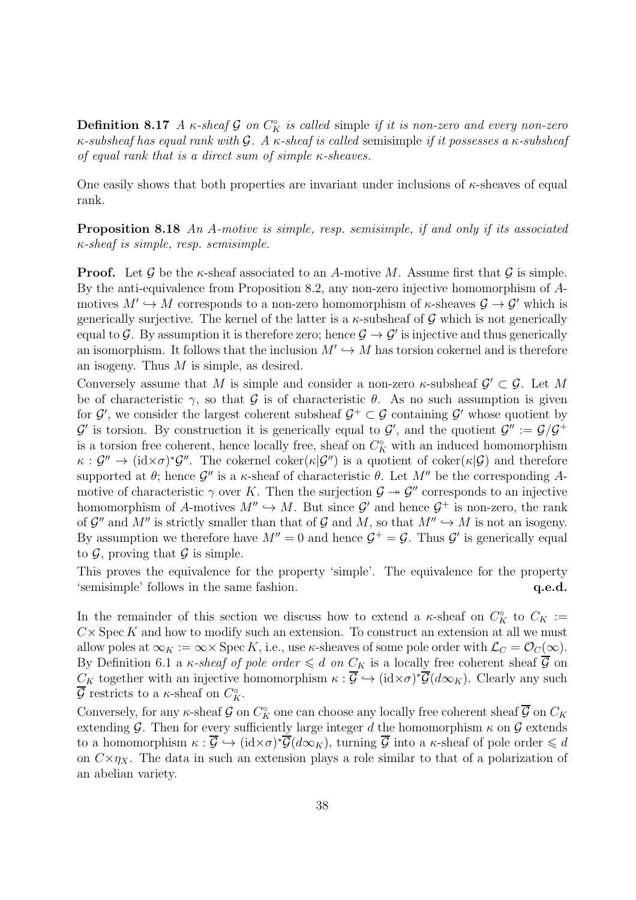**Definition 8.17** *A $\kappa$-sheaf $\mathcal{G}$ on $C_K^\circ$ is called* simple *if it is non-zero and every non-zero $\kappa$-subsheaf has equal rank with $\mathcal{G}$. A $\kappa$-sheaf is called* semisimple *if it possesses a $\kappa$-subsheaf of equal rank that is a direct sum of simple $\kappa$-sheaves.*

One easily shows that both properties are invariant under inclusions of $\kappa$-sheaves of equal rank.

**Proposition 8.18** *An A-motive is simple, resp. semisimple, if and only if its associated $\kappa$-sheaf is simple, resp. semisimple.*

**Proof.** Let $\mathcal{G}$ be the $\kappa$-sheaf associated to an $A$-motive $M$. Assume first that $\mathcal{G}$ is simple. By the anti-equivalence from Proposition 8.2, any non-zero injective homomorphism of $A$-motives $M' \hookrightarrow M$ corresponds to a non-zero homomorphism of $\kappa$-sheaves $\mathcal{G} \to \mathcal{G}'$ which is generically surjective. The kernel of the latter is a $\kappa$-subsheaf of $\mathcal{G}$ which is not generically equal to $\mathcal{G}$. By assumption it is therefore zero; hence $\mathcal{G} \to \mathcal{G}'$ is injective and thus generically an isomorphism. It follows that the inclusion $M' \hookrightarrow M$ has torsion cokernel and is therefore an isogeny. Thus $M$ is simple, as desired.

Conversely assume that $M$ is simple and consider a non-zero $\kappa$-subsheaf $\mathcal{G}' \subset \mathcal{G}$. Let $M$ be of characteristic $\gamma$, so that $\mathcal{G}$ is of characteristic $\theta$. As no such assumption is given for $\mathcal{G}'$, we consider the largest coherent subsheaf $\mathcal{G}^+ \subset \mathcal{G}$ containing $\mathcal{G}'$ whose quotient by $\mathcal{G}'$ is torsion. By construction it is generically equal to $\mathcal{G}'$, and the quotient $\mathcal{G}'' := \mathcal{G}/\mathcal{G}^+$ is a torsion free coherent, hence locally free, sheaf on $C_K^\circ$ with an induced homomorphism $\kappa : \mathcal{G}'' \to (\mathrm{id}\times\sigma)^*\mathcal{G}''$. The cokernel $\mathrm{coker}(\kappa|\mathcal{G}'')$ is a quotient of $\mathrm{coker}(\kappa|\mathcal{G})$ and therefore supported at $\theta$; hence $\mathcal{G}''$ is a $\kappa$-sheaf of characteristic $\theta$. Let $M''$ be the corresponding $A$-motive of characteristic $\gamma$ over $K$. Then the surjection $\mathcal{G} \twoheadrightarrow \mathcal{G}''$ corresponds to an injective homomorphism of $A$-motives $M'' \hookrightarrow M$. But since $\mathcal{G}'$ and hence $\mathcal{G}^+$ is non-zero, the rank of $\mathcal{G}''$ and $M''$ is strictly smaller than that of $\mathcal{G}$ and $M$, so that $M'' \hookrightarrow M$ is not an isogeny. By assumption we therefore have $M'' = 0$ and hence $\mathcal{G}^+ = \mathcal{G}$. Thus $\mathcal{G}'$ is generically equal to $\mathcal{G}$, proving that $\mathcal{G}$ is simple.

This proves the equivalence for the property 'simple'. The equivalence for the property 'semisimple' follows in the same fashion. **q.e.d.**

In the remainder of this section we discuss how to extend a $\kappa$-sheaf on $C_K^\circ$ to $C_K := C \times \operatorname{Spec} K$ and how to modify such an extension. To construct an extension at all we must allow poles at $\infty_K := \infty \times \operatorname{Spec} K$, i.e., use $\kappa$-sheaves of some pole order with $\mathcal{L}_C = \mathcal{O}_C(\infty)$. By Definition 6.1 a *$\kappa$-sheaf of pole order $\leqslant d$ on $C_K$* is a locally free coherent sheaf $\overline{\mathcal{G}}$ on $C_K$ together with an injective homomorphism $\kappa : \overline{\mathcal{G}} \hookrightarrow (\mathrm{id}\times\sigma)^*\overline{\mathcal{G}}(d\infty_K)$. Clearly any such $\overline{\mathcal{G}}$ restricts to a $\kappa$-sheaf on $C_K^\circ$.

Conversely, for any $\kappa$-sheaf $\mathcal{G}$ on $C_K^\circ$ one can choose any locally free coherent sheaf $\overline{\mathcal{G}}$ on $C_K$ extending $\mathcal{G}$. Then for every sufficiently large integer $d$ the homomorphism $\kappa$ on $\mathcal{G}$ extends to a homomorphism $\kappa : \overline{\mathcal{G}} \hookrightarrow (\mathrm{id}\times\sigma)^*\overline{\mathcal{G}}(d\infty_K)$, turning $\overline{\mathcal{G}}$ into a $\kappa$-sheaf of pole order $\leqslant d$ on $C \times \eta_X$. The data in such an extension plays a role similar to that of a polarization of an abelian variety.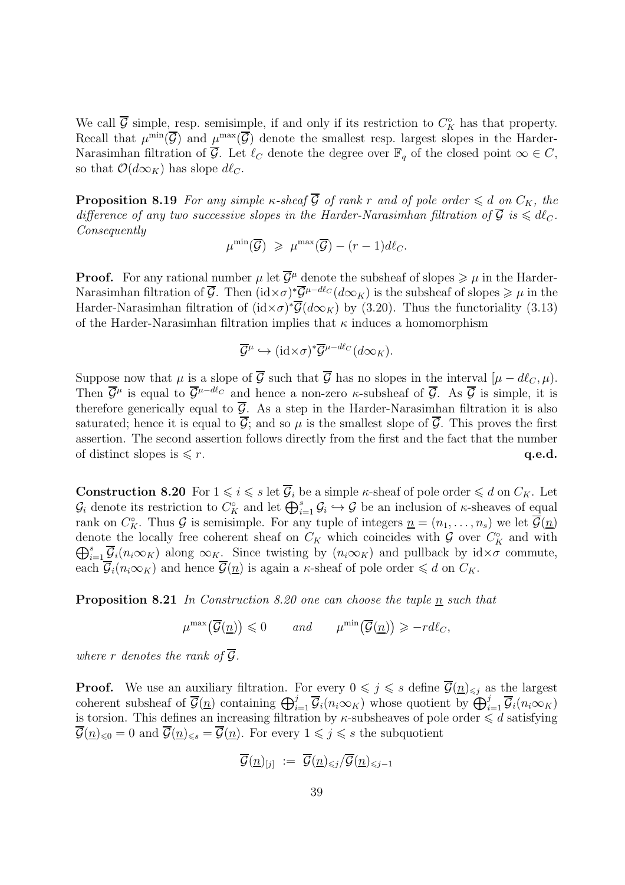We call $\overline{\mathcal{G}}$ simple, resp. semisimple, if and only if its restriction to $C_K^\circ$ has that property. Recall that $\mu^{\min}(\overline{\mathcal{G}})$ and $\mu^{\max}(\overline{\mathcal{G}})$ denote the smallest resp. largest slopes in the Harder-Narasimhan filtration of $\overline{\mathcal{G}}$. Let $\ell_C$ denote the degree over $\mathbb{F}_q$ of the closed point $\infty \in C$, so that $\mathcal{O}(d\infty_K)$ has slope $d\ell_C$.

**Proposition 8.19** *For any simple $\kappa$-sheaf $\overline{\mathcal{G}}$ of rank $r$ and of pole order $\leqslant d$ on $C_K$, the difference of any two successive slopes in the Harder-Narasimhan filtration of $\overline{\mathcal{G}}$ is $\leqslant d\ell_C$. Consequently*

$$\mu^{\min}(\overline{\mathcal{G}}) \ \geqslant \ \mu^{\max}(\overline{\mathcal{G}}) - (r-1)d\ell_C.$$

**Proof.** For any rational number $\mu$ let $\overline{\mathcal{G}}^\mu$ denote the subsheaf of slopes $\geqslant \mu$ in the Harder-Narasimhan filtration of $\overline{\mathcal{G}}$. Then $(\mathrm{id}{\times}\sigma)^*\overline{\mathcal{G}}^{\mu-d\ell_C}(d\infty_K)$ is the subsheaf of slopes $\geqslant \mu$ in the Harder-Narasimhan filtration of $(\mathrm{id}{\times}\sigma)^*\overline{\mathcal{G}}(d\infty_K)$ by (3.20). Thus the functoriality (3.13) of the Harder-Narasimhan filtration implies that $\kappa$ induces a homomorphism

$$\overline{\mathcal{G}}^\mu \hookrightarrow (\mathrm{id}{\times}\sigma)^*\overline{\mathcal{G}}^{\mu-d\ell_C}(d\infty_K).$$

Suppose now that $\mu$ is a slope of $\overline{\mathcal{G}}$ such that $\overline{\mathcal{G}}$ has no slopes in the interval $[\mu - d\ell_C, \mu)$. Then $\overline{\mathcal{G}}^\mu$ is equal to $\overline{\mathcal{G}}^{\mu-d\ell_C}$ and hence a non-zero $\kappa$-subsheaf of $\overline{\mathcal{G}}$. As $\overline{\mathcal{G}}$ is simple, it is therefore generically equal to $\overline{\mathcal{G}}$. As a step in the Harder-Narasimhan filtration it is also saturated; hence it is equal to $\overline{\mathcal{G}}$; and so $\mu$ is the smallest slope of $\overline{\mathcal{G}}$. This proves the first assertion. The second assertion follows directly from the first and the fact that the number of distinct slopes is $\leqslant r$. **q.e.d.**

**Construction 8.20** For $1 \leqslant i \leqslant s$ let $\overline{\mathcal{G}}_i$ be a simple $\kappa$-sheaf of pole order $\leqslant d$ on $C_K$. Let $\mathcal{G}_i$ denote its restriction to $C_K^\circ$ and let $\bigoplus_{i=1}^s \mathcal{G}_i \hookrightarrow \mathcal{G}$ be an inclusion of $\kappa$-sheaves of equal rank on $C_K^\circ$. Thus $\mathcal{G}$ is semisimple. For any tuple of integers $\underline{n} = (n_1, \ldots, n_s)$ we let $\overline{\mathcal{G}}(\underline{n})$ denote the locally free coherent sheaf on $C_K$ which coincides with $\mathcal{G}$ over $C_K^\circ$ and with $\bigoplus_{i=1}^s \overline{\mathcal{G}}_i(n_i\infty_K)$ along $\infty_K$. Since twisting by $(n_i\infty_K)$ and pullback by $\mathrm{id}{\times}\sigma$ commute, each $\overline{\mathcal{G}}_i(n_i\infty_K)$ and hence $\overline{\mathcal{G}}(\underline{n})$ is again a $\kappa$-sheaf of pole order $\leqslant d$ on $C_K$.

**Proposition 8.21** *In Construction 8.20 one can choose the tuple $\underline{n}$ such that*

$$\mu^{\max}\big(\overline{\mathcal{G}}(\underline{n})\big) \leqslant 0 \qquad and \qquad \mu^{\min}\big(\overline{\mathcal{G}}(\underline{n})\big) \geqslant -rd\ell_C,$$

*where $r$ denotes the rank of $\overline{\mathcal{G}}$.*

**Proof.** We use an auxiliary filtration. For every $0 \leqslant j \leqslant s$ define $\overline{\mathcal{G}}(\underline{n})_{\leqslant j}$ as the largest coherent subsheaf of $\overline{\mathcal{G}}(\underline{n})$ containing $\bigoplus_{i=1}^j \overline{\mathcal{G}}_i(n_i\infty_K)$ whose quotient by $\bigoplus_{i=1}^j \overline{\mathcal{G}}_i(n_i\infty_K)$ is torsion. This defines an increasing filtration by $\kappa$-subsheaves of pole order $\leqslant d$ satisfying $\overline{\mathcal{G}}(\underline{n})_{\leqslant 0} = 0$ and $\overline{\mathcal{G}}(\underline{n})_{\leqslant s} = \overline{\mathcal{G}}(\underline{n})$. For every $1 \leqslant j \leqslant s$ the subquotient

$$\overline{\mathcal{G}}(\underline{n})_{[j]} \ := \ \overline{\mathcal{G}}(\underline{n})_{\leqslant j} / \overline{\mathcal{G}}(\underline{n})_{\leqslant j-1}$$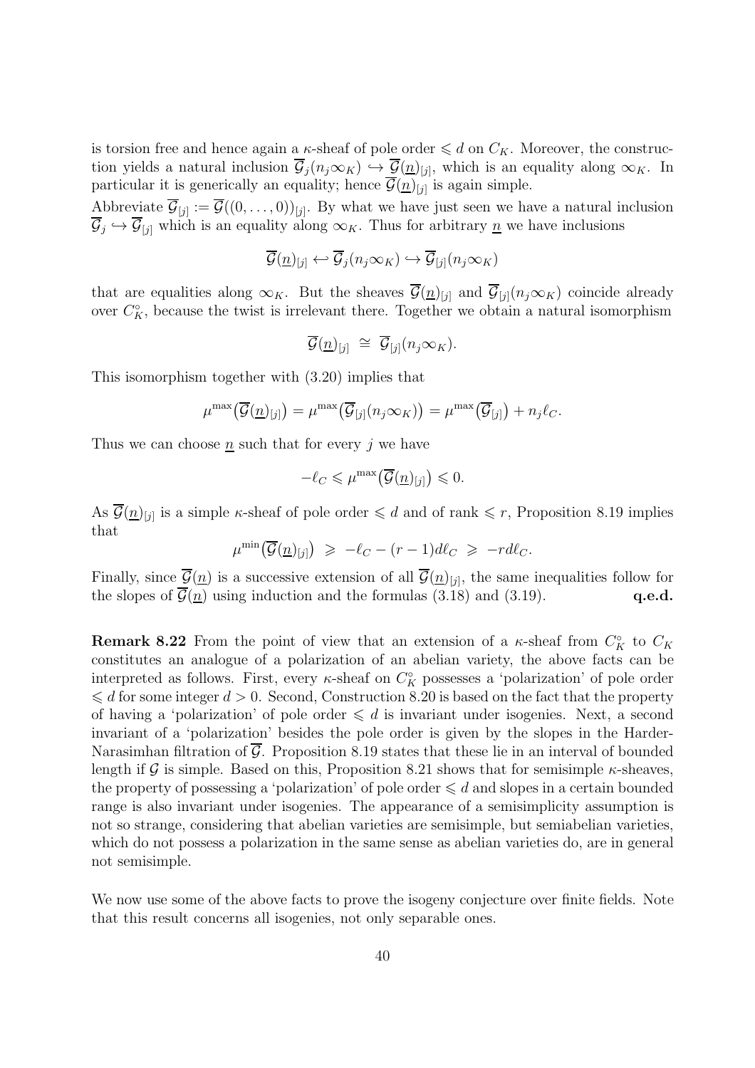is torsion free and hence again a $\kappa$-sheaf of pole order $\leqslant d$ on $C_K$. Moreover, the construction yields a natural inclusion $\overline{\mathcal{G}}_j(n_j\infty_K) \hookrightarrow \overline{\mathcal{G}}(\underline{n})_{[j]}$, which is an equality along $\infty_K$. In particular it is generically an equality; hence $\overline{\mathcal{G}}(\underline{n})_{[j]}$ is again simple.

Abbreviate $\overline{\mathcal{G}}_{[j]} := \overline{\mathcal{G}}((0,\ldots,0))_{[j]}$. By what we have just seen we have a natural inclusion $\overline{\mathcal{G}}_j \hookrightarrow \overline{\mathcal{G}}_{[j]}$ which is an equality along $\infty_K$. Thus for arbitrary $\underline{n}$ we have inclusions

$$\overline{\mathcal{G}}(\underline{n})_{[j]} \hookleftarrow \overline{\mathcal{G}}_j(n_j\infty_K) \hookrightarrow \overline{\mathcal{G}}_{[j]}(n_j\infty_K)$$

that are equalities along $\infty_K$. But the sheaves $\overline{\mathcal{G}}(\underline{n})_{[j]}$ and $\overline{\mathcal{G}}_{[j]}(n_j\infty_K)$ coincide already over $C_K^\circ$, because the twist is irrelevant there. Together we obtain a natural isomorphism

$$\overline{\mathcal{G}}(\underline{n})_{[j]} \;\cong\; \overline{\mathcal{G}}_{[j]}(n_j\infty_K).$$

This isomorphism together with (3.20) implies that

$$\mu^{\max}\big(\overline{\mathcal{G}}(\underline{n})_{[j]}\big) = \mu^{\max}\big(\overline{\mathcal{G}}_{[j]}(n_j\infty_K)\big) = \mu^{\max}\big(\overline{\mathcal{G}}_{[j]}\big) + n_j\ell_C.$$

Thus we can choose $\underline{n}$ such that for every $j$ we have

$$-\ell_C \leqslant \mu^{\max}\big(\overline{\mathcal{G}}(\underline{n})_{[j]}\big) \leqslant 0.$$

As $\overline{\mathcal{G}}(\underline{n})_{[j]}$ is a simple $\kappa$-sheaf of pole order $\leqslant d$ and of rank $\leqslant r$, Proposition 8.19 implies that

$$\mu^{\min}\big(\overline{\mathcal{G}}(\underline{n})_{[j]}\big) \;\geqslant\; -\ell_C - (r-1)d\ell_C \;\geqslant\; -rd\ell_C.$$

Finally, since $\overline{\mathcal{G}}(\underline{n})$ is a successive extension of all $\overline{\mathcal{G}}(\underline{n})_{[j]}$, the same inequalities follow for the slopes of $\overline{\mathcal{G}}(\underline{n})$ using induction and the formulas (3.18) and (3.19). **q.e.d.**

**Remark 8.22** From the point of view that an extension of a $\kappa$-sheaf from $C_K^\circ$ to $C_K$ constitutes an analogue of a polarization of an abelian variety, the above facts can be interpreted as follows. First, every $\kappa$-sheaf on $C_K^\circ$ possesses a 'polarization' of pole order $\leqslant d$ for some integer $d > 0$. Second, Construction 8.20 is based on the fact that the property of having a 'polarization' of pole order $\leqslant d$ is invariant under isogenies. Next, a second invariant of a 'polarization' besides the pole order is given by the slopes in the Harder-Narasimhan filtration of $\overline{\mathcal{G}}$. Proposition 8.19 states that these lie in an interval of bounded length if $\mathcal{G}$ is simple. Based on this, Proposition 8.21 shows that for semisimple $\kappa$-sheaves, the property of possessing a 'polarization' of pole order $\leqslant d$ and slopes in a certain bounded range is also invariant under isogenies. The appearance of a semisimplicity assumption is not so strange, considering that abelian varieties are semisimple, but semiabelian varieties, which do not possess a polarization in the same sense as abelian varieties do, are in general not semisimple.

We now use some of the above facts to prove the isogeny conjecture over finite fields. Note that this result concerns all isogenies, not only separable ones.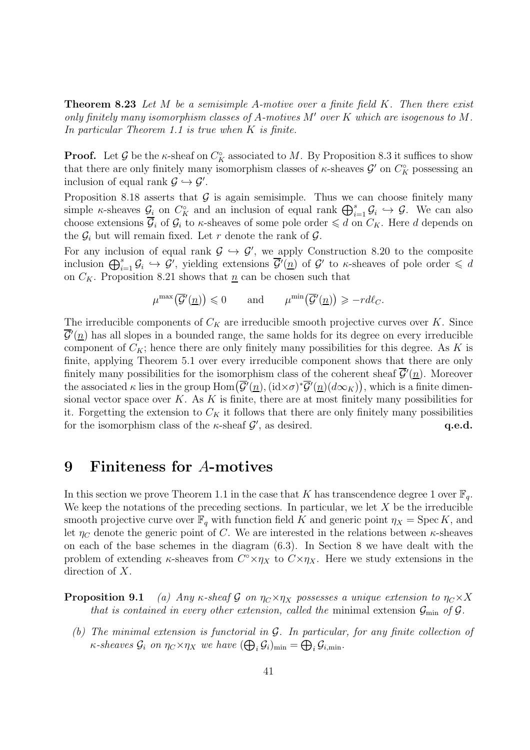**Theorem 8.23** *Let $M$ be a semisimple $A$-motive over a finite field $K$. Then there exist only finitely many isomorphism classes of $A$-motives $M'$ over $K$ which are isogenous to $M$. In particular Theorem 1.1 is true when $K$ is finite.*

**Proof.** Let $\mathcal{G}$ be the $\kappa$-sheaf on $C_K^\circ$ associated to $M$. By Proposition 8.3 it suffices to show that there are only finitely many isomorphism classes of $\kappa$-sheaves $\mathcal{G}'$ on $C_K^\circ$ possessing an inclusion of equal rank $\mathcal{G} \hookrightarrow \mathcal{G}'$.

Proposition 8.18 asserts that $\mathcal{G}$ is again semisimple. Thus we can choose finitely many simple $\kappa$-sheaves $\mathcal{G}_i$ on $C_K^\circ$ and an inclusion of equal rank $\bigoplus_{i=1}^s \mathcal{G}_i \hookrightarrow \mathcal{G}$. We can also choose extensions $\overline{\mathcal{G}}_i$ of $\mathcal{G}_i$ to $\kappa$-sheaves of some pole order $\leqslant d$ on $C_K$. Here $d$ depends on the $\mathcal{G}_i$ but will remain fixed. Let $r$ denote the rank of $\mathcal{G}$.

For any inclusion of equal rank $\mathcal{G} \hookrightarrow \mathcal{G}'$, we apply Construction 8.20 to the composite inclusion $\bigoplus_{i=1}^s \mathcal{G}_i \hookrightarrow \mathcal{G}'$, yielding extensions $\overline{\mathcal{G}}'(\underline{n})$ of $\mathcal{G}'$ to $\kappa$-sheaves of pole order $\leqslant d$ on $C_K$. Proposition 8.21 shows that $\underline{n}$ can be chosen such that

$$\mu^{\max}\big(\overline{\mathcal{G}}'(\underline{n})\big) \leqslant 0 \qquad \text{and} \qquad \mu^{\min}\big(\overline{\mathcal{G}}'(\underline{n})\big) \geqslant -rd\ell_C.$$

The irreducible components of $C_K$ are irreducible smooth projective curves over $K$. Since $\overline{\mathcal{G}}'(\underline{n})$ has all slopes in a bounded range, the same holds for its degree on every irreducible component of $C_K$; hence there are only finitely many possibilities for this degree. As $K$ is finite, applying Theorem 5.1 over every irreducible component shows that there are only finitely many possibilities for the isomorphism class of the coherent sheaf $\overline{\mathcal{G}}'(\underline{n})$. Moreover the associated $\kappa$ lies in the group $\operatorname{Hom}\big(\overline{\mathcal{G}}'(\underline{n}), (\mathrm{id}\times\sigma)^*\overline{\mathcal{G}}'(\underline{n})(d\infty_K)\big)$, which is a finite dimensional vector space over $K$. As $K$ is finite, there are at most finitely many possibilities for it. Forgetting the extension to $C_K$ it follows that there are only finitely many possibilities for the isomorphism class of the $\kappa$-sheaf $\mathcal{G}'$, as desired. **q.e.d.**

# 9 Finiteness for $A$-motives

In this section we prove Theorem 1.1 in the case that $K$ has transcendence degree 1 over $\mathbb{F}_q$. We keep the notations of the preceding sections. In particular, we let $X$ be the irreducible smooth projective curve over $\mathbb{F}_q$ with function field $K$ and generic point $\eta_X = \operatorname{Spec} K$, and let $\eta_C$ denote the generic point of $C$. We are interested in the relations between $\kappa$-sheaves on each of the base schemes in the diagram (6.3). In Section 8 we have dealt with the problem of extending $\kappa$-sheaves from $C^\circ \times \eta_X$ to $C \times \eta_X$. Here we study extensions in the direction of $X$.

**Proposition 9.1** *(a) Any $\kappa$-sheaf $\mathcal{G}$ on $\eta_C \times \eta_X$ possesses a unique extension to $\eta_C \times X$ that is contained in every other extension, called the* minimal extension *$\mathcal{G}_{\min}$ of $\mathcal{G}$.*

*(b) The minimal extension is functorial in $\mathcal{G}$. In particular, for any finite collection of $\kappa$-sheaves $\mathcal{G}_i$ on $\eta_C \times \eta_X$ we have $(\bigoplus_i \mathcal{G}_i)_{\min} = \bigoplus_i \mathcal{G}_{i,\min}$.*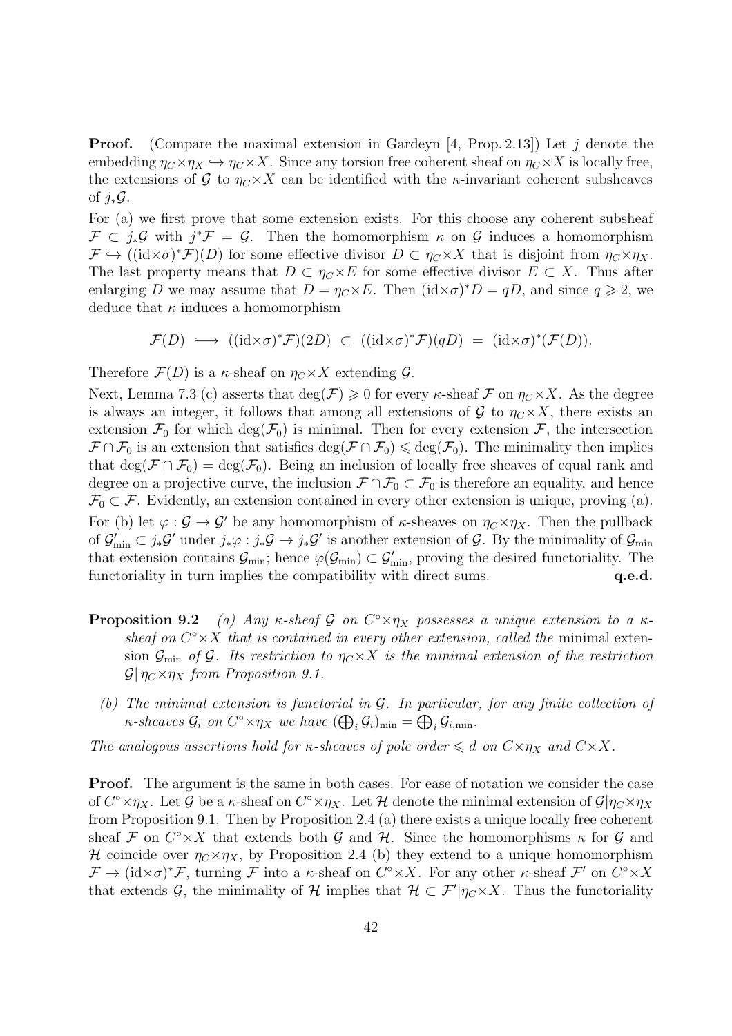**Proof.** (Compare the maximal extension in Gardeyn [4, Prop. 2.13]) Let $j$ denote the embedding $\eta_C \times \eta_X \hookrightarrow \eta_C \times X$. Since any torsion free coherent sheaf on $\eta_C \times X$ is locally free, the extensions of $\mathcal{G}$ to $\eta_C \times X$ can be identified with the $\kappa$-invariant coherent subsheaves of $j_*\mathcal{G}$.

For (a) we first prove that some extension exists. For this choose any coherent subsheaf $\mathcal{F} \subset j_*\mathcal{G}$ with $j^*\mathcal{F} = \mathcal{G}$. Then the homomorphism $\kappa$ on $\mathcal{G}$ induces a homomorphism $\mathcal{F} \hookrightarrow ((\mathrm{id} \times \sigma)^*\mathcal{F})(D)$ for some effective divisor $D \subset \eta_C \times X$ that is disjoint from $\eta_C \times \eta_X$. The last property means that $D \subset \eta_C \times E$ for some effective divisor $E \subset X$. Thus after enlarging $D$ we may assume that $D = \eta_C \times E$. Then $(\mathrm{id} \times \sigma)^* D = qD$, and since $q \geqslant 2$, we deduce that $\kappa$ induces a homomorphism

$$\mathcal{F}(D) \;\hookrightarrow\; ((\mathrm{id} \times \sigma)^*\mathcal{F})(2D) \;\subset\; ((\mathrm{id} \times \sigma)^*\mathcal{F})(qD) \;=\; (\mathrm{id} \times \sigma)^*(\mathcal{F}(D)).$$

Therefore $\mathcal{F}(D)$ is a $\kappa$-sheaf on $\eta_C \times X$ extending $\mathcal{G}$.

Next, Lemma 7.3 (c) asserts that $\deg(\mathcal{F}) \geqslant 0$ for every $\kappa$-sheaf $\mathcal{F}$ on $\eta_C \times X$. As the degree is always an integer, it follows that among all extensions of $\mathcal{G}$ to $\eta_C \times X$, there exists an extension $\mathcal{F}_0$ for which $\deg(\mathcal{F}_0)$ is minimal. Then for every extension $\mathcal{F}$, the intersection $\mathcal{F} \cap \mathcal{F}_0$ is an extension that satisfies $\deg(\mathcal{F} \cap \mathcal{F}_0) \leqslant \deg(\mathcal{F}_0)$. The minimality then implies that $\deg(\mathcal{F} \cap \mathcal{F}_0) = \deg(\mathcal{F}_0)$. Being an inclusion of locally free sheaves of equal rank and degree on a projective curve, the inclusion $\mathcal{F} \cap \mathcal{F}_0 \subset \mathcal{F}_0$ is therefore an equality, and hence $\mathcal{F}_0 \subset \mathcal{F}$. Evidently, an extension contained in every other extension is unique, proving (a).

For (b) let $\varphi : \mathcal{G} \to \mathcal{G}'$ be any homomorphism of $\kappa$-sheaves on $\eta_C \times \eta_X$. Then the pullback of $\mathcal{G}'_{\min} \subset j_*\mathcal{G}'$ under $j_*\varphi : j_*\mathcal{G} \to j_*\mathcal{G}'$ is another extension of $\mathcal{G}$. By the minimality of $\mathcal{G}_{\min}$ that extension contains $\mathcal{G}_{\min}$; hence $\varphi(\mathcal{G}_{\min}) \subset \mathcal{G}'_{\min}$, proving the desired functoriality. The functoriality in turn implies the compatibility with direct sums. **q.e.d.**

**Proposition 9.2** *(a) Any $\kappa$-sheaf $\mathcal{G}$ on $C^\circ \times \eta_X$ possesses a unique extension to a $\kappa$-sheaf on $C^\circ \times X$ that is contained in every other extension, called the* minimal extension *$\mathcal{G}_{\min}$ of $\mathcal{G}$. Its restriction to $\eta_C \times X$ is the minimal extension of the restriction $\mathcal{G}|\,\eta_C \times \eta_X$ from Proposition 9.1.*

*(b) The minimal extension is functorial in $\mathcal{G}$. In particular, for any finite collection of $\kappa$-sheaves $\mathcal{G}_i$ on $C^\circ \times \eta_X$ we have $(\bigoplus_i \mathcal{G}_i)_{\min} = \bigoplus_i \mathcal{G}_{i,\min}$.*

*The analogous assertions hold for $\kappa$-sheaves of pole order $\leqslant d$ on $C \times \eta_X$ and $C \times X$.*

**Proof.** The argument is the same in both cases. For ease of notation we consider the case of $C^\circ \times \eta_X$. Let $\mathcal{G}$ be a $\kappa$-sheaf on $C^\circ \times \eta_X$. Let $\mathcal{H}$ denote the minimal extension of $\mathcal{G}|\eta_C \times \eta_X$ from Proposition 9.1. Then by Proposition 2.4 (a) there exists a unique locally free coherent sheaf $\mathcal{F}$ on $C^\circ \times X$ that extends both $\mathcal{G}$ and $\mathcal{H}$. Since the homomorphisms $\kappa$ for $\mathcal{G}$ and $\mathcal{H}$ coincide over $\eta_C \times \eta_X$, by Proposition 2.4 (b) they extend to a unique homomorphism $\mathcal{F} \to (\mathrm{id} \times \sigma)^*\mathcal{F}$, turning $\mathcal{F}$ into a $\kappa$-sheaf on $C^\circ \times X$. For any other $\kappa$-sheaf $\mathcal{F}'$ on $C^\circ \times X$ that extends $\mathcal{G}$, the minimality of $\mathcal{H}$ implies that $\mathcal{H} \subset \mathcal{F}'|\eta_C \times X$. Thus the functoriality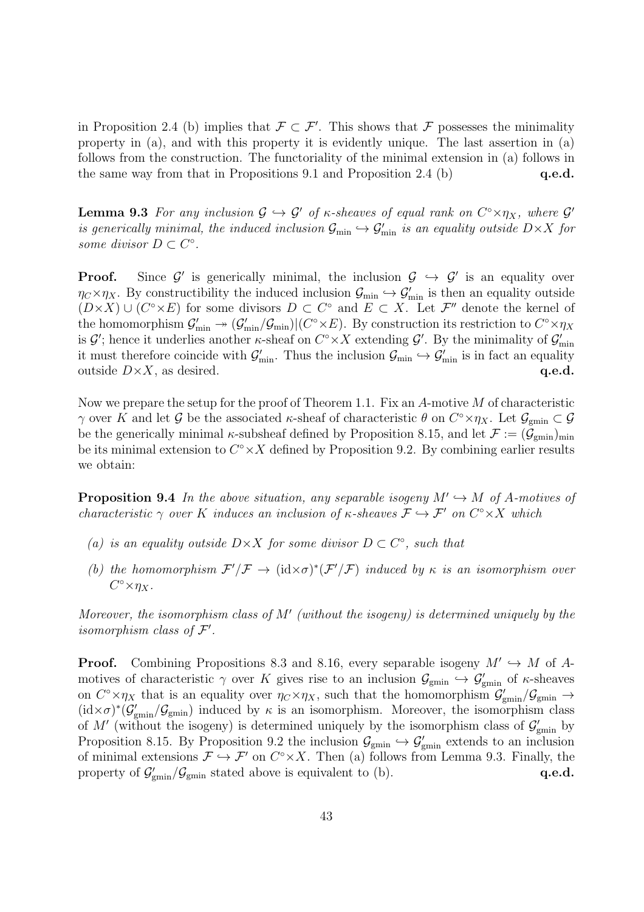in Proposition 2.4 (b) implies that $\mathcal{F} \subset \mathcal{F}'$. This shows that $\mathcal{F}$ possesses the minimality property in (a), and with this property it is evidently unique. The last assertion in (a) follows from the construction. The functoriality of the minimal extension in (a) follows in the same way from that in Propositions 9.1 and Proposition 2.4 (b) **q.e.d.**

**Lemma 9.3** *For any inclusion $\mathcal{G} \hookrightarrow \mathcal{G}'$ of $\kappa$-sheaves of equal rank on $C^\circ \times \eta_X$, where $\mathcal{G}'$ is generically minimal, the induced inclusion $\mathcal{G}_{\min} \hookrightarrow \mathcal{G}'_{\min}$ is an equality outside $D \times X$ for some divisor $D \subset C^\circ$.*

**Proof.** Since $\mathcal{G}'$ is generically minimal, the inclusion $\mathcal{G} \hookrightarrow \mathcal{G}'$ is an equality over $\eta_C \times \eta_X$. By constructibility the induced inclusion $\mathcal{G}_{\min} \hookrightarrow \mathcal{G}'_{\min}$ is then an equality outside $(D \times X) \cup (C^\circ \times E)$ for some divisors $D \subset C^\circ$ and $E \subset X$. Let $\mathcal{F}''$ denote the kernel of the homomorphism $\mathcal{G}'_{\min} \twoheadrightarrow (\mathcal{G}'_{\min}/\mathcal{G}_{\min})|(C^\circ \times E)$. By construction its restriction to $C^\circ \times \eta_X$ is $\mathcal{G}'$; hence it underlies another $\kappa$-sheaf on $C^\circ \times X$ extending $\mathcal{G}'$. By the minimality of $\mathcal{G}'_{\min}$ it must therefore coincide with $\mathcal{G}'_{\min}$. Thus the inclusion $\mathcal{G}_{\min} \hookrightarrow \mathcal{G}'_{\min}$ is in fact an equality outside $D \times X$, as desired. **q.e.d.**

Now we prepare the setup for the proof of Theorem 1.1. Fix an $A$-motive $M$ of characteristic $\gamma$ over $K$ and let $\mathcal{G}$ be the associated $\kappa$-sheaf of characteristic $\theta$ on $C^\circ \times \eta_X$. Let $\mathcal{G}_{\mathrm{gmin}} \subset \mathcal{G}$ be the generically minimal $\kappa$-subsheaf defined by Proposition 8.15, and let $\mathcal{F} := (\mathcal{G}_{\mathrm{gmin}})_{\min}$ be its minimal extension to $C^\circ \times X$ defined by Proposition 9.2. By combining earlier results we obtain:

**Proposition 9.4** *In the above situation, any separable isogeny $M' \hookrightarrow M$ of $A$-motives of characteristic $\gamma$ over $K$ induces an inclusion of $\kappa$-sheaves $\mathcal{F} \hookrightarrow \mathcal{F}'$ on $C^\circ \times X$ which*

- *(a) is an equality outside $D \times X$ for some divisor $D \subset C^\circ$, such that*
- *(b) the homomorphism $\mathcal{F}'/\mathcal{F} \to (\mathrm{id} \times \sigma)^*(\mathcal{F}'/\mathcal{F})$ induced by $\kappa$ is an isomorphism over $C^\circ \times \eta_X$.*

*Moreover, the isomorphism class of $M'$ (without the isogeny) is determined uniquely by the isomorphism class of $\mathcal{F}'$.*

**Proof.** Combining Propositions 8.3 and 8.16, every separable isogeny $M' \hookrightarrow M$ of $A$-motives of characteristic $\gamma$ over $K$ gives rise to an inclusion $\mathcal{G}_{\mathrm{gmin}} \hookrightarrow \mathcal{G}'_{\mathrm{gmin}}$ of $\kappa$-sheaves on $C^\circ \times \eta_X$ that is an equality over $\eta_C \times \eta_X$, such that the homomorphism $\mathcal{G}'_{\mathrm{gmin}}/\mathcal{G}_{\mathrm{gmin}} \to (\mathrm{id} \times \sigma)^*(\mathcal{G}'_{\mathrm{gmin}}/\mathcal{G}_{\mathrm{gmin}})$ induced by $\kappa$ is an isomorphism. Moreover, the isomorphism class of $M'$ (without the isogeny) is determined uniquely by the isomorphism class of $\mathcal{G}'_{\mathrm{gmin}}$ by Proposition 8.15. By Proposition 9.2 the inclusion $\mathcal{G}_{\mathrm{gmin}} \hookrightarrow \mathcal{G}'_{\mathrm{gmin}}$ extends to an inclusion of minimal extensions $\mathcal{F} \hookrightarrow \mathcal{F}'$ on $C^\circ \times X$. Then (a) follows from Lemma 9.3. Finally, the property of $\mathcal{G}'_{\mathrm{gmin}}/\mathcal{G}_{\mathrm{gmin}}$ stated above is equivalent to (b). **q.e.d.**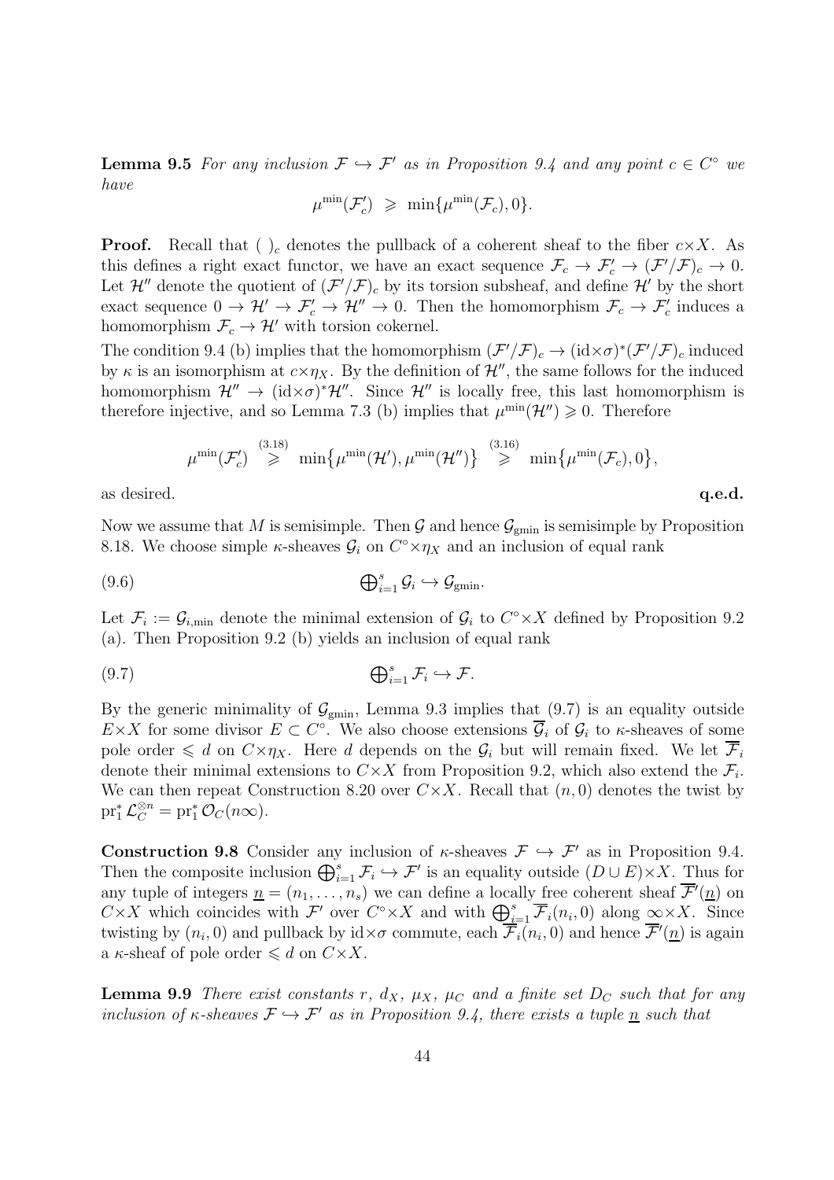**Lemma 9.5** *For any inclusion $\mathcal{F} \hookrightarrow \mathcal{F}'$ as in Proposition 9.4 and any point $c \in C^\circ$ we have*

$$\mu^{\min}(\mathcal{F}'_c) \;\geqslant\; \min\{\mu^{\min}(\mathcal{F}_c), 0\}.$$

**Proof.** Recall that $(\;)_c$ denotes the pullback of a coherent sheaf to the fiber $c{\times}X$. As this defines a right exact functor, we have an exact sequence $\mathcal{F}_c \to \mathcal{F}'_c \to (\mathcal{F}'/\mathcal{F})_c \to 0$. Let $\mathcal{H}''$ denote the quotient of $(\mathcal{F}'/\mathcal{F})_c$ by its torsion subsheaf, and define $\mathcal{H}'$ by the short exact sequence $0 \to \mathcal{H}' \to \mathcal{F}'_c \to \mathcal{H}'' \to 0$. Then the homomorphism $\mathcal{F}_c \to \mathcal{F}'_c$ induces a homomorphism $\mathcal{F}_c \to \mathcal{H}'$ with torsion cokernel.

The condition 9.4 (b) implies that the homomorphism $(\mathcal{F}'/\mathcal{F})_c \to (\mathrm{id}{\times}\sigma)^*(\mathcal{F}'/\mathcal{F})_c$ induced by $\kappa$ is an isomorphism at $c{\times}\eta_X$. By the definition of $\mathcal{H}''$, the same follows for the induced homomorphism $\mathcal{H}'' \to (\mathrm{id}{\times}\sigma)^*\mathcal{H}''$. Since $\mathcal{H}''$ is locally free, this last homomorphism is therefore injective, and so Lemma 7.3 (b) implies that $\mu^{\min}(\mathcal{H}'') \geqslant 0$. Therefore

$$\mu^{\min}(\mathcal{F}'_c) \;\overset{(3.18)}{\geqslant}\; \min\big\{\mu^{\min}(\mathcal{H}'), \mu^{\min}(\mathcal{H}'')\big\} \;\overset{(3.16)}{\geqslant}\; \min\big\{\mu^{\min}(\mathcal{F}_c), 0\big\},$$

as desired. **q.e.d.**

Now we assume that $M$ is semisimple. Then $\mathcal{G}$ and hence $\mathcal{G}_{\mathrm{gmin}}$ is semisimple by Proposition 8.18. We choose simple $\kappa$-sheaves $\mathcal{G}_i$ on $C^\circ{\times}\eta_X$ and an inclusion of equal rank

$$\textstyle\bigoplus_{i=1}^s \mathcal{G}_i \hookrightarrow \mathcal{G}_{\mathrm{gmin}}. \tag{9.6}$$

Let $\mathcal{F}_i := \mathcal{G}_{i,\min}$ denote the minimal extension of $\mathcal{G}_i$ to $C^\circ{\times}X$ defined by Proposition 9.2 (a). Then Proposition 9.2 (b) yields an inclusion of equal rank

$$\textstyle\bigoplus_{i=1}^s \mathcal{F}_i \hookrightarrow \mathcal{F}. \tag{9.7}$$

By the generic minimality of $\mathcal{G}_{\mathrm{gmin}}$, Lemma 9.3 implies that (9.7) is an equality outside $E{\times}X$ for some divisor $E \subset C^\circ$. We also choose extensions $\overline{\mathcal{G}}_i$ of $\mathcal{G}_i$ to $\kappa$-sheaves of some pole order $\leqslant d$ on $C{\times}\eta_X$. Here $d$ depends on the $\mathcal{G}_i$ but will remain fixed. We let $\overline{\mathcal{F}}_i$ denote their minimal extensions to $C{\times}X$ from Proposition 9.2, which also extend the $\mathcal{F}_i$. We can then repeat Construction 8.20 over $C{\times}X$. Recall that $(n, 0)$ denotes the twist by $\mathrm{pr}_1^*\mathcal{L}_C^{\otimes n} = \mathrm{pr}_1^*\mathcal{O}_C(n\infty)$.

**Construction 9.8** Consider any inclusion of $\kappa$-sheaves $\mathcal{F} \hookrightarrow \mathcal{F}'$ as in Proposition 9.4. Then the composite inclusion $\bigoplus_{i=1}^s \mathcal{F}_i \hookrightarrow \mathcal{F}'$ is an equality outside $(D \cup E){\times}X$. Thus for any tuple of integers $\underline{n} = (n_1, \ldots, n_s)$ we can define a locally free coherent sheaf $\overline{\mathcal{F}}'(\underline{n})$ on $C{\times}X$ which coincides with $\mathcal{F}'$ over $C^\circ{\times}X$ and with $\bigoplus_{i=1}^s \overline{\mathcal{F}}_i(n_i, 0)$ along $\infty{\times}X$. Since twisting by $(n_i, 0)$ and pullback by $\mathrm{id}{\times}\sigma$ commute, each $\overline{\mathcal{F}}_i(n_i, 0)$ and hence $\overline{\mathcal{F}}'(\underline{n})$ is again a $\kappa$-sheaf of pole order $\leqslant d$ on $C{\times}X$.

**Lemma 9.9** *There exist constants $r$, $d_X$, $\mu_X$, $\mu_C$ and a finite set $D_C$ such that for any inclusion of $\kappa$-sheaves $\mathcal{F} \hookrightarrow \mathcal{F}'$ as in Proposition 9.4, there exists a tuple $\underline{n}$ such that*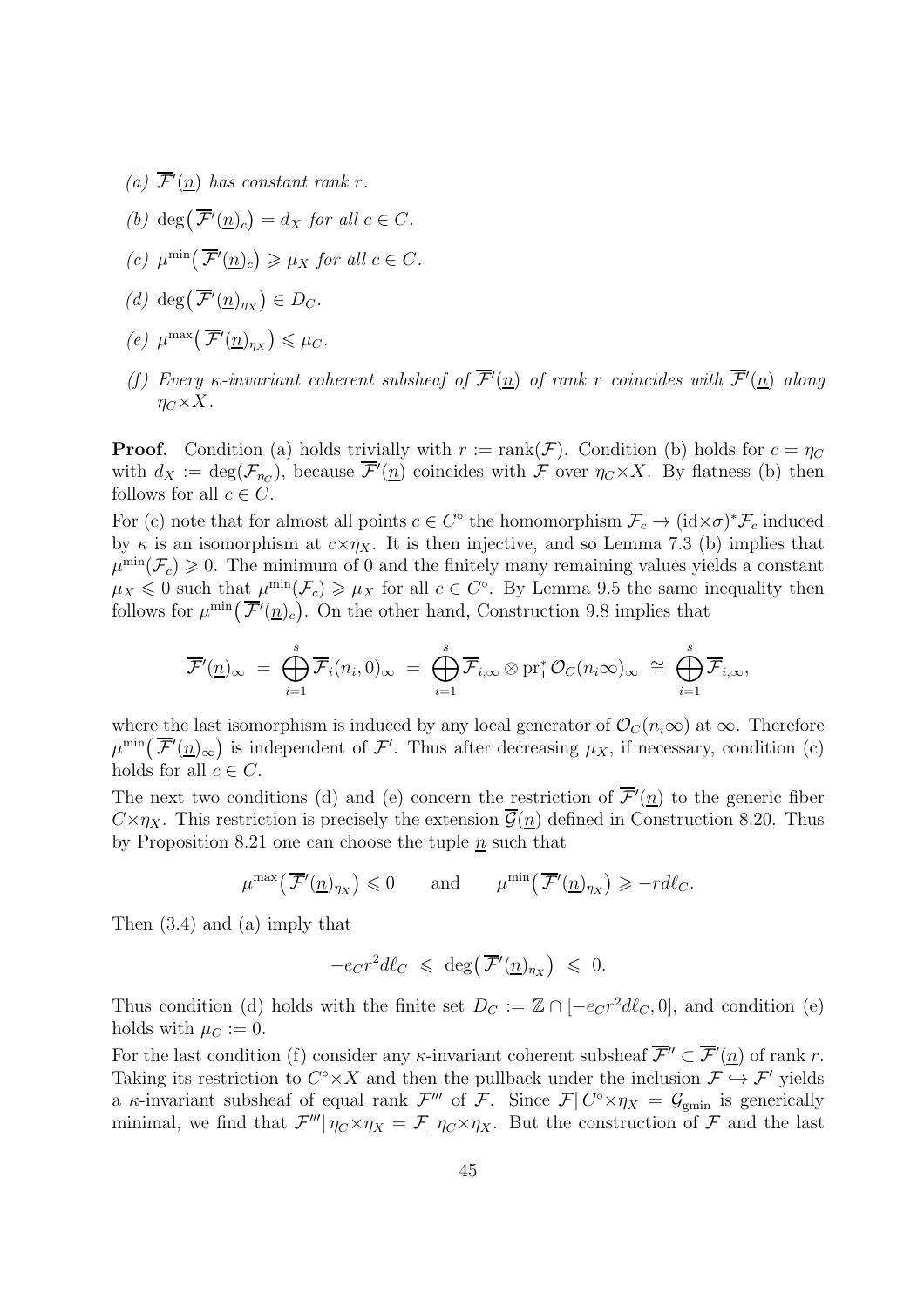(a) $\overline{\mathcal{F}}'(\underline{n})$ *has constant rank* $r$.

(b) $\deg\big(\overline{\mathcal{F}}'(\underline{n})_c\big) = d_X$ *for all* $c \in C$.

(c) $\mu^{\min}\big(\overline{\mathcal{F}}'(\underline{n})_c\big) \geqslant \mu_X$ *for all* $c \in C$.

(d) $\deg\big(\overline{\mathcal{F}}'(\underline{n})_{\eta_X}\big) \in D_C$.

(e) $\mu^{\max}\big(\overline{\mathcal{F}}'(\underline{n})_{\eta_X}\big) \leqslant \mu_C$.

(f) *Every* $\kappa$*-invariant coherent subsheaf of* $\overline{\mathcal{F}}'(\underline{n})$ *of rank* $r$ *coincides with* $\overline{\mathcal{F}}'(\underline{n})$ *along* $\eta_C \times X$.

**Proof.** Condition (a) holds trivially with $r := \mathrm{rank}(\mathcal{F})$. Condition (b) holds for $c = \eta_C$ with $d_X := \deg(\mathcal{F}_{\eta_C})$, because $\overline{\mathcal{F}}'(\underline{n})$ coincides with $\mathcal{F}$ over $\eta_C \times X$. By flatness (b) then follows for all $c \in C$.

For (c) note that for almost all points $c \in C^\circ$ the homomorphism $\mathcal{F}_c \to (\mathrm{id} \times \sigma)^* \mathcal{F}_c$ induced by $\kappa$ is an isomorphism at $c \times \eta_X$. It is then injective, and so Lemma 7.3 (b) implies that $\mu^{\min}(\mathcal{F}_c) \geqslant 0$. The minimum of 0 and the finitely many remaining values yields a constant $\mu_X \leqslant 0$ such that $\mu^{\min}(\mathcal{F}_c) \geqslant \mu_X$ for all $c \in C^\circ$. By Lemma 9.5 the same inequality then follows for $\mu^{\min}\big(\overline{\mathcal{F}}'(\underline{n})_c\big)$. On the other hand, Construction 9.8 implies that

$$\overline{\mathcal{F}}'(\underline{n})_\infty \;=\; \bigoplus_{i=1}^{s} \overline{\mathcal{F}}_i(n_i,0)_\infty \;=\; \bigoplus_{i=1}^{s} \overline{\mathcal{F}}_{i,\infty} \otimes \mathrm{pr}_1^* \mathcal{O}_C(n_i \infty)_\infty \;\cong\; \bigoplus_{i=1}^{s} \overline{\mathcal{F}}_{i,\infty},$$

where the last isomorphism is induced by any local generator of $\mathcal{O}_C(n_i\infty)$ at $\infty$. Therefore $\mu^{\min}\big(\overline{\mathcal{F}}'(\underline{n})_\infty\big)$ is independent of $\mathcal{F}'$. Thus after decreasing $\mu_X$, if necessary, condition (c) holds for all $c \in C$.

The next two conditions (d) and (e) concern the restriction of $\overline{\mathcal{F}}'(\underline{n})$ to the generic fiber $C \times \eta_X$. This restriction is precisely the extension $\overline{\mathcal{G}}(\underline{n})$ defined in Construction 8.20. Thus by Proposition 8.21 one can choose the tuple $\underline{n}$ such that

$$\mu^{\max}\big(\overline{\mathcal{F}}'(\underline{n})_{\eta_X}\big) \leqslant 0 \qquad \text{and} \qquad \mu^{\min}\big(\overline{\mathcal{F}}'(\underline{n})_{\eta_X}\big) \geqslant -rd\ell_C.$$

Then (3.4) and (a) imply that

$$-e_C r^2 d\ell_C \;\leqslant\; \deg\big(\overline{\mathcal{F}}'(\underline{n})_{\eta_X}\big) \;\leqslant\; 0.$$

Thus condition (d) holds with the finite set $D_C := \mathbb{Z} \cap [-e_C r^2 d\ell_C, 0]$, and condition (e) holds with $\mu_C := 0$.

For the last condition (f) consider any $\kappa$-invariant coherent subsheaf $\overline{\mathcal{F}}'' \subset \overline{\mathcal{F}}'(\underline{n})$ of rank $r$. Taking its restriction to $C^\circ \times X$ and then the pullback under the inclusion $\mathcal{F} \hookrightarrow \mathcal{F}'$ yields a $\kappa$-invariant subsheaf of equal rank $\mathcal{F}'''$ of $\mathcal{F}$. Since $\mathcal{F}|\,C^\circ \times \eta_X = \mathcal{G}_{\mathrm{gmin}}$ is generically minimal, we find that $\mathcal{F}'''|\,\eta_C \times \eta_X = \mathcal{F}|\,\eta_C \times \eta_X$. But the construction of $\mathcal{F}$ and the last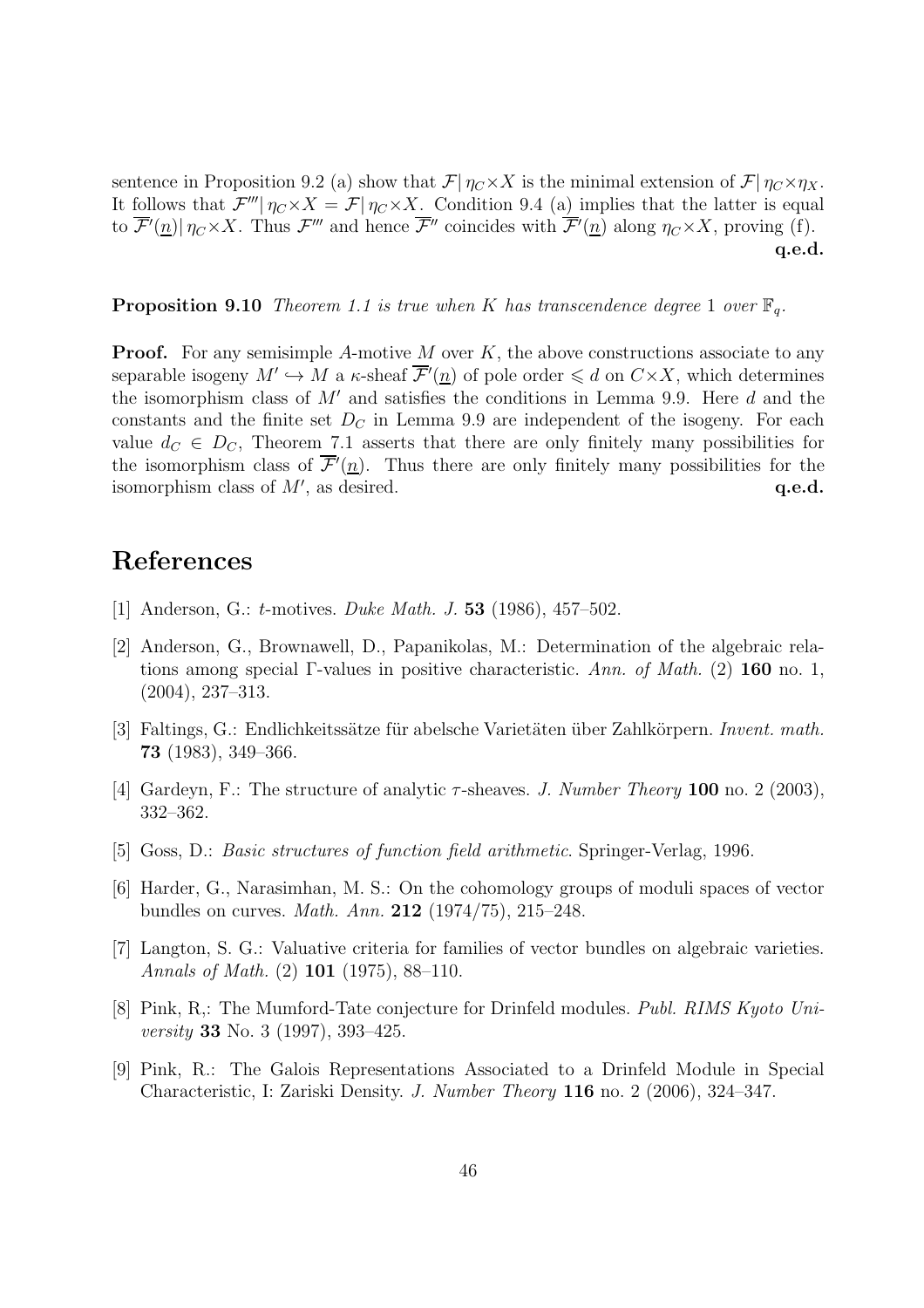sentence in Proposition 9.2 (a) show that $\mathcal{F}|\,\eta_C{\times}X$ is the minimal extension of $\mathcal{F}|\,\eta_C{\times}\eta_X$. It follows that $\mathcal{F}'''|\,\eta_C{\times}X = \mathcal{F}|\,\eta_C{\times}X$. Condition 9.4 (a) implies that the latter is equal to $\overline{\mathcal{F}}'(\underline{n})|\,\eta_C{\times}X$. Thus $\mathcal{F}'''$ and hence $\overline{\mathcal{F}}''$ coincides with $\overline{\mathcal{F}}'(\underline{n})$ along $\eta_C{\times}X$, proving (f).
**q.e.d.**

**Proposition 9.10** *Theorem 1.1 is true when $K$ has transcendence degree 1 over $\mathbb{F}_q$.*

**Proof.** For any semisimple $A$-motive $M$ over $K$, the above constructions associate to any separable isogeny $M' \hookrightarrow M$ a $\kappa$-sheaf $\overline{\mathcal{F}}'(\underline{n})$ of pole order $\leqslant d$ on $C{\times}X$, which determines the isomorphism class of $M'$ and satisfies the conditions in Lemma 9.9. Here $d$ and the constants and the finite set $D_C$ in Lemma 9.9 are independent of the isogeny. For each value $d_C \in D_C$, Theorem 7.1 asserts that there are only finitely many possibilities for the isomorphism class of $\overline{\mathcal{F}}'(\underline{n})$. Thus there are only finitely many possibilities for the isomorphism class of $M'$, as desired. **q.e.d.**

# References

[1] Anderson, G.: $t$-motives. *Duke Math. J.* **53** (1986), 457–502.

[2] Anderson, G., Brownawell, D., Papanikolas, M.: Determination of the algebraic relations among special Γ-values in positive characteristic. *Ann. of Math.* (2) **160** no. 1, (2004), 237–313.

[3] Faltings, G.: Endlichkeitssätze für abelsche Varietäten über Zahlkörpern. *Invent. math.* **73** (1983), 349–366.

[4] Gardeyn, F.: The structure of analytic $\tau$-sheaves. *J. Number Theory* **100** no. 2 (2003), 332–362.

[5] Goss, D.: *Basic structures of function field arithmetic*. Springer-Verlag, 1996.

[6] Harder, G., Narasimhan, M. S.: On the cohomology groups of moduli spaces of vector bundles on curves. *Math. Ann.* **212** (1974/75), 215–248.

[7] Langton, S. G.: Valuative criteria for families of vector bundles on algebraic varieties. *Annals of Math.* (2) **101** (1975), 88–110.

[8] Pink, R,: The Mumford-Tate conjecture for Drinfeld modules. *Publ. RIMS Kyoto University* **33** No. 3 (1997), 393–425.

[9] Pink, R.: The Galois Representations Associated to a Drinfeld Module in Special Characteristic, I: Zariski Density. *J. Number Theory* **116** no. 2 (2006), 324–347.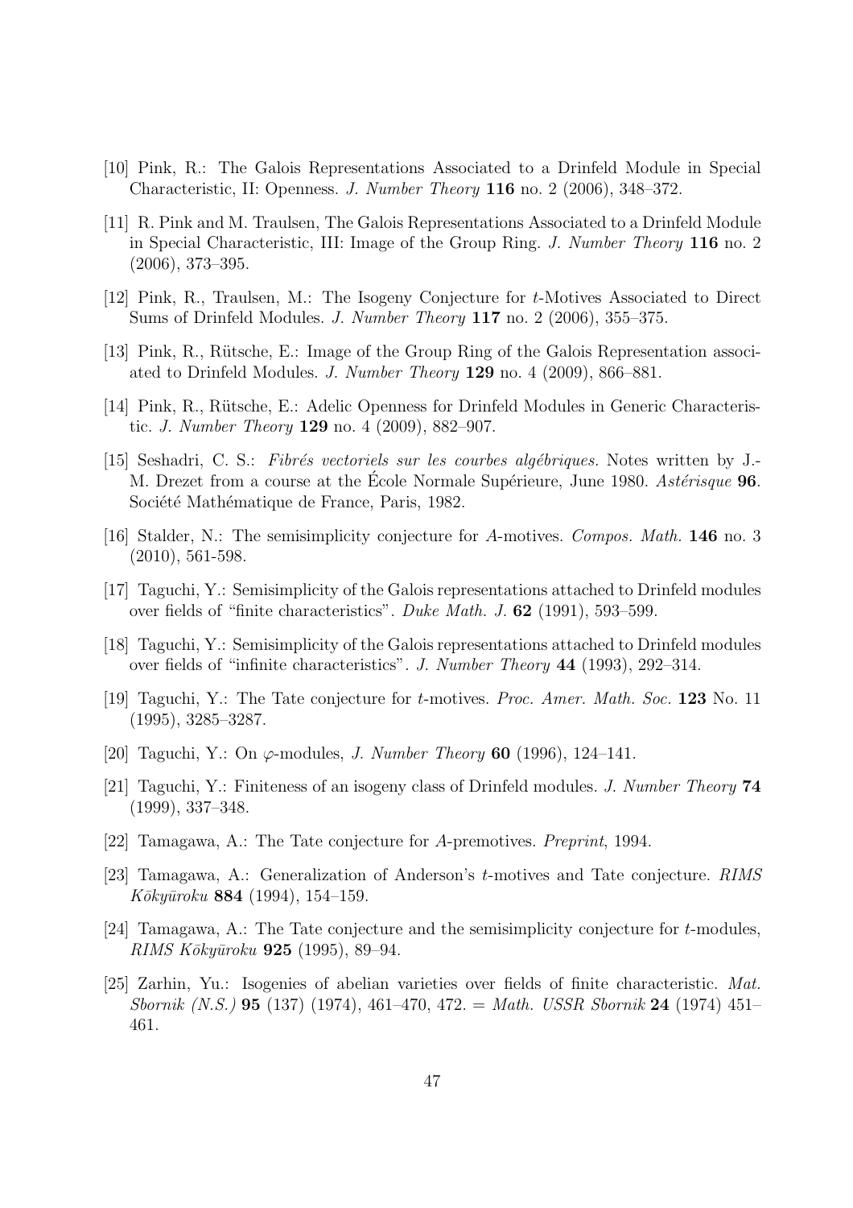[10] Pink, R.: The Galois Representations Associated to a Drinfeld Module in Special Characteristic, II: Openness. *J. Number Theory* **116** no. 2 (2006), 348–372.

[11] R. Pink and M. Traulsen, The Galois Representations Associated to a Drinfeld Module in Special Characteristic, III: Image of the Group Ring. *J. Number Theory* **116** no. 2 (2006), 373–395.

[12] Pink, R., Traulsen, M.: The Isogeny Conjecture for $t$-Motives Associated to Direct Sums of Drinfeld Modules. *J. Number Theory* **117** no. 2 (2006), 355–375.

[13] Pink, R., Rütsche, E.: Image of the Group Ring of the Galois Representation associated to Drinfeld Modules. *J. Number Theory* **129** no. 4 (2009), 866–881.

[14] Pink, R., Rütsche, E.: Adelic Openness for Drinfeld Modules in Generic Characteristic. *J. Number Theory* **129** no. 4 (2009), 882–907.

[15] Seshadri, C. S.: *Fibrés vectoriels sur les courbes algébriques.* Notes written by J.-M. Drezet from a course at the École Normale Supérieure, June 1980. *Astérisque* **96**. Société Mathématique de France, Paris, 1982.

[16] Stalder, N.: The semisimplicity conjecture for $A$-motives. *Compos. Math.* **146** no. 3 (2010), 561-598.

[17] Taguchi, Y.: Semisimplicity of the Galois representations attached to Drinfeld modules over fields of "finite characteristics". *Duke Math. J.* **62** (1991), 593–599.

[18] Taguchi, Y.: Semisimplicity of the Galois representations attached to Drinfeld modules over fields of "infinite characteristics". *J. Number Theory* **44** (1993), 292–314.

[19] Taguchi, Y.: The Tate conjecture for $t$-motives. *Proc. Amer. Math. Soc.* **123** No. 11 (1995), 3285–3287.

[20] Taguchi, Y.: On $\varphi$-modules, *J. Number Theory* **60** (1996), 124–141.

[21] Taguchi, Y.: Finiteness of an isogeny class of Drinfeld modules. *J. Number Theory* **74** (1999), 337–348.

[22] Tamagawa, A.: The Tate conjecture for $A$-premotives. *Preprint*, 1994.

[23] Tamagawa, A.: Generalization of Anderson's $t$-motives and Tate conjecture. *RIMS Kōkyūroku* **884** (1994), 154–159.

[24] Tamagawa, A.: The Tate conjecture and the semisimplicity conjecture for $t$-modules, *RIMS Kōkyūroku* **925** (1995), 89–94.

[25] Zarhin, Yu.: Isogenies of abelian varieties over fields of finite characteristic. *Mat. Sbornik (N.S.)* **95** (137) (1974), 461–470, 472. = *Math. USSR Sbornik* **24** (1974) 451–461.